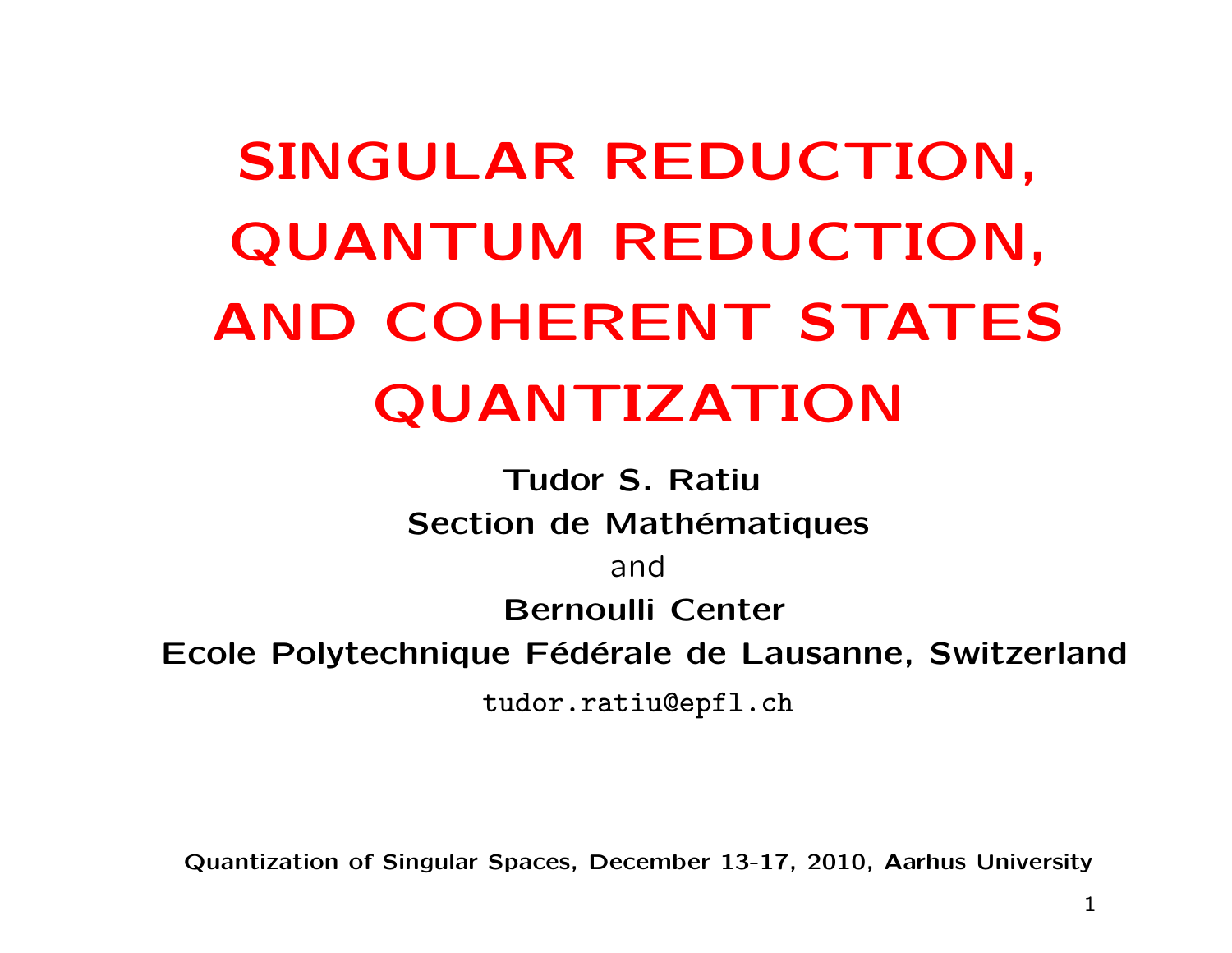# SINGULAR REDUCTION, QUANTUM REDUCTION, AND COHERENT STATES QUANTIZATION

**Tudor S. Ratiu**

**Section de Mathématiques**

and

**Bernoulli Center**

**Ecole Polytechnique Fédérale de Lausanne, Switzerland**

tudor.ratiu@epfl.ch

---

**Quantization of Singular Spaces, December 13-17, 2010, Aarhus University**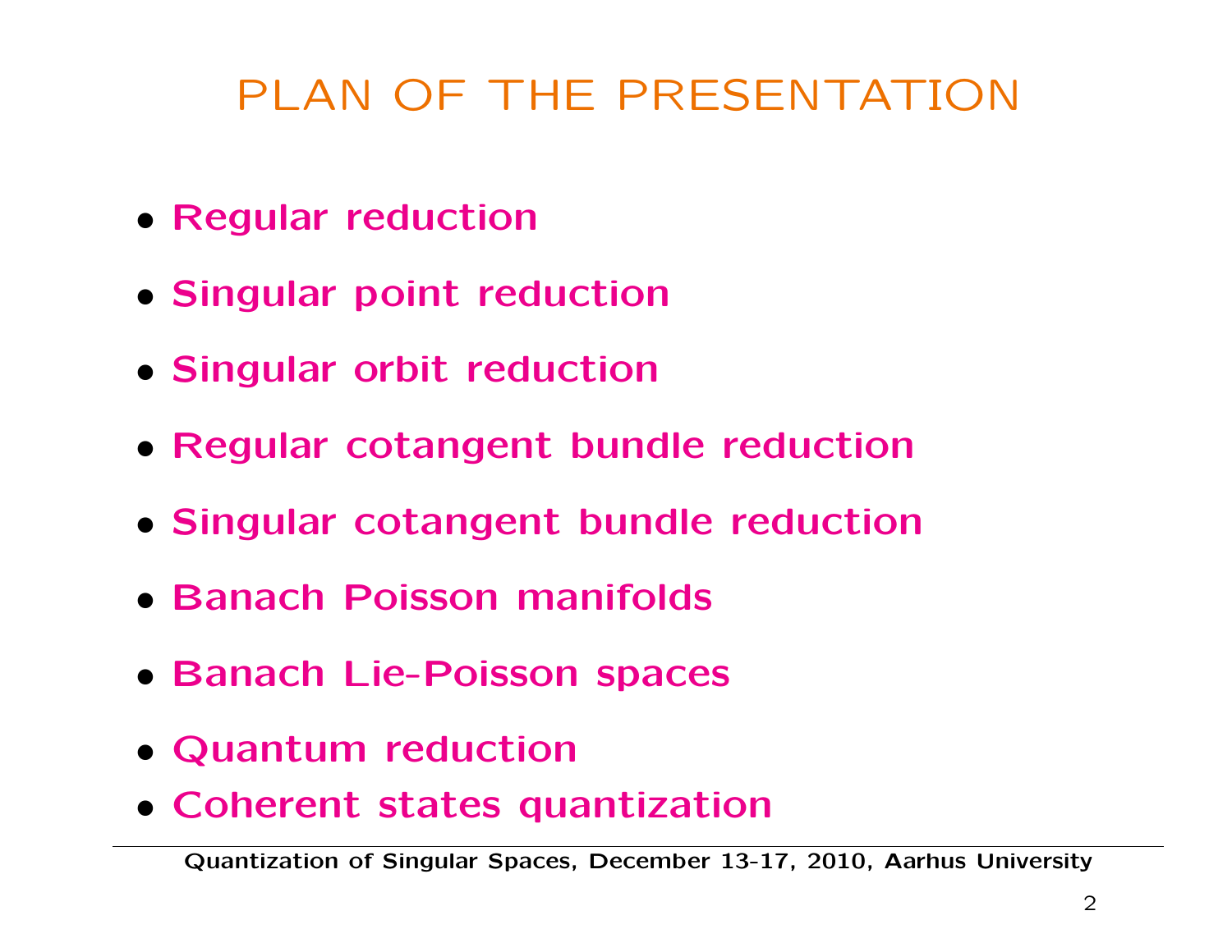# PLAN OF THE PRESENTATION

- **Regular reduction**
- **Singular point reduction**
- **Singular orbit reduction**
- **Regular cotangent bundle reduction**
- **Singular cotangent bundle reduction**
- **Banach Poisson manifolds**
- **Banach Lie-Poisson spaces**
- **Quantum reduction**
- **Coherent states quantization**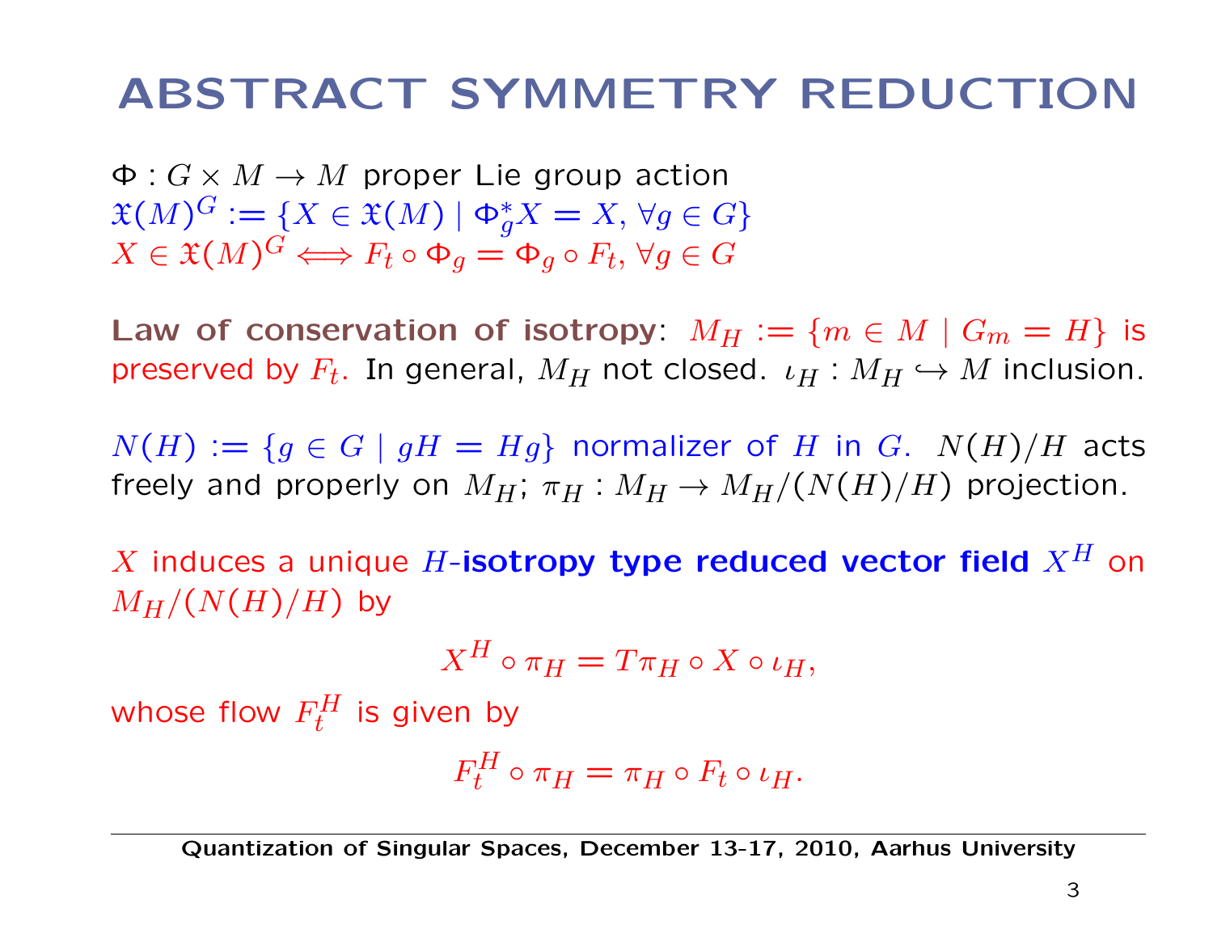# ABSTRACT SYMMETRY REDUCTION

$\Phi : G \times M \to M$ proper Lie group action
$\mathfrak{X}(M)^G := \{X \in \mathfrak{X}(M) \mid \Phi_g^* X = X, \forall g \in G\}$
$X \in \mathfrak{X}(M)^G \Longleftrightarrow F_t \circ \Phi_g = \Phi_g \circ F_t, \forall g \in G$

**Law of conservation of isotropy**: $M_H := \{m \in M \mid G_m = H\}$ is preserved by $F_t$. In general, $M_H$ not closed. $\iota_H : M_H \hookrightarrow M$ inclusion.

$N(H) := \{g \in G \mid gH = Hg\}$ normalizer of $H$ in $G$. $N(H)/H$ acts freely and properly on $M_H$; $\pi_H : M_H \to M_H/(N(H)/H)$ projection.

$X$ induces a unique $H$-**isotropy type reduced vector field** $X^H$ on $M_H/(N(H)/H)$ by

$$X^H \circ \pi_H = T\pi_H \circ X \circ \iota_H,$$

whose flow $F_t^H$ is given by

$$F_t^H \circ \pi_H = \pi_H \circ F_t \circ \iota_H.$$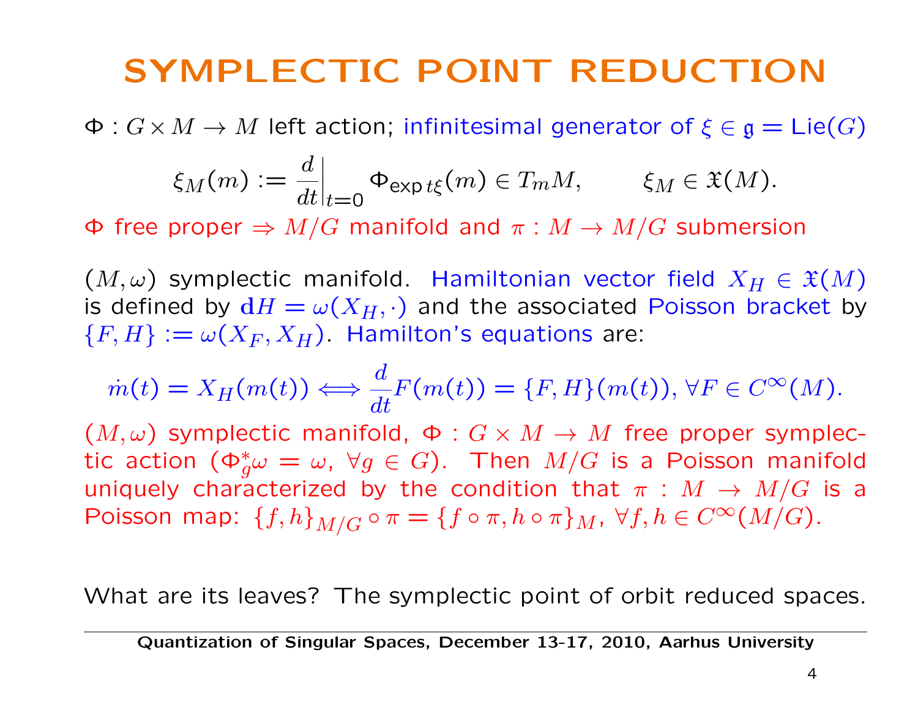# SYMPLECTIC POINT REDUCTION

$\Phi : G \times M \to M$ left action; infinitesimal generator of $\xi \in \mathfrak{g} = \mathrm{Lie}(G)$

$$\xi_M(m) := \left.\frac{d}{dt}\right|_{t=0} \Phi_{\exp t\xi}(m) \in T_m M, \qquad \xi_M \in \mathfrak{X}(M).$$

$\Phi$ free proper $\Rightarrow M/G$ manifold and $\pi : M \to M/G$ submersion

$(M, \omega)$ symplectic manifold. Hamiltonian vector field $X_H \in \mathfrak{X}(M)$ is defined by $\mathbf{d}H = \omega(X_H, \cdot)$ and the associated Poisson bracket by $\{F, H\} := \omega(X_F, X_H)$. Hamilton's equations are:

$$\dot{m}(t) = X_H(m(t)) \Longleftrightarrow \frac{d}{dt}F(m(t)) = \{F, H\}(m(t)), \forall F \in C^\infty(M).$$

$(M, \omega)$ symplectic manifold, $\Phi : G \times M \to M$ free proper symplectic action ($\Phi_g^* \omega = \omega$, $\forall g \in G$). Then $M/G$ is a Poisson manifold uniquely characterized by the condition that $\pi : M \to M/G$ is a Poisson map: $\{f, h\}_{M/G} \circ \pi = \{f \circ \pi, h \circ \pi\}_M$, $\forall f, h \in C^\infty(M/G)$.

What are its leaves? The symplectic point of orbit reduced spaces.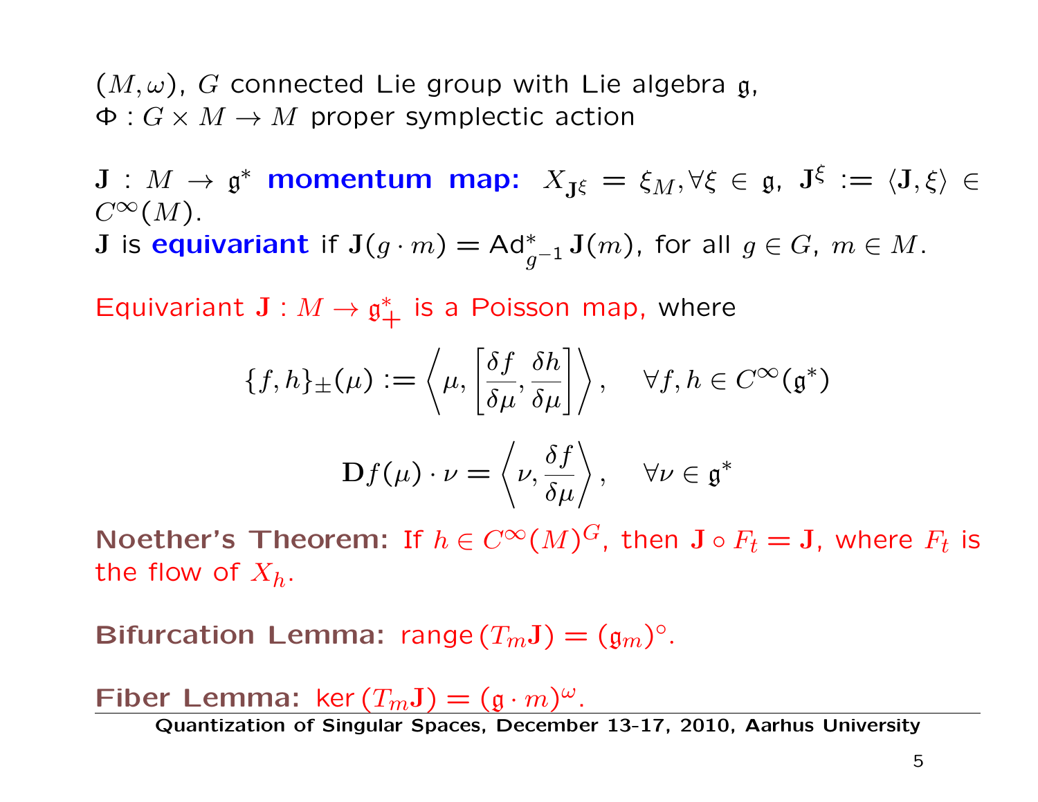$(M, \omega)$, $G$ connected Lie group with Lie algebra $\mathfrak{g}$,
$\Phi : G \times M \to M$ proper symplectic action

$\mathbf{J} : M \to \mathfrak{g}^*$ **momentum map:** $X_{\mathbf{J}^\xi} = \xi_M, \forall \xi \in \mathfrak{g}$, $\mathbf{J}^\xi := \langle \mathbf{J}, \xi \rangle \in C^\infty(M)$.
$\mathbf{J}$ is **equivariant** if $\mathbf{J}(g \cdot m) = \mathrm{Ad}^*_{g^{-1}} \mathbf{J}(m)$, for all $g \in G$, $m \in M$.

Equivariant $\mathbf{J} : M \to \mathfrak{g}^*_+$ is a Poisson map, where

$$\{f, h\}_\pm(\mu) := \left\langle \mu, \left[ \frac{\delta f}{\delta \mu}, \frac{\delta h}{\delta \mu} \right] \right\rangle, \quad \forall f, h \in C^\infty(\mathfrak{g}^*)$$

$$\mathbf{D}f(\mu) \cdot \nu = \left\langle \nu, \frac{\delta f}{\delta \mu} \right\rangle, \quad \forall \nu \in \mathfrak{g}^*$$

**Noether's Theorem:** If $h \in C^\infty(M)^G$, then $\mathbf{J} \circ F_t = \mathbf{J}$, where $F_t$ is the flow of $X_h$.

**Bifurcation Lemma:** $\mathrm{range}\,(T_m \mathbf{J}) = (\mathfrak{g}_m)^\circ$.

**Fiber Lemma:** $\ker\,(T_m \mathbf{J}) = (\mathfrak{g} \cdot m)^\omega$.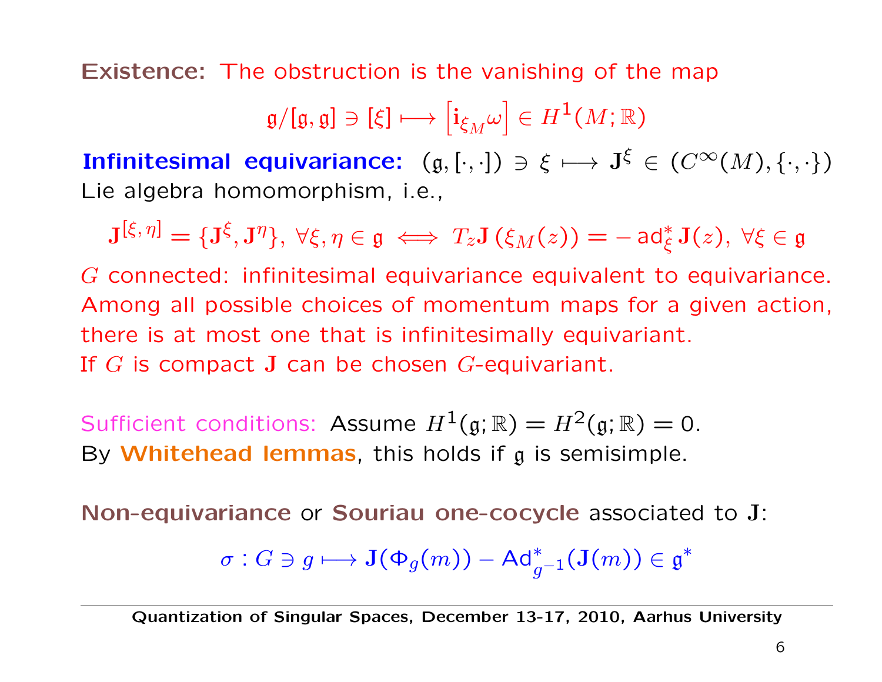**Existence:** The obstruction is the vanishing of the map

$$\mathfrak{g}/[\mathfrak{g},\mathfrak{g}] \ni [\xi] \longmapsto \left[\mathbf{i}_{\xi_M}\omega\right] \in H^1(M;\mathbb{R})$$

**Infinitesimal equivariance:** $(\mathfrak{g}, [\cdot,\cdot]) \ni \xi \longmapsto \mathbf{J}^\xi \in (C^\infty(M), \{\cdot,\cdot\})$ Lie algebra homomorphism, i.e.,

$$\mathbf{J}^{[\xi,\eta]} = \{\mathbf{J}^\xi, \mathbf{J}^\eta\},\ \forall \xi,\eta \in \mathfrak{g} \iff T_z\mathbf{J}\left(\xi_M(z)\right) = -\operatorname{ad}^*_\xi \mathbf{J}(z),\ \forall \xi \in \mathfrak{g}$$

$G$ connected: infinitesimal equivariance equivalent to equivariance. Among all possible choices of momentum maps for a given action, there is at most one that is infinitesimally equivariant.
If $G$ is compact $\mathbf{J}$ can be chosen $G$-equivariant.

Sufficient conditions: Assume $H^1(\mathfrak{g};\mathbb{R}) = H^2(\mathfrak{g};\mathbb{R}) = 0$.
By **Whitehead lemmas**, this holds if $\mathfrak{g}$ is semisimple.

**Non-equivariance** or **Souriau one-cocycle** associated to $\mathbf{J}$:

$$\sigma : G \ni g \longmapsto \mathbf{J}(\Phi_g(m)) - \operatorname{Ad}^*_{g^{-1}}(\mathbf{J}(m)) \in \mathfrak{g}^*$$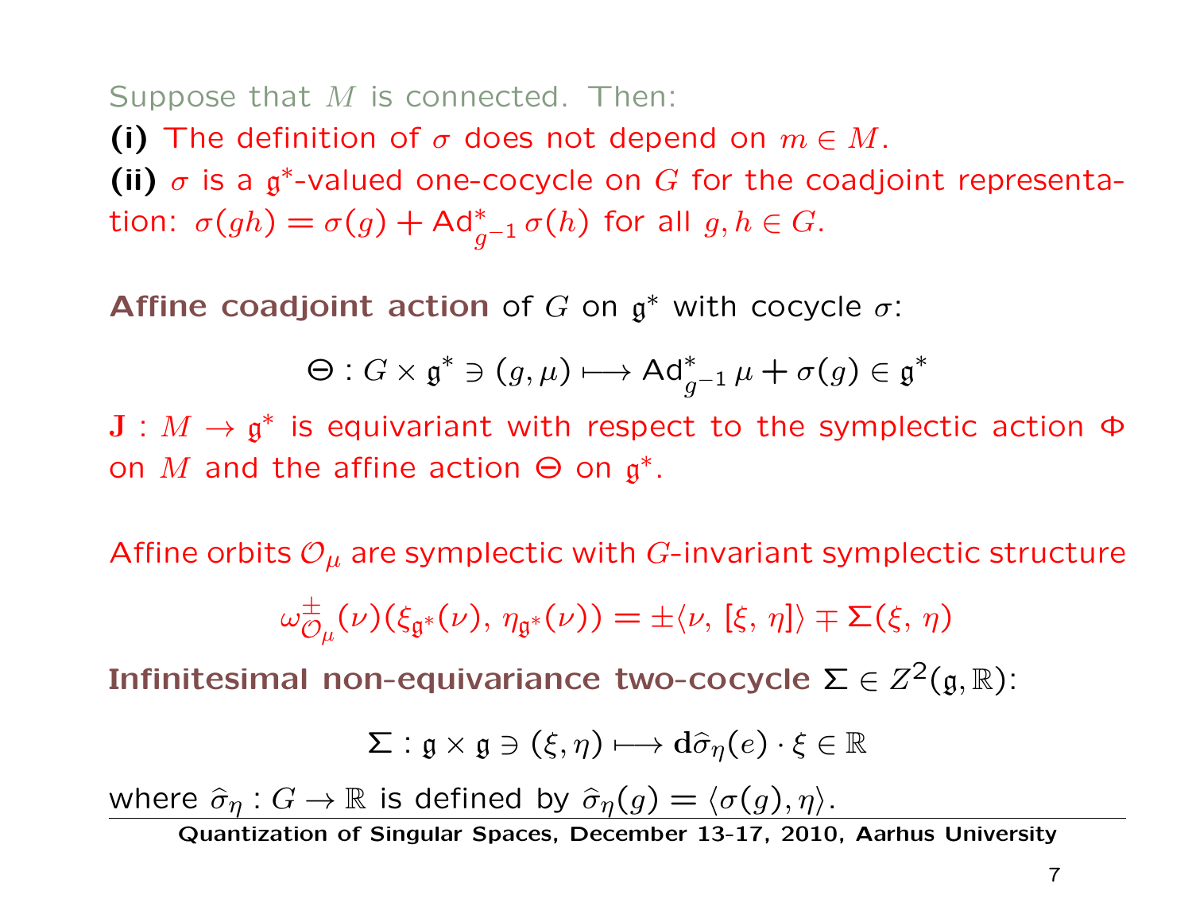Suppose that $M$ is connected. Then:

**(i)** The definition of $\sigma$ does not depend on $m \in M$.

**(ii)** $\sigma$ is a $\mathfrak{g}^*$-valued one-cocycle on $G$ for the coadjoint representation: $\sigma(gh) = \sigma(g) + \mathrm{Ad}^*_{g^{-1}} \sigma(h)$ for all $g, h \in G$.

**Affine coadjoint action** of $G$ on $\mathfrak{g}^*$ with cocycle $\sigma$:

$$\Theta : G \times \mathfrak{g}^* \ni (g, \mu) \longmapsto \mathrm{Ad}^*_{g^{-1}} \mu + \sigma(g) \in \mathfrak{g}^*$$

$\mathbf{J} : M \to \mathfrak{g}^*$ is equivariant with respect to the symplectic action $\Phi$ on $M$ and the affine action $\Theta$ on $\mathfrak{g}^*$.

Affine orbits $\mathcal{O}_\mu$ are symplectic with $G$-invariant symplectic structure

$$\omega^{\pm}_{\mathcal{O}_\mu}(\nu)(\xi_{\mathfrak{g}^*}(\nu), \eta_{\mathfrak{g}^*}(\nu)) = \pm\langle \nu, [\xi, \eta]\rangle \mp \Sigma(\xi, \eta)$$

**Infinitesimal non-equivariance two-cocycle** $\Sigma \in Z^2(\mathfrak{g}, \mathbb{R})$:

$$\Sigma : \mathfrak{g} \times \mathfrak{g} \ni (\xi, \eta) \longmapsto \mathbf{d}\widehat{\sigma}_\eta(e) \cdot \xi \in \mathbb{R}$$

where $\widehat{\sigma}_\eta : G \to \mathbb{R}$ is defined by $\widehat{\sigma}_\eta(g) = \langle \sigma(g), \eta \rangle$.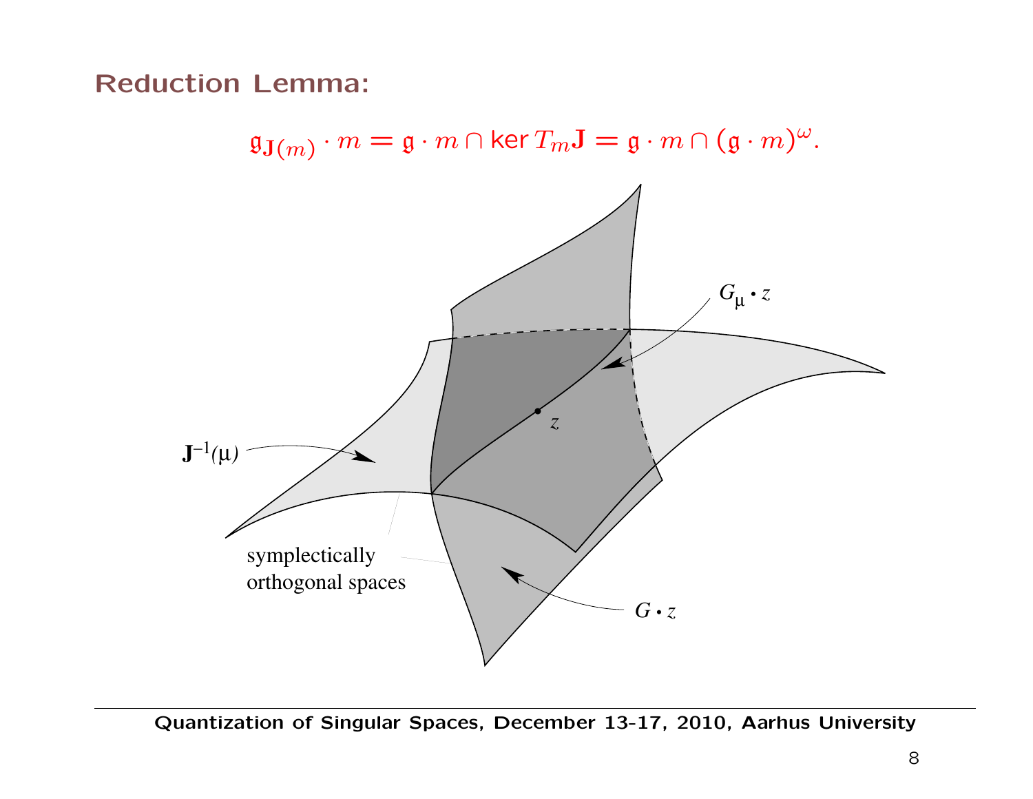## Reduction Lemma:

$$\mathfrak{g}_{\mathbf{J}(m)} \cdot m = \mathfrak{g} \cdot m \cap \ker T_m\mathbf{J} = \mathfrak{g} \cdot m \cap (\mathfrak{g} \cdot m)^{\omega}.$$

$G_\mu \cdot z$

$z$

$\mathbf{J}^{-1}(\mu)$

symplectically orthogonal spaces

$G \cdot z$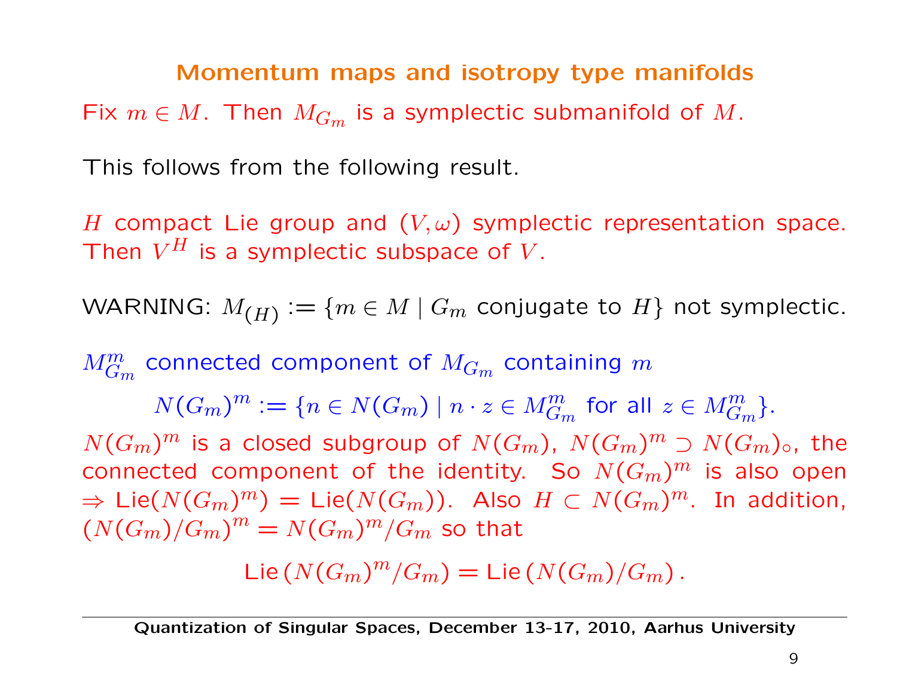## Momentum maps and isotropy type manifolds

Fix $m \in M$. Then $M_{G_m}$ is a symplectic submanifold of $M$.

This follows from the following result.

$H$ compact Lie group and $(V, \omega)$ symplectic representation space. Then $V^H$ is a symplectic subspace of $V$.

WARNING: $M_{(H)} := \{m \in M \mid G_m \text{ conjugate to } H\}$ not symplectic.

$M^m_{G_m}$ connected component of $M_{G_m}$ containing $m$

$$N(G_m)^m := \{n \in N(G_m) \mid n \cdot z \in M^m_{G_m} \text{ for all } z \in M^m_{G_m}\}.$$

$N(G_m)^m$ is a closed subgroup of $N(G_m)$, $N(G_m)^m \supset N(G_m)_\circ$, the connected component of the identity. So $N(G_m)^m$ is also open $\Rightarrow$ Lie$(N(G_m)^m) =$ Lie$(N(G_m))$. Also $H \subset N(G_m)^m$. In addition, $(N(G_m)/G_m)^m = N(G_m)^m/G_m$ so that

$$\text{Lie}\left(N(G_m)^m/G_m\right) = \text{Lie}\left(N(G_m)/G_m\right).$$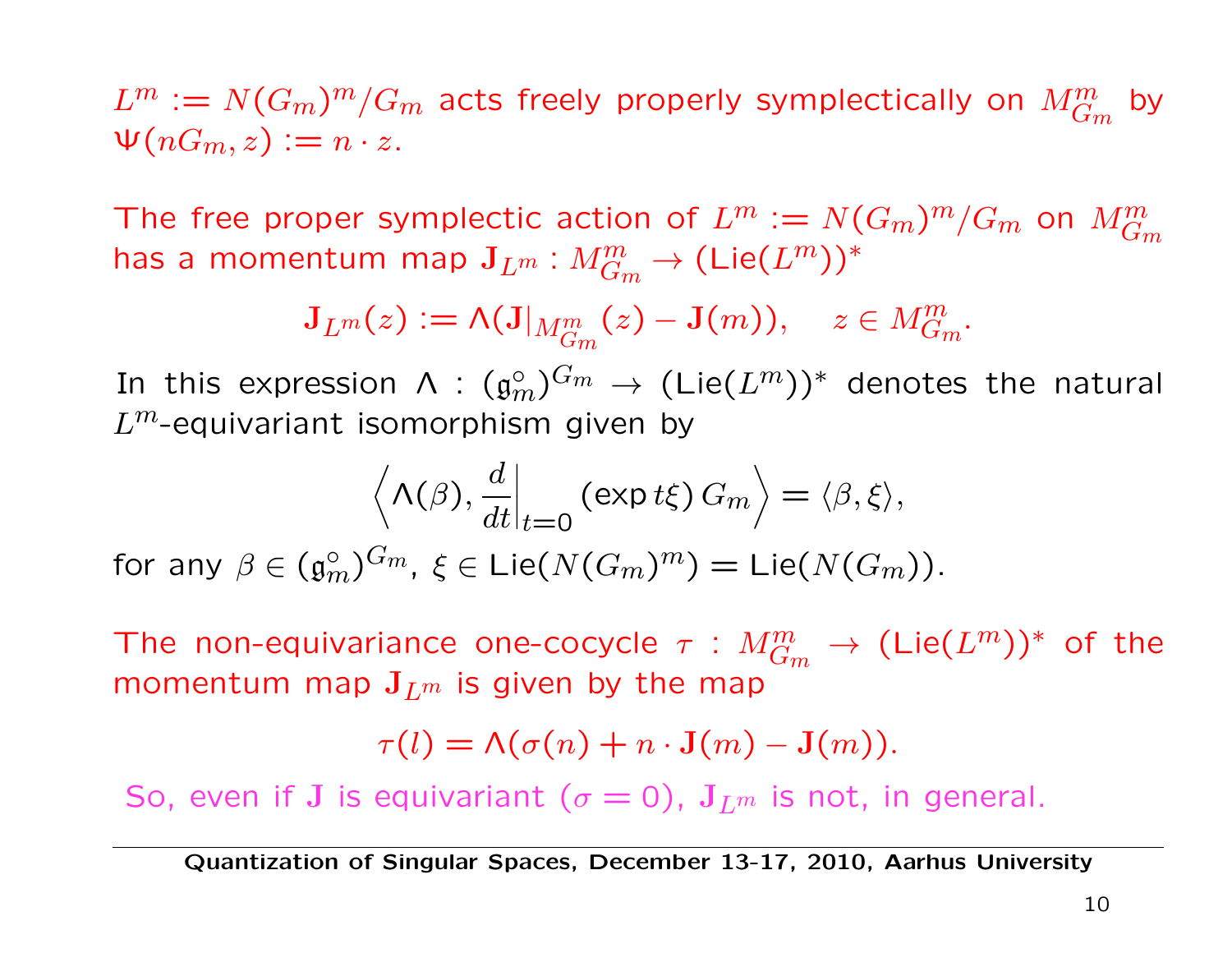$L^m := N(G_m)^m/G_m$ acts freely properly symplectically on $M^m_{G_m}$ by $\Psi(nG_m, z) := n \cdot z$.

The free proper symplectic action of $L^m := N(G_m)^m/G_m$ on $M^m_{G_m}$ has a momentum map $\mathbf{J}_{L^m} : M^m_{G_m} \to (\mathrm{Lie}(L^m))^*$

$$\mathbf{J}_{L^m}(z) := \Lambda(\mathbf{J}|_{M^m_{G_m}}(z) - \mathbf{J}(m)), \quad z \in M^m_{G_m}.$$

In this expression $\Lambda : (\mathfrak{g}_m^\circ)^{G_m} \to (\mathrm{Lie}(L^m))^*$ denotes the natural $L^m$-equivariant isomorphism given by

$$\left\langle \Lambda(\beta), \left.\frac{d}{dt}\right|_{t=0} (\exp t\xi)\, G_m \right\rangle = \langle \beta, \xi \rangle,$$

for any $\beta \in (\mathfrak{g}_m^\circ)^{G_m}$, $\xi \in \mathrm{Lie}(N(G_m)^m) = \mathrm{Lie}(N(G_m))$.

The non-equivariance one-cocycle $\tau : M^m_{G_m} \to (\mathrm{Lie}(L^m))^*$ of the momentum map $\mathbf{J}_{L^m}$ is given by the map

$$\tau(l) = \Lambda(\sigma(n) + n \cdot \mathbf{J}(m) - \mathbf{J}(m)).$$

So, even if $\mathbf{J}$ is equivariant ($\sigma = 0$), $\mathbf{J}_{L^m}$ is not, in general.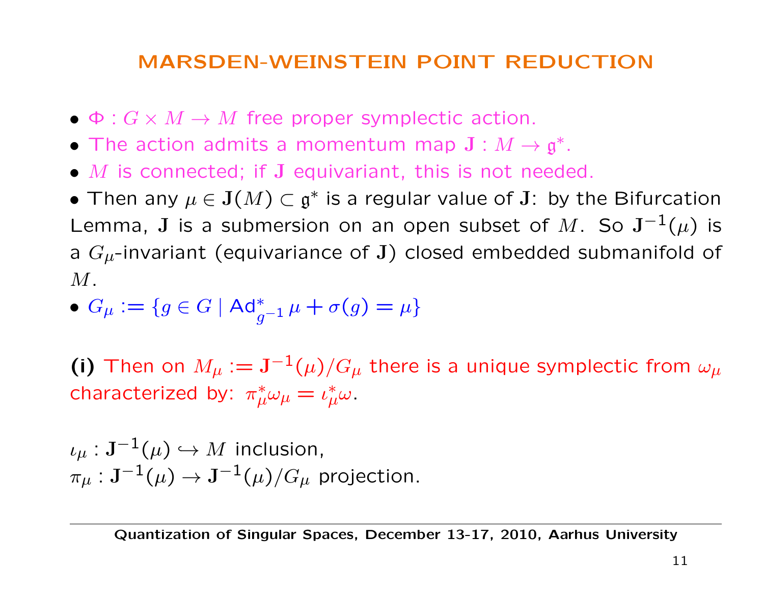# MARSDEN-WEINSTEIN POINT REDUCTION

- $\Phi : G \times M \to M$ free proper symplectic action.
- The action admits a momentum map $\mathbf{J} : M \to \mathfrak{g}^*$.
- $M$ is connected; if $\mathbf{J}$ equivariant, this is not needed.
- Then any $\mu \in \mathbf{J}(M) \subset \mathfrak{g}^*$ is a regular value of $\mathbf{J}$: by the Bifurcation Lemma, $\mathbf{J}$ is a submersion on an open subset of $M$. So $\mathbf{J}^{-1}(\mu)$ is a $G_\mu$-invariant (equivariance of $\mathbf{J}$) closed embedded submanifold of $M$.
- $G_\mu := \{g \in G \mid \mathrm{Ad}^*_{g^{-1}} \mu + \sigma(g) = \mu\}$

**(i)** Then on $M_\mu := \mathbf{J}^{-1}(\mu)/G_\mu$ there is a unique symplectic from $\omega_\mu$ characterized by: $\pi_\mu^* \omega_\mu = \iota_\mu^* \omega$.

$\iota_\mu : \mathbf{J}^{-1}(\mu) \hookrightarrow M$ inclusion,
$\pi_\mu : \mathbf{J}^{-1}(\mu) \to \mathbf{J}^{-1}(\mu)/G_\mu$ projection.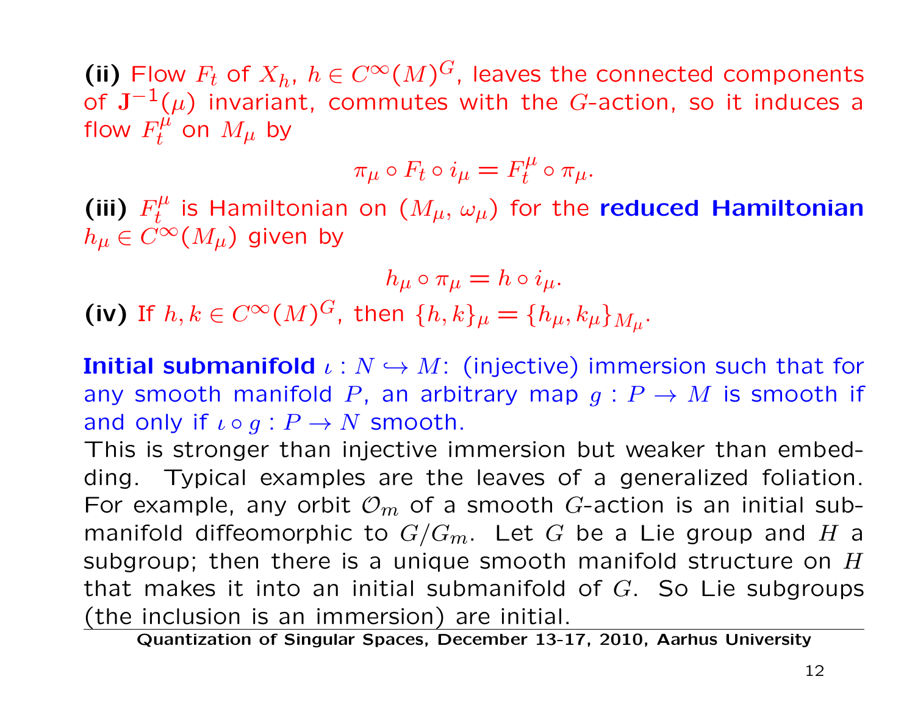**(ii)** Flow $F_t$ of $X_h$, $h \in C^\infty(M)^G$, leaves the connected components of $\mathbf{J}^{-1}(\mu)$ invariant, commutes with the $G$-action, so it induces a flow $F_t^\mu$ on $M_\mu$ by

$$\pi_\mu \circ F_t \circ i_\mu = F_t^\mu \circ \pi_\mu.$$

**(iii)** $F_t^\mu$ is Hamiltonian on $(M_\mu, \omega_\mu)$ for the **reduced Hamiltonian** $h_\mu \in C^\infty(M_\mu)$ given by

$$h_\mu \circ \pi_\mu = h \circ i_\mu.$$

**(iv)** If $h, k \in C^\infty(M)^G$, then $\{h, k\}_\mu = \{h_\mu, k_\mu\}_{M_\mu}$.

**Initial submanifold** $\iota : N \hookrightarrow M$: (injective) immersion such that for any smooth manifold $P$, an arbitrary map $g : P \to M$ is smooth if and only if $\iota \circ g : P \to N$ smooth.

This is stronger than injective immersion but weaker than embedding. Typical examples are the leaves of a generalized foliation. For example, any orbit $\mathcal{O}_m$ of a smooth $G$-action is an initial submanifold diffeomorphic to $G/G_m$. Let $G$ be a Lie group and $H$ a subgroup; then there is a unique smooth manifold structure on $H$ that makes it into an initial submanifold of $G$. So Lie subgroups (the inclusion is an immersion) are initial.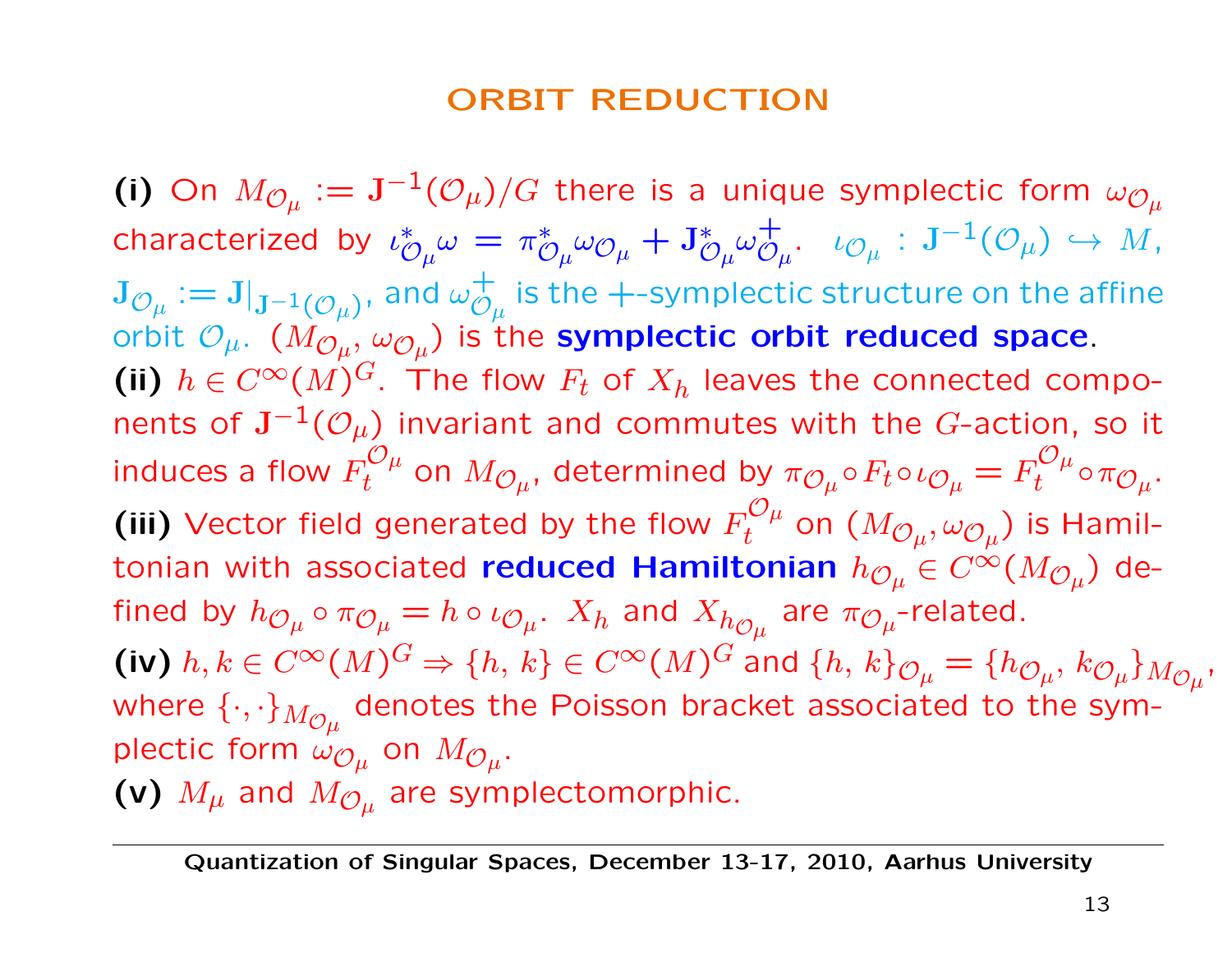# ORBIT REDUCTION

**(i)** On $M_{\mathcal{O}_\mu} := \mathbf{J}^{-1}(\mathcal{O}_\mu)/G$ there is a unique symplectic form $\omega_{\mathcal{O}_\mu}$ characterized by $\iota^*_{\mathcal{O}_\mu}\omega = \pi^*_{\mathcal{O}_\mu}\omega_{\mathcal{O}_\mu} + \mathbf{J}^*_{\mathcal{O}_\mu}\omega^+_{\mathcal{O}_\mu}$. $\iota_{\mathcal{O}_\mu} : \mathbf{J}^{-1}(\mathcal{O}_\mu) \hookrightarrow M$, $\mathbf{J}_{\mathcal{O}_\mu} := \mathbf{J}|_{\mathbf{J}^{-1}(\mathcal{O}_\mu)}$, and $\omega^+_{\mathcal{O}_\mu}$ is the $+$-symplectic structure on the affine orbit $\mathcal{O}_\mu$. $(M_{\mathcal{O}_\mu}, \omega_{\mathcal{O}_\mu})$ is the **symplectic orbit reduced space**.

**(ii)** $h \in C^\infty(M)^G$. The flow $F_t$ of $X_h$ leaves the connected components of $\mathbf{J}^{-1}(\mathcal{O}_\mu)$ invariant and commutes with the $G$-action, so it induces a flow $F_t^{\mathcal{O}_\mu}$ on $M_{\mathcal{O}_\mu}$, determined by $\pi_{\mathcal{O}_\mu} \circ F_t \circ \iota_{\mathcal{O}_\mu} = F_t^{\mathcal{O}_\mu} \circ \pi_{\mathcal{O}_\mu}$.

**(iii)** Vector field generated by the flow $F_t^{\mathcal{O}_\mu}$ on $(M_{\mathcal{O}_\mu}, \omega_{\mathcal{O}_\mu})$ is Hamiltonian with associated **reduced Hamiltonian** $h_{\mathcal{O}_\mu} \in C^\infty(M_{\mathcal{O}_\mu})$ defined by $h_{\mathcal{O}_\mu} \circ \pi_{\mathcal{O}_\mu} = h \circ \iota_{\mathcal{O}_\mu}$. $X_h$ and $X_{h_{\mathcal{O}_\mu}}$ are $\pi_{\mathcal{O}_\mu}$-related.

**(iv)** $h, k \in C^\infty(M)^G \Rightarrow \{h, k\} \in C^\infty(M)^G$ and $\{h, k\}_{\mathcal{O}_\mu} = \{h_{\mathcal{O}_\mu}, k_{\mathcal{O}_\mu}\}_{M_{\mathcal{O}_\mu}}$, where $\{\cdot, \cdot\}_{M_{\mathcal{O}_\mu}}$ denotes the Poisson bracket associated to the symplectic form $\omega_{\mathcal{O}_\mu}$ on $M_{\mathcal{O}_\mu}$.

**(v)** $M_\mu$ and $M_{\mathcal{O}_\mu}$ are symplectomorphic.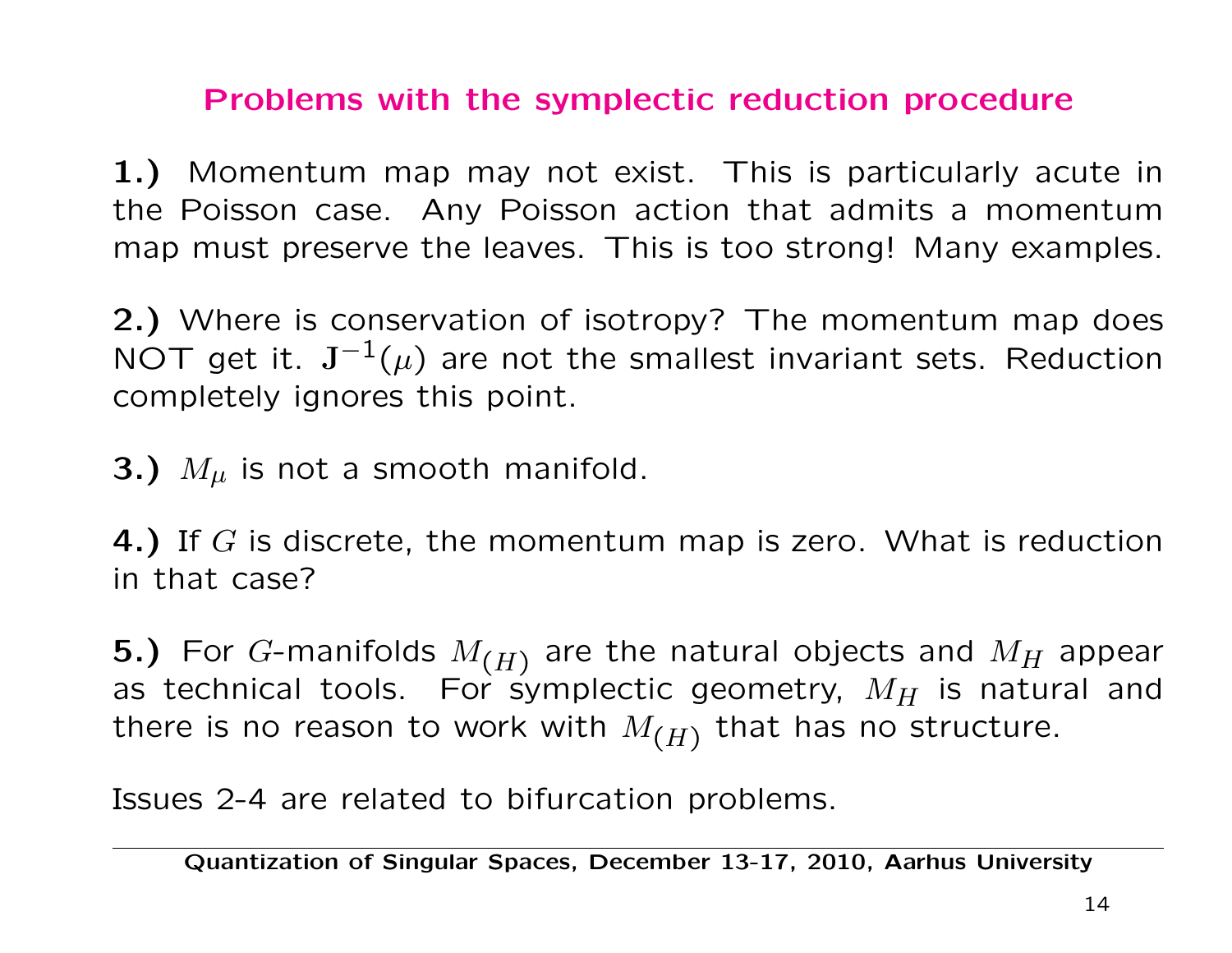## Problems with the symplectic reduction procedure

**1.)** Momentum map may not exist. This is particularly acute in the Poisson case. Any Poisson action that admits a momentum map must preserve the leaves. This is too strong! Many examples.

**2.)** Where is conservation of isotropy? The momentum map does NOT get it. $\mathbf{J}^{-1}(\mu)$ are not the smallest invariant sets. Reduction completely ignores this point.

**3.)** $M_\mu$ is not a smooth manifold.

**4.)** If $G$ is discrete, the momentum map is zero. What is reduction in that case?

**5.)** For $G$-manifolds $M_{(H)}$ are the natural objects and $M_H$ appear as technical tools. For symplectic geometry, $M_H$ is natural and there is no reason to work with $M_{(H)}$ that has no structure.

Issues 2-4 are related to bifurcation problems.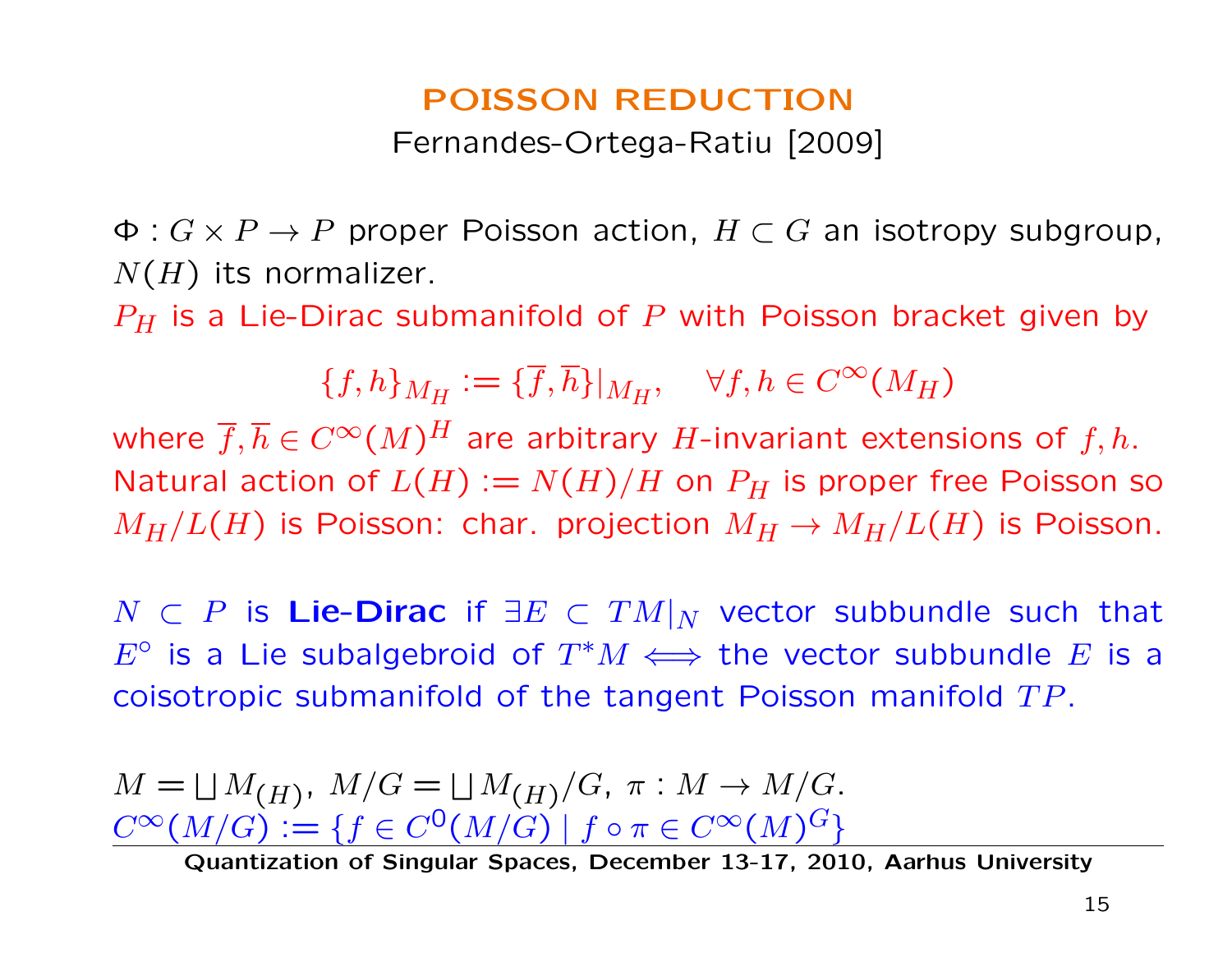## POISSON REDUCTION

Fernandes-Ortega-Ratiu [2009]

$\Phi : G \times P \to P$ proper Poisson action, $H \subset G$ an isotropy subgroup, $N(H)$ its normalizer.

$P_H$ is a Lie-Dirac submanifold of $P$ with Poisson bracket given by

$$\{f, h\}_{M_H} := \{\overline{f}, \overline{h}\}|_{M_H}, \quad \forall f, h \in C^\infty(M_H)$$

where $\overline{f}, \overline{h} \in C^\infty(M)^H$ are arbitrary $H$-invariant extensions of $f, h$. Natural action of $L(H) := N(H)/H$ on $P_H$ is proper free Poisson so $M_H/L(H)$ is Poisson: char. projection $M_H \to M_H/L(H)$ is Poisson.

$N \subset P$ is **Lie-Dirac** if $\exists E \subset TM|_N$ vector subbundle such that $E^\circ$ is a Lie subalgebroid of $T^*M \iff$ the vector subbundle $E$ is a coisotropic submanifold of the tangent Poisson manifold $TP$.

$M = \bigsqcup M_{(H)}$, $M/G = \bigsqcup M_{(H)}/G$, $\pi : M \to M/G$.

$C^\infty(M/G) := \{f \in C^0(M/G) \mid f \circ \pi \in C^\infty(M)^G\}$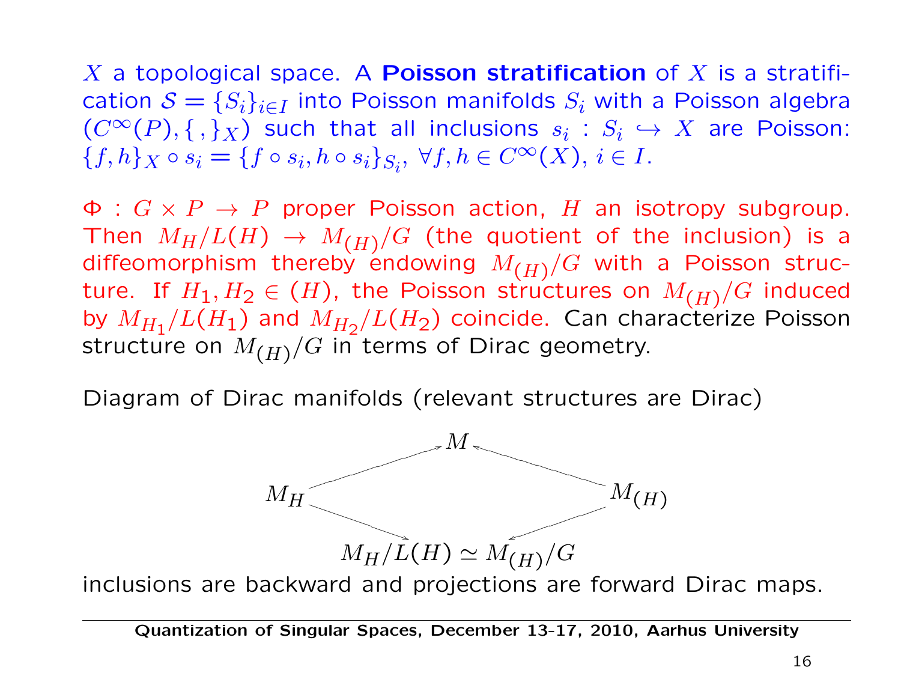$X$ a topological space. A **Poisson stratification** of $X$ is a stratification $\mathcal{S} = \{S_i\}_{i \in I}$ into Poisson manifolds $S_i$ with a Poisson algebra $(C^\infty(P), \{\,,\}_X)$ such that all inclusions $s_i : S_i \hookrightarrow X$ are Poisson: $\{f, h\}_X \circ s_i = \{f \circ s_i, h \circ s_i\}_{S_i}$, $\forall f, h \in C^\infty(X)$, $i \in I$.

$\Phi : G \times P \to P$ proper Poisson action, $H$ an isotropy subgroup. Then $M_H/L(H) \to M_{(H)}/G$ (the quotient of the inclusion) is a diffeomorphism thereby endowing $M_{(H)}/G$ with a Poisson structure. If $H_1, H_2 \in (H)$, the Poisson structures on $M_{(H)}/G$ induced by $M_{H_1}/L(H_1)$ and $M_{H_2}/L(H_2)$ coincide. Can characterize Poisson structure on $M_{(H)}/G$ in terms of Dirac geometry.

Diagram of Dirac manifolds (relevant structures are Dirac)

$$
\begin{array}{ccccc}
 & & M & & \\
 & \nearrow & & \nwarrow & \\
M_H & & & & M_{(H)} \\
 & \searrow & & \swarrow & \\
 & & M_H/L(H) \simeq M_{(H)}/G & &
\end{array}
$$

inclusions are backward and projections are forward Dirac maps.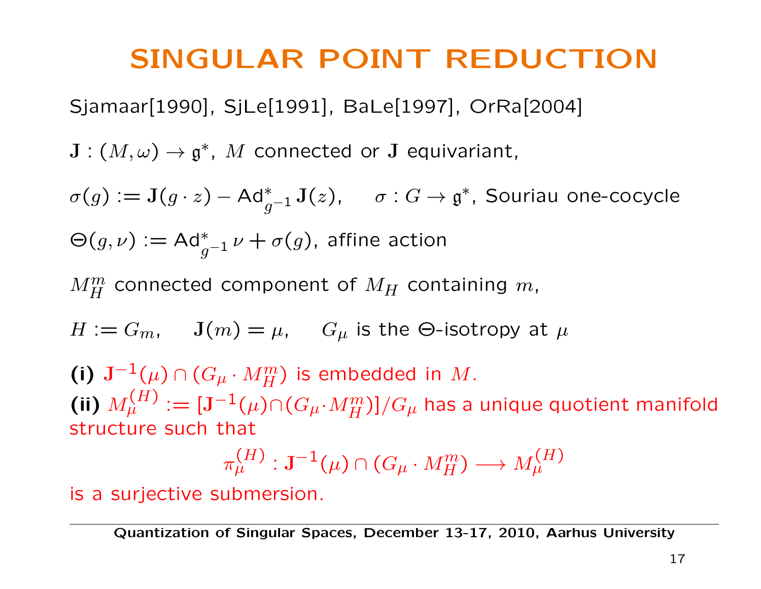# SINGULAR POINT REDUCTION

Sjamaar[1990], SjLe[1991], BaLe[1997], OrRa[2004]

$\mathbf{J} : (M, \omega) \to \mathfrak{g}^*$, $M$ connected or $\mathbf{J}$ equivariant,

$\sigma(g) := \mathbf{J}(g \cdot z) - \mathrm{Ad}^*_{g^{-1}} \mathbf{J}(z)$, $\quad \sigma : G \to \mathfrak{g}^*$, Souriau one-cocycle

$\Theta(g, \nu) := \mathrm{Ad}^*_{g^{-1}} \nu + \sigma(g)$, affine action

$M_H^m$ connected component of $M_H$ containing $m$,

$H := G_m$, $\quad \mathbf{J}(m) = \mu$, $\quad G_\mu$ is the $\Theta$-isotropy at $\mu$

**(i)** $\mathbf{J}^{-1}(\mu) \cap (G_\mu \cdot M_H^m)$ is embedded in $M$.
**(ii)** $M_\mu^{(H)} := [\mathbf{J}^{-1}(\mu) \cap (G_\mu \cdot M_H^m)]/G_\mu$ has a unique quotient manifold structure such that

$$\pi_\mu^{(H)} : \mathbf{J}^{-1}(\mu) \cap (G_\mu \cdot M_H^m) \longrightarrow M_\mu^{(H)}$$

is a surjective submersion.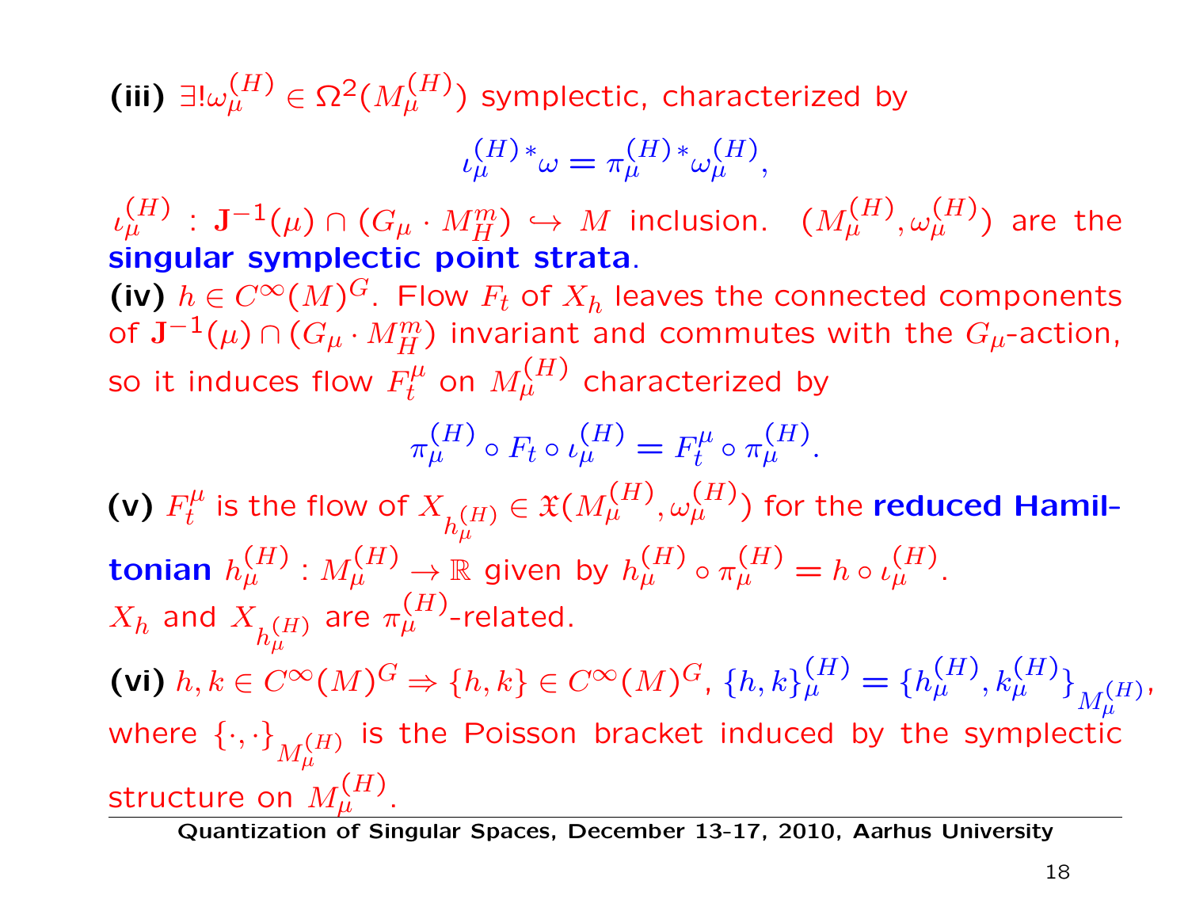**(iii)** $\exists! \omega_\mu^{(H)} \in \Omega^2(M_\mu^{(H)})$ symplectic, characterized by

$$\iota_\mu^{(H)\,*}\omega = \pi_\mu^{(H)\,*}\omega_\mu^{(H)},$$

$\iota_\mu^{(H)} : \mathbf{J}^{-1}(\mu) \cap (G_\mu \cdot M_H^m) \hookrightarrow M$ inclusion. $(M_\mu^{(H)}, \omega_\mu^{(H)})$ are the **singular symplectic point strata**.

**(iv)** $h \in C^\infty(M)^G$. Flow $F_t$ of $X_h$ leaves the connected components of $\mathbf{J}^{-1}(\mu) \cap (G_\mu \cdot M_H^m)$ invariant and commutes with the $G_\mu$-action, so it induces flow $F_t^\mu$ on $M_\mu^{(H)}$ characterized by

$$\pi_\mu^{(H)} \circ F_t \circ \iota_\mu^{(H)} = F_t^\mu \circ \pi_\mu^{(H)}.$$

**(v)** $F_t^\mu$ is the flow of $X_{h_\mu^{(H)}} \in \mathfrak{X}(M_\mu^{(H)}, \omega_\mu^{(H)})$ for the **reduced Hamiltonian** $h_\mu^{(H)} : M_\mu^{(H)} \to \mathbb{R}$ given by $h_\mu^{(H)} \circ \pi_\mu^{(H)} = h \circ \iota_\mu^{(H)}$. $X_h$ and $X_{h_\mu^{(H)}}$ are $\pi_\mu^{(H)}$-related.

**(vi)** $h, k \in C^\infty(M)^G \Rightarrow \{h, k\} \in C^\infty(M)^G$, $\{h, k\}_\mu^{(H)} = \{h_\mu^{(H)}, k_\mu^{(H)}\}_{M_\mu^{(H)}}$, where $\{\cdot, \cdot\}_{M_\mu^{(H)}}$ is the Poisson bracket induced by the symplectic structure on $M_\mu^{(H)}$.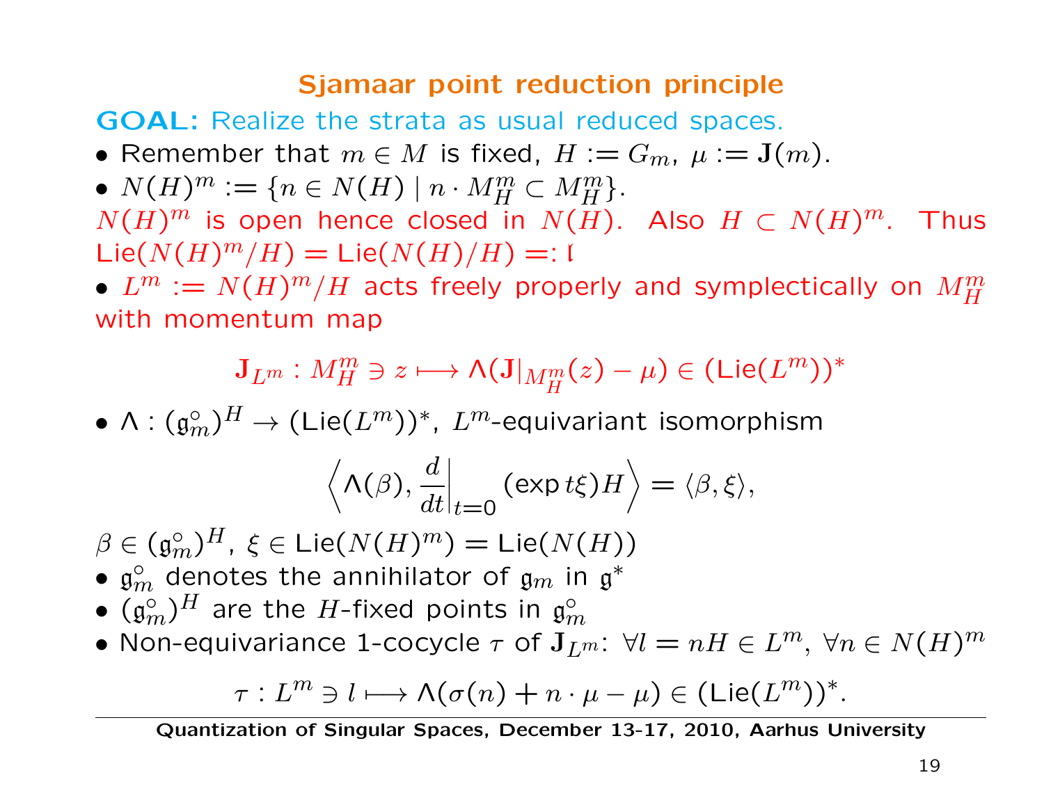## Sjamaar point reduction principle

**GOAL:** Realize the strata as usual reduced spaces.

- Remember that $m \in M$ is fixed, $H := G_m$, $\mu := \mathbf{J}(m)$.
- $N(H)^m := \{n \in N(H) \mid n \cdot M_H^m \subset M_H^m\}$.

$N(H)^m$ is open hence closed in $N(H)$. Also $H \subset N(H)^m$. Thus $\mathrm{Lie}(N(H)^m/H) = \mathrm{Lie}(N(H)/H) =: \mathfrak{l}$

- $L^m := N(H)^m/H$ acts freely properly and symplectically on $M_H^m$ with momentum map

$$\mathbf{J}_{L^m} : M_H^m \ni z \longmapsto \Lambda(\mathbf{J}|_{M_H^m}(z) - \mu) \in (\mathrm{Lie}(L^m))^*$$

- $\Lambda : (\mathfrak{g}_m^\circ)^H \to (\mathrm{Lie}(L^m))^*$, $L^m$-equivariant isomorphism

$$\left\langle \Lambda(\beta), \left.\frac{d}{dt}\right|_{t=0} (\exp t\xi)H \right\rangle = \langle \beta, \xi \rangle,$$

$\beta \in (\mathfrak{g}_m^\circ)^H$, $\xi \in \mathrm{Lie}(N(H)^m) = \mathrm{Lie}(N(H))$

- $\mathfrak{g}_m^\circ$ denotes the annihilator of $\mathfrak{g}_m$ in $\mathfrak{g}^*$
- $(\mathfrak{g}_m^\circ)^H$ are the $H$-fixed points in $\mathfrak{g}_m^\circ$
- Non-equivariance 1-cocycle $\tau$ of $\mathbf{J}_{L^m}$: $\forall l = nH \in L^m$, $\forall n \in N(H)^m$

$$\tau : L^m \ni l \longmapsto \Lambda(\sigma(n) + n \cdot \mu - \mu) \in (\mathrm{Lie}(L^m))^*.$$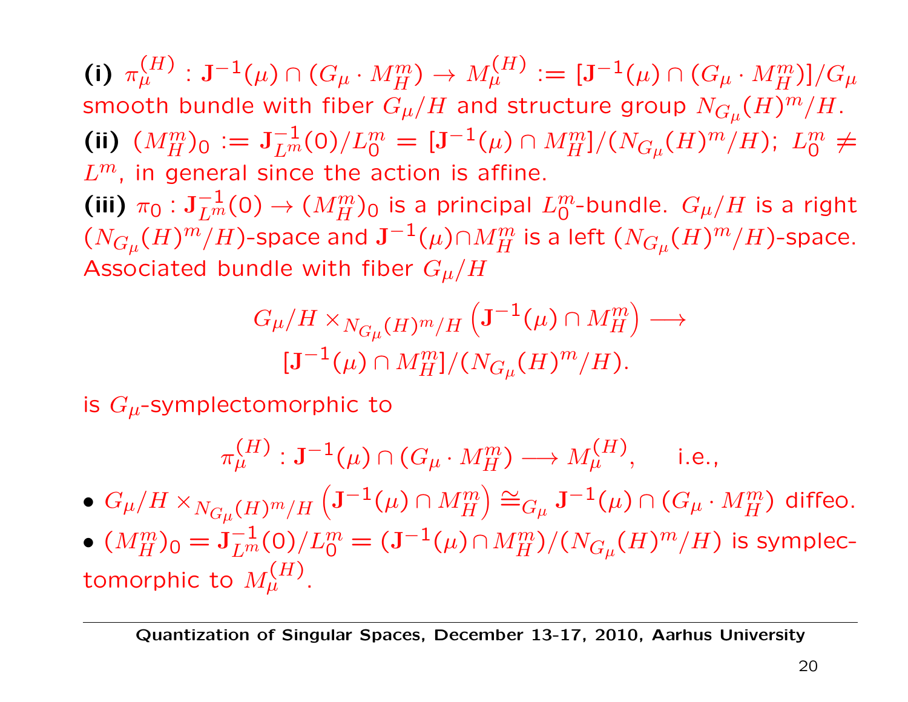**(i)** $\pi_\mu^{(H)} : \mathbf{J}^{-1}(\mu) \cap (G_\mu \cdot M_H^m) \to M_\mu^{(H)} := [\mathbf{J}^{-1}(\mu) \cap (G_\mu \cdot M_H^m)]/G_\mu$ smooth bundle with fiber $G_\mu/H$ and structure group $N_{G_\mu}(H)^m/H$.

**(ii)** $(M_H^m)_0 := \mathbf{J}_{L^m}^{-1}(0)/L_0^m = [\mathbf{J}^{-1}(\mu) \cap M_H^m]/(N_{G_\mu}(H)^m/H)$; $L_0^m \neq L^m$, in general since the action is affine.

**(iii)** $\pi_0 : \mathbf{J}_{L^m}^{-1}(0) \to (M_H^m)_0$ is a principal $L_0^m$-bundle. $G_\mu/H$ is a right $(N_{G_\mu}(H)^m/H)$-space and $\mathbf{J}^{-1}(\mu) \cap M_H^m$ is a left $(N_{G_\mu}(H)^m/H)$-space. Associated bundle with fiber $G_\mu/H$

$$G_\mu/H \times_{N_{G_\mu}(H)^m/H} \left(\mathbf{J}^{-1}(\mu) \cap M_H^m\right) \longrightarrow [\mathbf{J}^{-1}(\mu) \cap M_H^m]/(N_{G_\mu}(H)^m/H).$$

is $G_\mu$-symplectomorphic to

$$\pi_\mu^{(H)} : \mathbf{J}^{-1}(\mu) \cap (G_\mu \cdot M_H^m) \longrightarrow M_\mu^{(H)}, \quad \text{i.e.,}$$

- $G_\mu/H \times_{N_{G_\mu}(H)^m/H} \left(\mathbf{J}^{-1}(\mu) \cap M_H^m\right) \cong_{G_\mu} \mathbf{J}^{-1}(\mu) \cap (G_\mu \cdot M_H^m)$ diffeo.
- $(M_H^m)_0 = \mathbf{J}_{L^m}^{-1}(0)/L_0^m = (\mathbf{J}^{-1}(\mu) \cap M_H^m)/(N_{G_\mu}(H)^m/H)$ is symplectomorphic to $M_\mu^{(H)}$.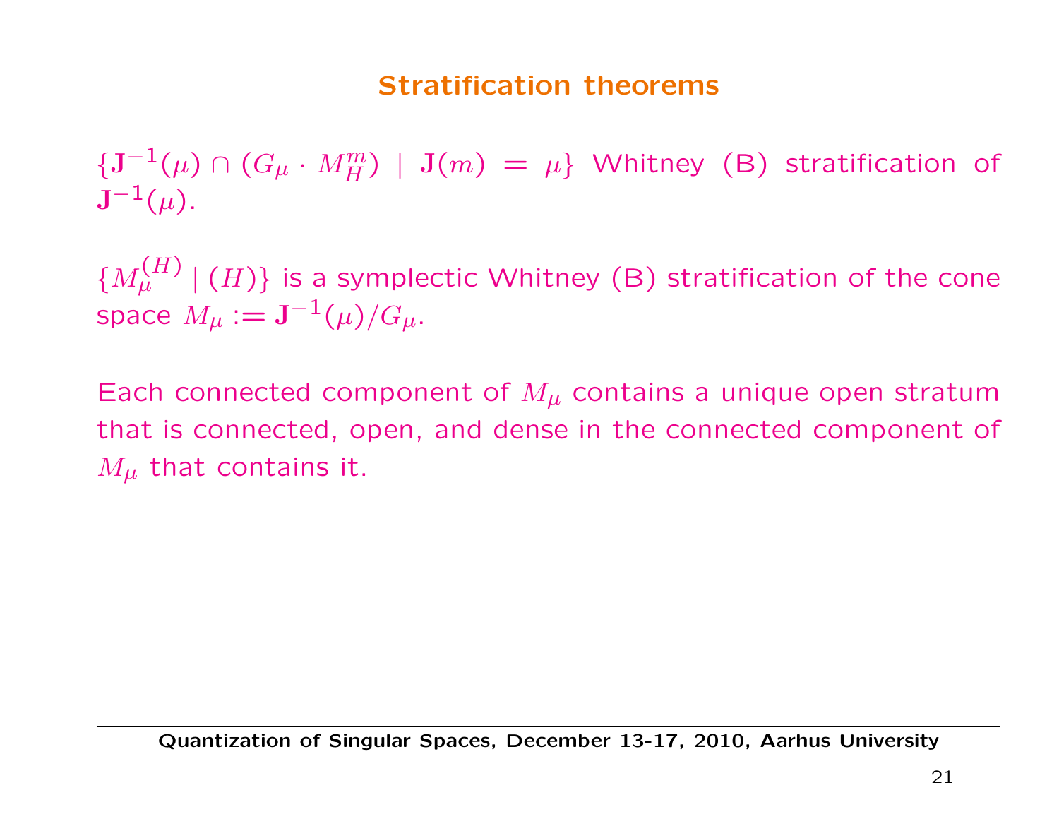## Stratification theorems

$\{\mathbf{J}^{-1}(\mu) \cap (G_\mu \cdot M_H^m) \mid \mathbf{J}(m) = \mu\}$ Whitney (B) stratification of $\mathbf{J}^{-1}(\mu)$.

$\{M_\mu^{(H)} \mid (H)\}$ is a symplectic Whitney (B) stratification of the cone space $M_\mu := \mathbf{J}^{-1}(\mu)/G_\mu$.

Each connected component of $M_\mu$ contains a unique open stratum that is connected, open, and dense in the connected component of $M_\mu$ that contains it.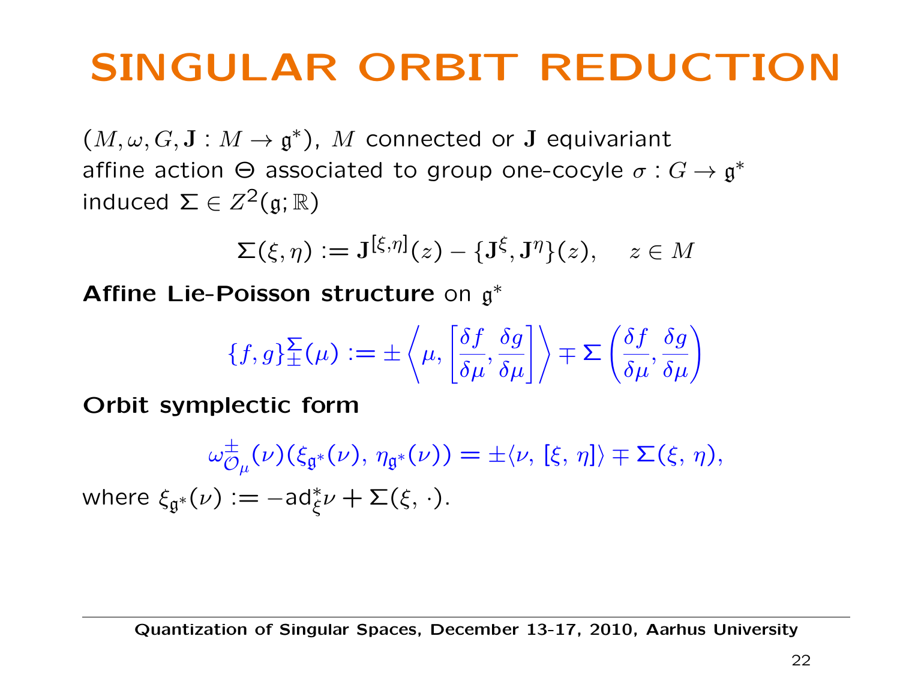# SINGULAR ORBIT REDUCTION

$(M, \omega, G, \mathbf{J} : M \to \mathfrak{g}^*)$, $M$ connected or $\mathbf{J}$ equivariant
affine action $\Theta$ associated to group one-cocyle $\sigma : G \to \mathfrak{g}^*$
induced $\Sigma \in Z^2(\mathfrak{g}; \mathbb{R})$

$$\Sigma(\xi, \eta) := \mathbf{J}^{[\xi,\eta]}(z) - \{\mathbf{J}^\xi, \mathbf{J}^\eta\}(z), \quad z \in M$$

**Affine Lie-Poisson structure** on $\mathfrak{g}^*$

$$\{f, g\}_{\pm}^{\Sigma}(\mu) := \pm \left\langle \mu, \left[\frac{\delta f}{\delta \mu}, \frac{\delta g}{\delta \mu}\right]\right\rangle \mp \Sigma\left(\frac{\delta f}{\delta \mu}, \frac{\delta g}{\delta \mu}\right)$$

**Orbit symplectic form**

$$\omega^{\pm}_{\mathcal{O}_\mu}(\nu)(\xi_{\mathfrak{g}^*}(\nu), \eta_{\mathfrak{g}^*}(\nu)) = \pm\langle \nu, [\xi, \eta]\rangle \mp \Sigma(\xi, \eta),$$

where $\xi_{\mathfrak{g}^*}(\nu) := -\mathrm{ad}^*_\xi \nu + \Sigma(\xi, \cdot)$.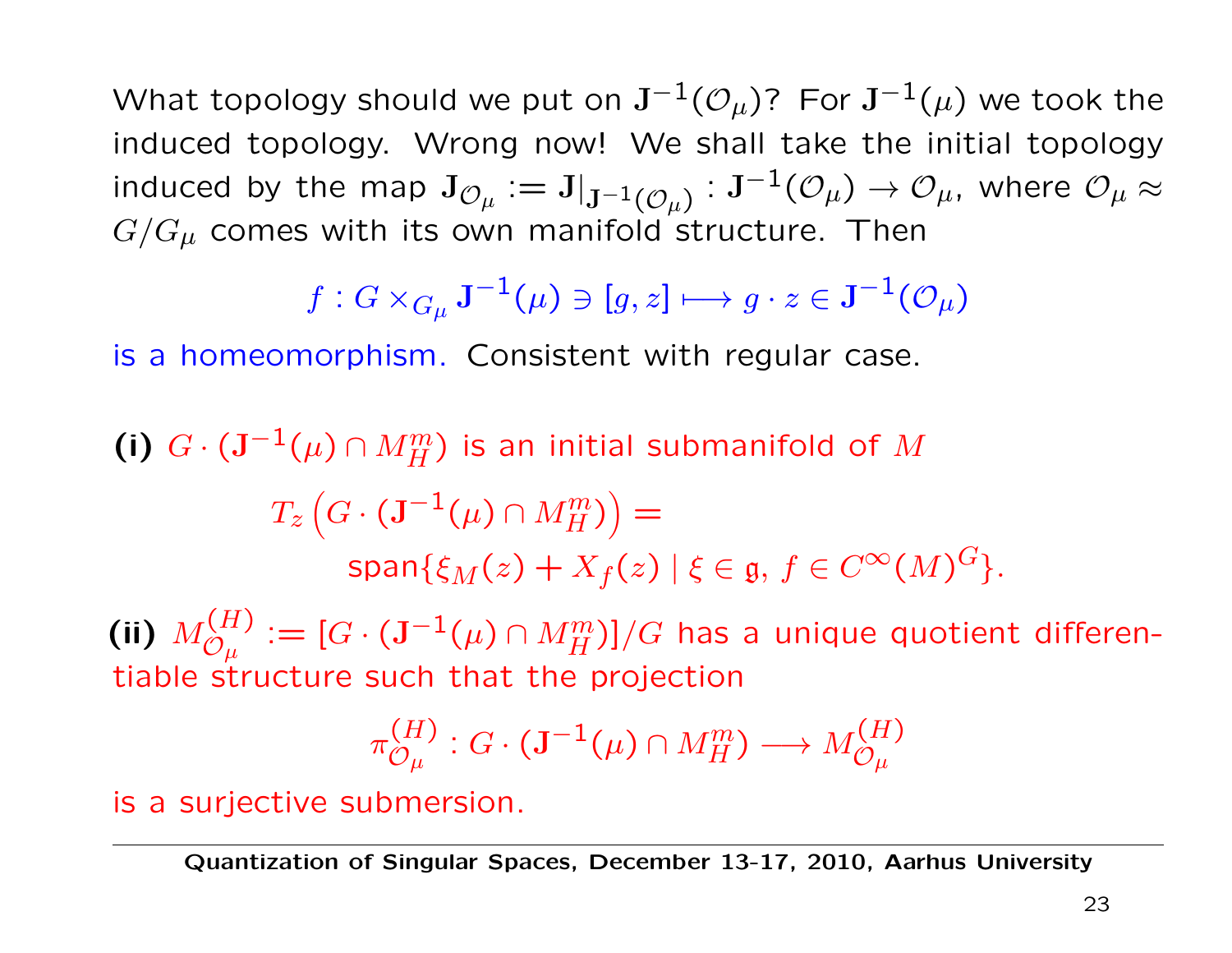What topology should we put on $\mathbf{J}^{-1}(\mathcal{O}_\mu)$? For $\mathbf{J}^{-1}(\mu)$ we took the induced topology. Wrong now! We shall take the initial topology induced by the map $\mathbf{J}_{\mathcal{O}_\mu} := \mathbf{J}|_{\mathbf{J}^{-1}(\mathcal{O}_\mu)} : \mathbf{J}^{-1}(\mathcal{O}_\mu) \to \mathcal{O}_\mu$, where $\mathcal{O}_\mu \approx G/G_\mu$ comes with its own manifold structure. Then

$$f : G \times_{G_\mu} \mathbf{J}^{-1}(\mu) \ni [g, z] \longmapsto g \cdot z \in \mathbf{J}^{-1}(\mathcal{O}_\mu)$$

is a homeomorphism. Consistent with regular case.

**(i)** $G \cdot (\mathbf{J}^{-1}(\mu) \cap M_H^m)$ is an initial submanifold of $M$

$$T_z\left(G \cdot (\mathbf{J}^{-1}(\mu) \cap M_H^m)\right) = \operatorname{span}\{\xi_M(z) + X_f(z) \mid \xi \in \mathfrak{g},\, f \in C^\infty(M)^G\}.$$

**(ii)** $M_{\mathcal{O}_\mu}^{(H)} := [G \cdot (\mathbf{J}^{-1}(\mu) \cap M_H^m)]/G$ has a unique quotient differentiable structure such that the projection

$$\pi_{\mathcal{O}_\mu}^{(H)} : G \cdot (\mathbf{J}^{-1}(\mu) \cap M_H^m) \longrightarrow M_{\mathcal{O}_\mu}^{(H)}$$

is a surjective submersion.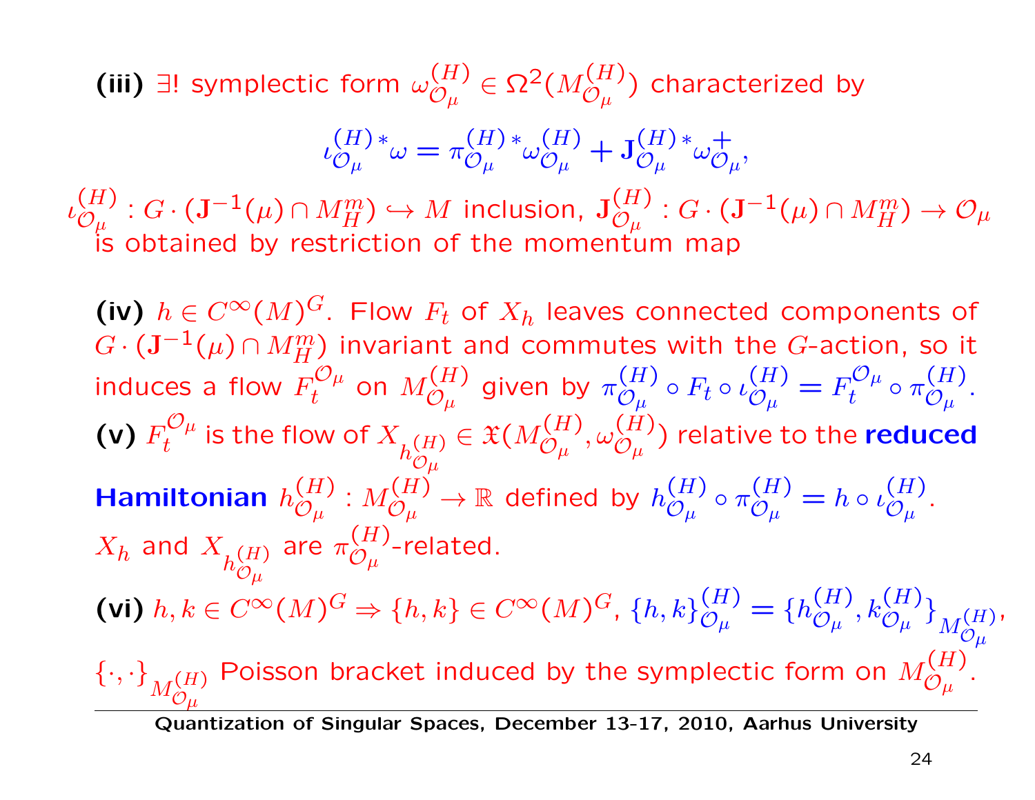**(iii)** $\exists!$ symplectic form $\omega^{(H)}_{\mathcal{O}_\mu} \in \Omega^2(M^{(H)}_{\mathcal{O}_\mu})$ characterized by

$$\iota^{(H)\,*}_{\mathcal{O}_\mu}\omega = \pi^{(H)\,*}_{\mathcal{O}_\mu}\omega^{(H)}_{\mathcal{O}_\mu} + \mathbf{J}^{(H)\,*}_{\mathcal{O}_\mu}\omega^{+}_{\mathcal{O}_\mu},$$

$\iota^{(H)}_{\mathcal{O}_\mu} : G \cdot (\mathbf{J}^{-1}(\mu) \cap M^m_H) \hookrightarrow M$ inclusion, $\mathbf{J}^{(H)}_{\mathcal{O}_\mu} : G \cdot (\mathbf{J}^{-1}(\mu) \cap M^m_H) \to \mathcal{O}_\mu$ is obtained by restriction of the momentum map

**(iv)** $h \in C^\infty(M)^G$. Flow $F_t$ of $X_h$ leaves connected components of $G \cdot (\mathbf{J}^{-1}(\mu) \cap M^m_H)$ invariant and commutes with the $G$-action, so it induces a flow $F^{\mathcal{O}_\mu}_t$ on $M^{(H)}_{\mathcal{O}_\mu}$ given by $\pi^{(H)}_{\mathcal{O}_\mu} \circ F_t \circ \iota^{(H)}_{\mathcal{O}_\mu} = F^{\mathcal{O}_\mu}_t \circ \pi^{(H)}_{\mathcal{O}_\mu}$.

**(v)** $F^{\mathcal{O}_\mu}_t$ is the flow of $X_{h^{(H)}_{\mathcal{O}_\mu}} \in \mathfrak{X}(M^{(H)}_{\mathcal{O}_\mu}, \omega^{(H)}_{\mathcal{O}_\mu})$ relative to the **reduced Hamiltonian** $h^{(H)}_{\mathcal{O}_\mu} : M^{(H)}_{\mathcal{O}_\mu} \to \mathbb{R}$ defined by $h^{(H)}_{\mathcal{O}_\mu} \circ \pi^{(H)}_{\mathcal{O}_\mu} = h \circ \iota^{(H)}_{\mathcal{O}_\mu}$.
$X_h$ and $X_{h^{(H)}_{\mathcal{O}_\mu}}$ are $\pi^{(H)}_{\mathcal{O}_\mu}$-related.

**(vi)** $h, k \in C^\infty(M)^G \Rightarrow \{h, k\} \in C^\infty(M)^G$, $\{h, k\}^{(H)}_{\mathcal{O}_\mu} = \{h^{(H)}_{\mathcal{O}_\mu}, k^{(H)}_{\mathcal{O}_\mu}\}_{M^{(H)}_{\mathcal{O}_\mu}}$,
$\{\cdot, \cdot\}_{M^{(H)}_{\mathcal{O}_\mu}}$ Poisson bracket induced by the symplectic form on $M^{(H)}_{\mathcal{O}_\mu}$.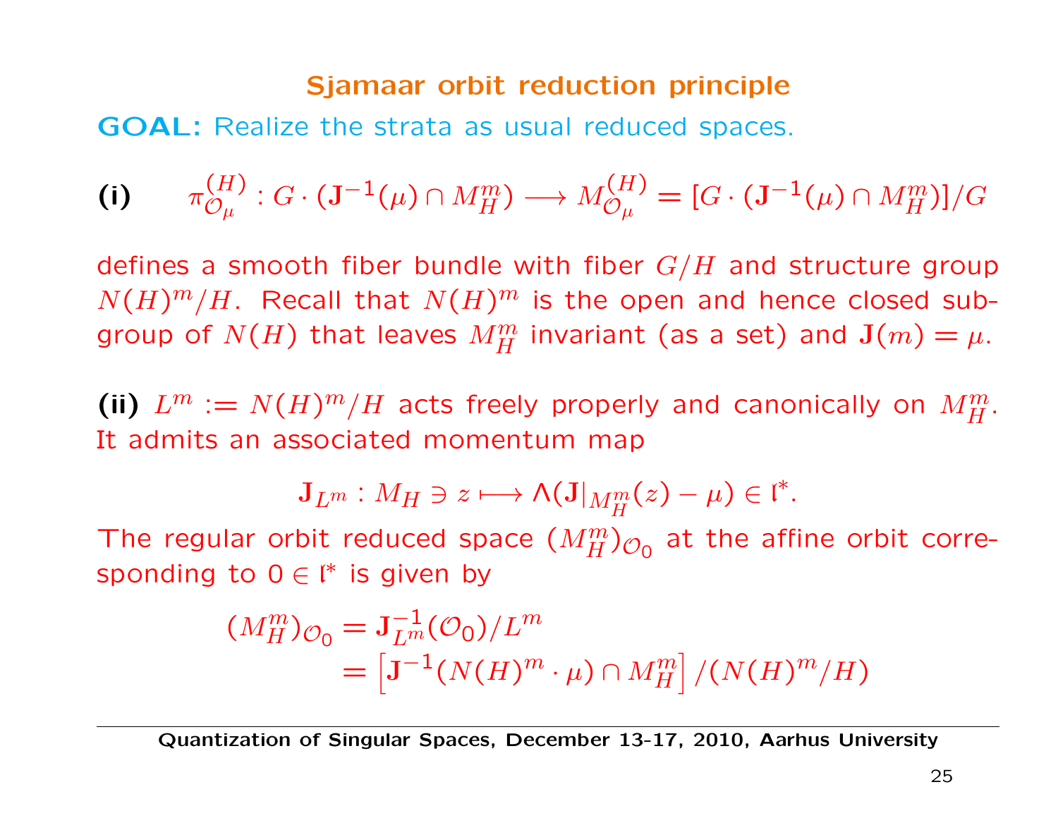## Sjamaar orbit reduction principle

**GOAL:** Realize the strata as usual reduced spaces.

**(i)** $$\pi^{(H)}_{\mathcal{O}_\mu} : G \cdot (\mathbf{J}^{-1}(\mu) \cap M_H^m) \longrightarrow M^{(H)}_{\mathcal{O}_\mu} = [G \cdot (\mathbf{J}^{-1}(\mu) \cap M_H^m)]/G$$

defines a smooth fiber bundle with fiber $G/H$ and structure group $N(H)^m/H$. Recall that $N(H)^m$ is the open and hence closed subgroup of $N(H)$ that leaves $M_H^m$ invariant (as a set) and $\mathbf{J}(m) = \mu$.

**(ii)** $L^m := N(H)^m/H$ acts freely properly and canonically on $M_H^m$. It admits an associated momentum map

$$\mathbf{J}_{L^m} : M_H \ni z \longmapsto \Lambda(\mathbf{J}|_{M_H^m}(z) - \mu) \in \mathfrak{l}^*.$$

The regular orbit reduced space $(M_H^m)_{\mathcal{O}_0}$ at the affine orbit corresponding to $0 \in \mathfrak{l}^*$ is given by

$$\begin{aligned}(M_H^m)_{\mathcal{O}_0} &= \mathbf{J}_{L^m}^{-1}(\mathcal{O}_0)/L^m \\ &= \left[\mathbf{J}^{-1}(N(H)^m \cdot \mu) \cap M_H^m\right]/(N(H)^m/H)\end{aligned}$$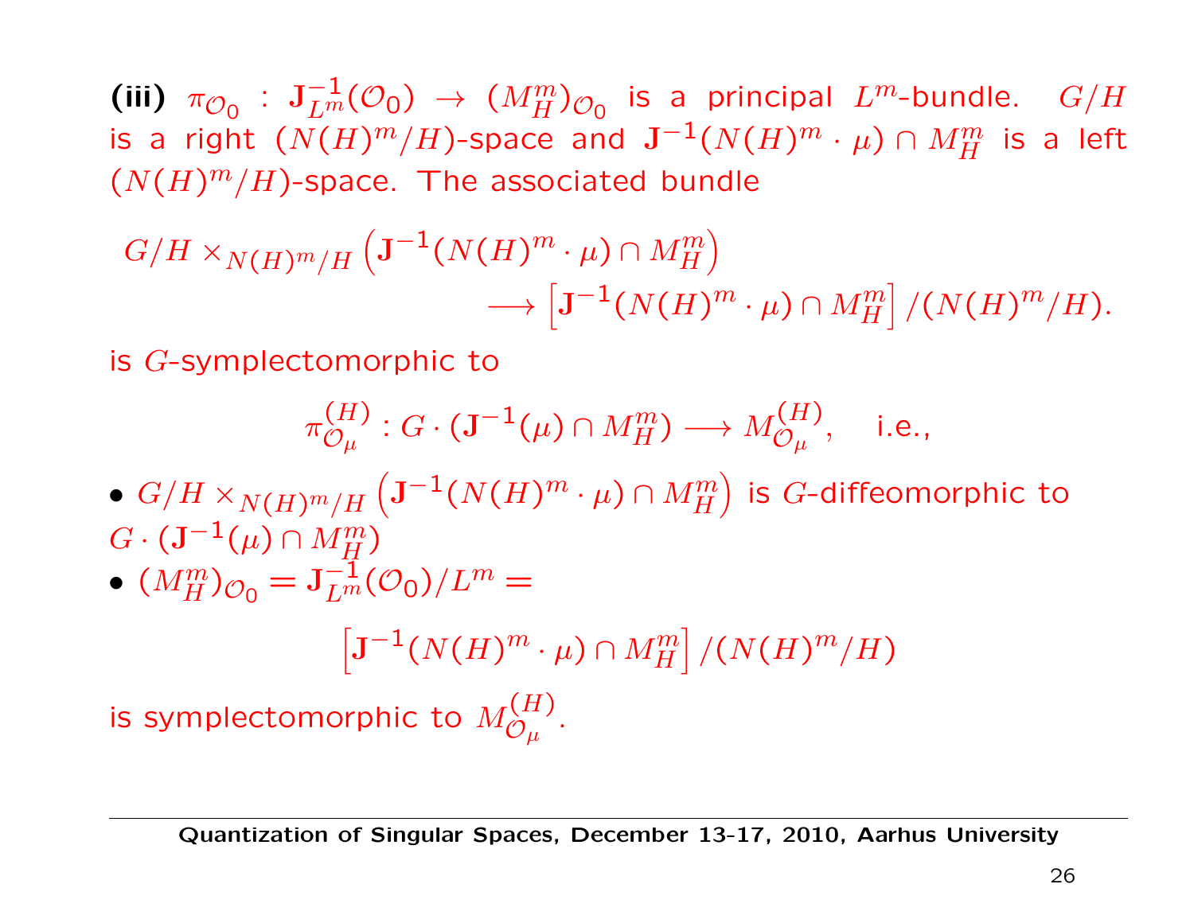**(iii)** $\pi_{\mathcal{O}_0} : \mathbf{J}_{L^m}^{-1}(\mathcal{O}_0) \to (M_H^m)_{\mathcal{O}_0}$ is a principal $L^m$-bundle. $G/H$ is a right $(N(H)^m/H)$-space and $\mathbf{J}^{-1}(N(H)^m \cdot \mu) \cap M_H^m$ is a left $(N(H)^m/H)$-space. The associated bundle

$$G/H \times_{N(H)^m/H} \left(\mathbf{J}^{-1}(N(H)^m \cdot \mu) \cap M_H^m\right) \longrightarrow \left[\mathbf{J}^{-1}(N(H)^m \cdot \mu) \cap M_H^m\right] / (N(H)^m/H).$$

is $G$-symplectomorphic to

$$\pi_{\mathcal{O}_\mu}^{(H)} : G \cdot (\mathbf{J}^{-1}(\mu) \cap M_H^m) \longrightarrow M_{\mathcal{O}_\mu}^{(H)}, \quad \text{i.e.,}$$

- $G/H \times_{N(H)^m/H} \left(\mathbf{J}^{-1}(N(H)^m \cdot \mu) \cap M_H^m\right)$ is $G$-diffeomorphic to $G \cdot (\mathbf{J}^{-1}(\mu) \cap M_H^m)$
- $(M_H^m)_{\mathcal{O}_0} = \mathbf{J}_{L^m}^{-1}(\mathcal{O}_0)/L^m =$

$$\left[\mathbf{J}^{-1}(N(H)^m \cdot \mu) \cap M_H^m\right] / (N(H)^m/H)$$

is symplectomorphic to $M_{\mathcal{O}_\mu}^{(H)}$.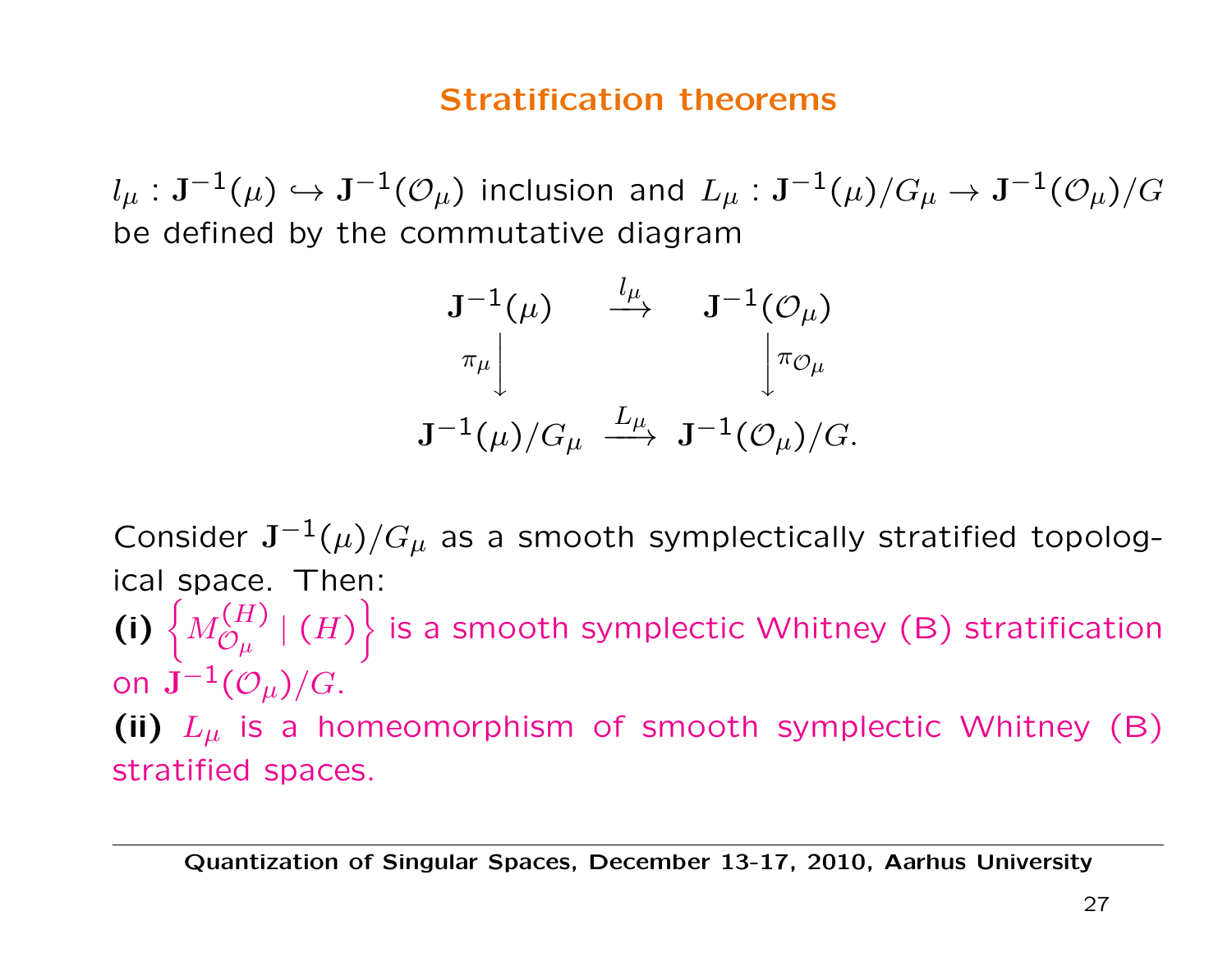## Stratification theorems

$l_\mu : \mathbf{J}^{-1}(\mu) \hookrightarrow \mathbf{J}^{-1}(\mathcal{O}_\mu)$ inclusion and $L_\mu : \mathbf{J}^{-1}(\mu)/G_\mu \to \mathbf{J}^{-1}(\mathcal{O}_\mu)/G$ be defined by the commutative diagram

$$
\begin{array}{ccc}
\mathbf{J}^{-1}(\mu) & \xrightarrow{l_\mu} & \mathbf{J}^{-1}(\mathcal{O}_\mu) \\
{\scriptstyle \pi_\mu}\Big\downarrow & & \Big\downarrow{\scriptstyle \pi_{\mathcal{O}_\mu}} \\
\mathbf{J}^{-1}(\mu)/G_\mu & \xrightarrow{L_\mu} & \mathbf{J}^{-1}(\mathcal{O}_\mu)/G.
\end{array}
$$

Consider $\mathbf{J}^{-1}(\mu)/G_\mu$ as a smooth symplectically stratified topological space. Then:

**(i)** $\left\{ M_{\mathcal{O}_\mu}^{(H)} \mid (H) \right\}$ is a smooth symplectic Whitney (B) stratification on $\mathbf{J}^{-1}(\mathcal{O}_\mu)/G$.

**(ii)** $L_\mu$ is a homeomorphism of smooth symplectic Whitney (B) stratified spaces.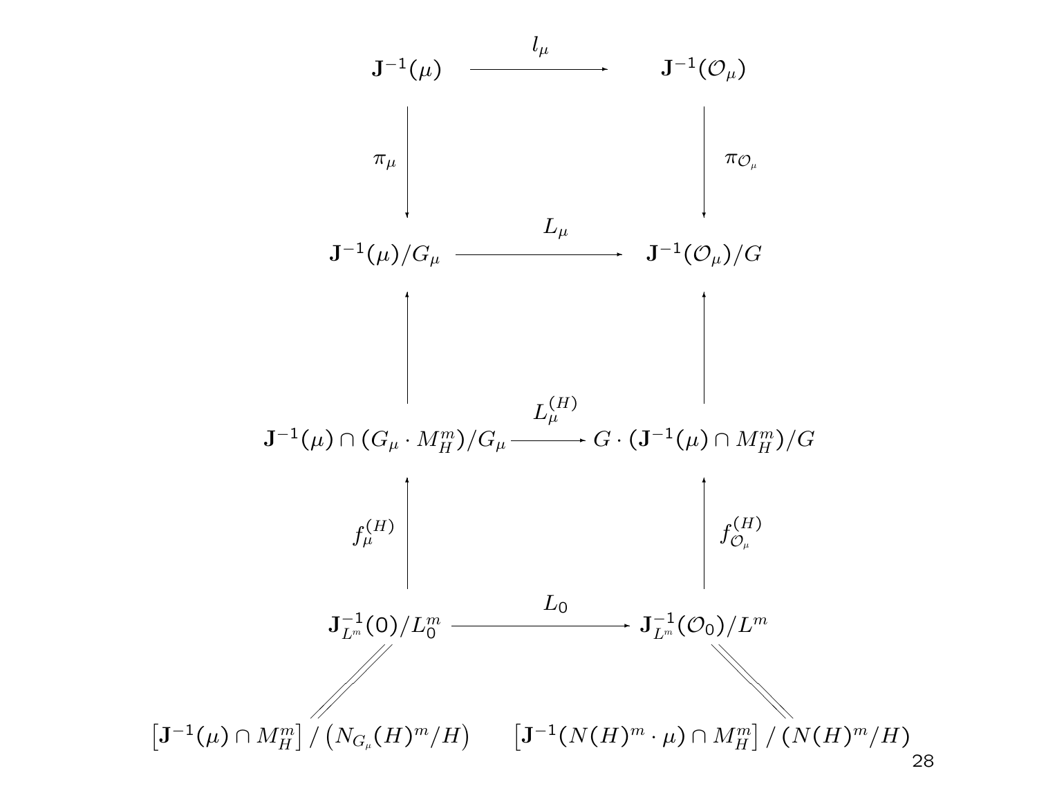$$
\begin{array}{ccc}
\mathbf{J}^{-1}(\mu) & \xrightarrow{\quad l_\mu \quad} & \mathbf{J}^{-1}(\mathcal{O}_\mu) \\
\Big\downarrow \pi_\mu & & \Big\downarrow \pi_{\mathcal{O}_\mu} \\
\mathbf{J}^{-1}(\mu)/G_\mu & \xrightarrow{\quad L_\mu \quad} & \mathbf{J}^{-1}(\mathcal{O}_\mu)/G \\
\Big\uparrow & & \Big\uparrow \\
\mathbf{J}^{-1}(\mu) \cap (G_\mu \cdot M_H^m)/G_\mu & \xrightarrow{\quad L_\mu^{(H)} \quad} & G \cdot (\mathbf{J}^{-1}(\mu) \cap M_H^m)/G \\
\Big\uparrow f_\mu^{(H)} & & \Big\uparrow f_{\mathcal{O}_\mu}^{(H)} \\
\mathbf{J}_{L^m}^{-1}(0)/L_0^m & \xrightarrow{\quad L_0 \quad} & \mathbf{J}_{L^m}^{-1}(\mathcal{O}_0)/L^m \\
\Big\Vert & & \Big\Vert \\
\left[\mathbf{J}^{-1}(\mu) \cap M_H^m\right] / \left(N_{G_\mu}(H)^m/H\right) & & \left[\mathbf{J}^{-1}(N(H)^m \cdot \mu) \cap M_H^m\right] / \left(N(H)^m/H\right)
\end{array}
$$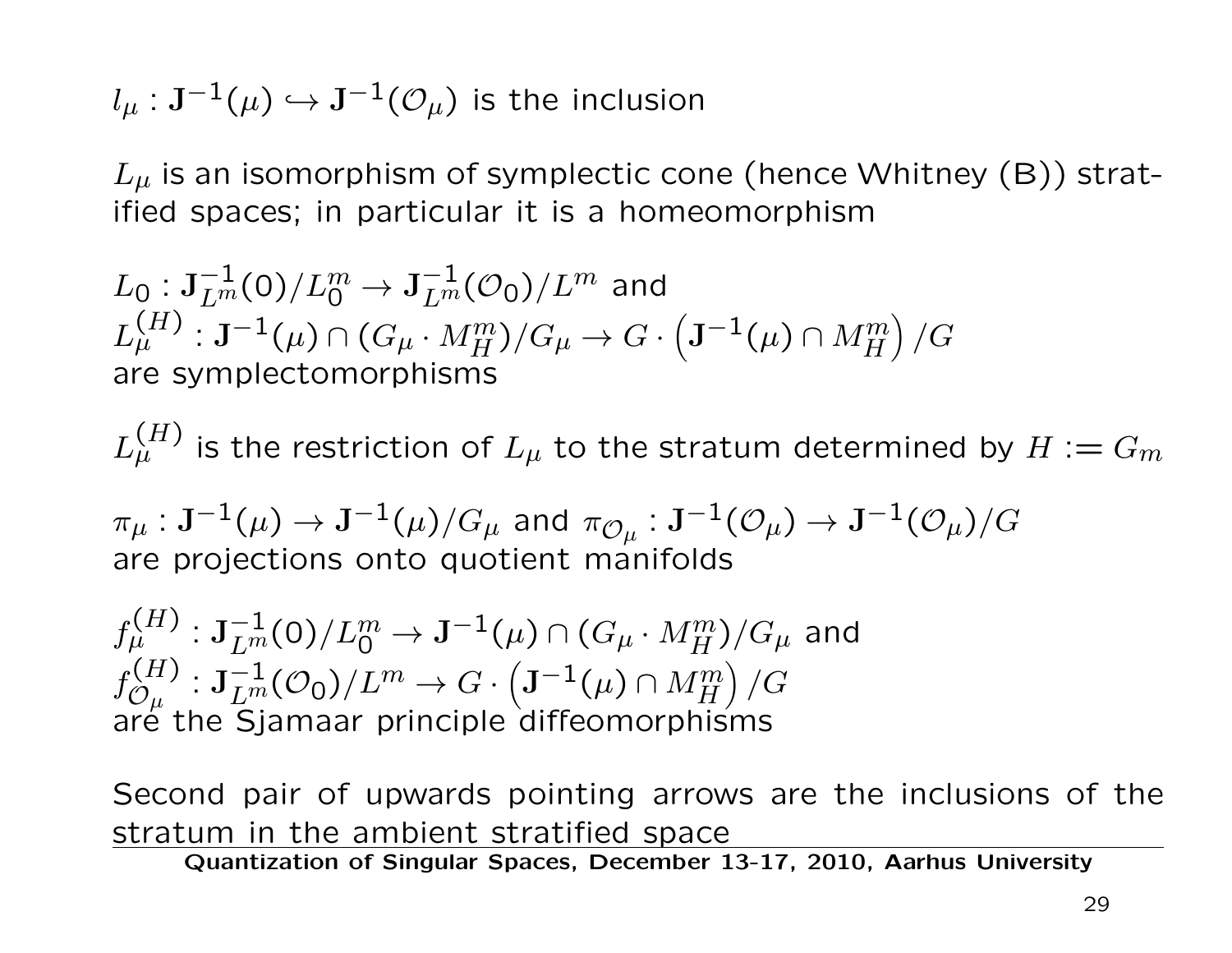$l_\mu : \mathbf{J}^{-1}(\mu) \hookrightarrow \mathbf{J}^{-1}(\mathcal{O}_\mu)$ is the inclusion

$L_\mu$ is an isomorphism of symplectic cone (hence Whitney (B)) stratified spaces; in particular it is a homeomorphism

$L_0 : \mathbf{J}^{-1}_{L^m}(0)/L^m_0 \to \mathbf{J}^{-1}_{L^m}(\mathcal{O}_0)/L^m$ and
$L^{(H)}_\mu : \mathbf{J}^{-1}(\mu) \cap (G_\mu \cdot M^m_H)/G_\mu \to G \cdot \left(\mathbf{J}^{-1}(\mu) \cap M^m_H\right)/G$
are symplectomorphisms

$L^{(H)}_\mu$ is the restriction of $L_\mu$ to the stratum determined by $H := G_m$

$\pi_\mu : \mathbf{J}^{-1}(\mu) \to \mathbf{J}^{-1}(\mu)/G_\mu$ and $\pi_{\mathcal{O}_\mu} : \mathbf{J}^{-1}(\mathcal{O}_\mu) \to \mathbf{J}^{-1}(\mathcal{O}_\mu)/G$
are projections onto quotient manifolds

$f^{(H)}_\mu : \mathbf{J}^{-1}_{L^m}(0)/L^m_0 \to \mathbf{J}^{-1}(\mu) \cap (G_\mu \cdot M^m_H)/G_\mu$ and
$f^{(H)}_{\mathcal{O}_\mu} : \mathbf{J}^{-1}_{L^m}(\mathcal{O}_0)/L^m \to G \cdot \left(\mathbf{J}^{-1}(\mu) \cap M^m_H\right)/G$
are the Sjamaar principle diffeomorphisms

Second pair of upwards pointing arrows are the inclusions of the stratum in the ambient stratified space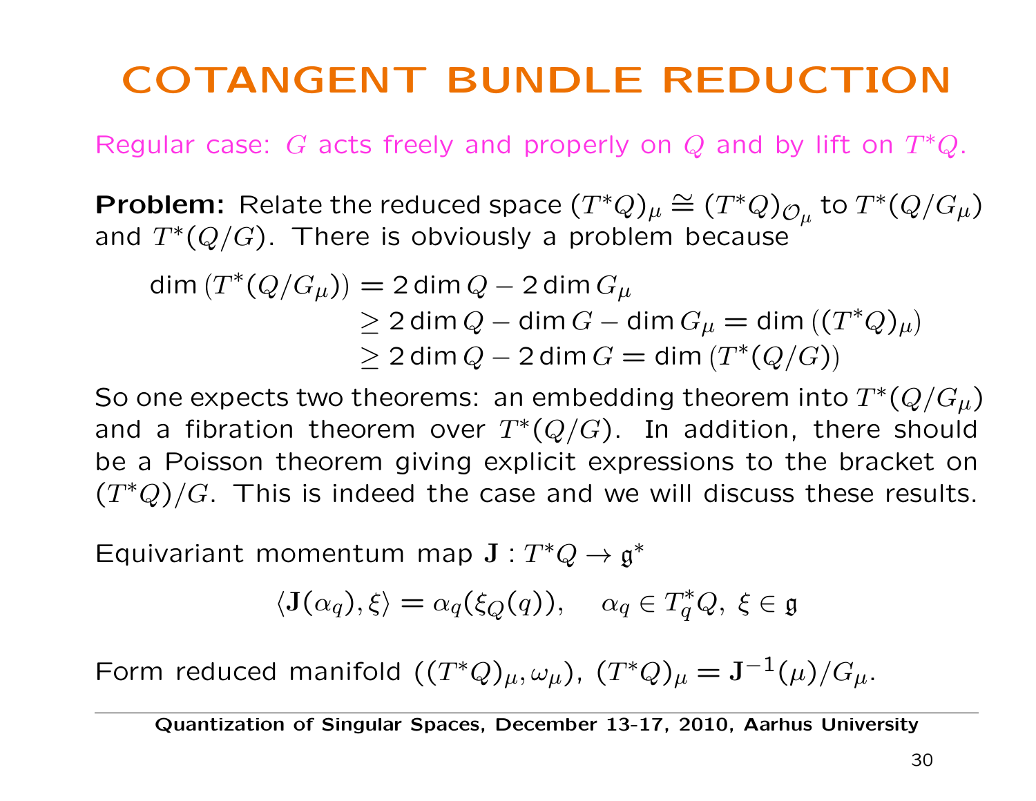# COTANGENT BUNDLE REDUCTION

Regular case: $G$ acts freely and properly on $Q$ and by lift on $T^*Q$.

**Problem:** Relate the reduced space $(T^*Q)_\mu \cong (T^*Q)_{\mathcal{O}_\mu}$ to $T^*(Q/G_\mu)$ and $T^*(Q/G)$. There is obviously a problem because

$$
\begin{aligned}
\dim\left(T^*(Q/G_\mu)\right) &= 2\dim Q - 2\dim G_\mu \\
&\geq 2\dim Q - \dim G - \dim G_\mu = \dim\left((T^*Q)_\mu\right) \\
&\geq 2\dim Q - 2\dim G = \dim\left(T^*(Q/G)\right)
\end{aligned}
$$

So one expects two theorems: an embedding theorem into $T^*(Q/G_\mu)$ and a fibration theorem over $T^*(Q/G)$. In addition, there should be a Poisson theorem giving explicit expressions to the bracket on $(T^*Q)/G$. This is indeed the case and we will discuss these results.

Equivariant momentum map $\mathbf{J} : T^*Q \to \mathfrak{g}^*$

$$
\langle \mathbf{J}(\alpha_q), \xi \rangle = \alpha_q(\xi_Q(q)), \quad \alpha_q \in T_q^*Q, \ \xi \in \mathfrak{g}
$$

Form reduced manifold $((T^*Q)_\mu, \omega_\mu)$, $(T^*Q)_\mu = \mathbf{J}^{-1}(\mu)/G_\mu$.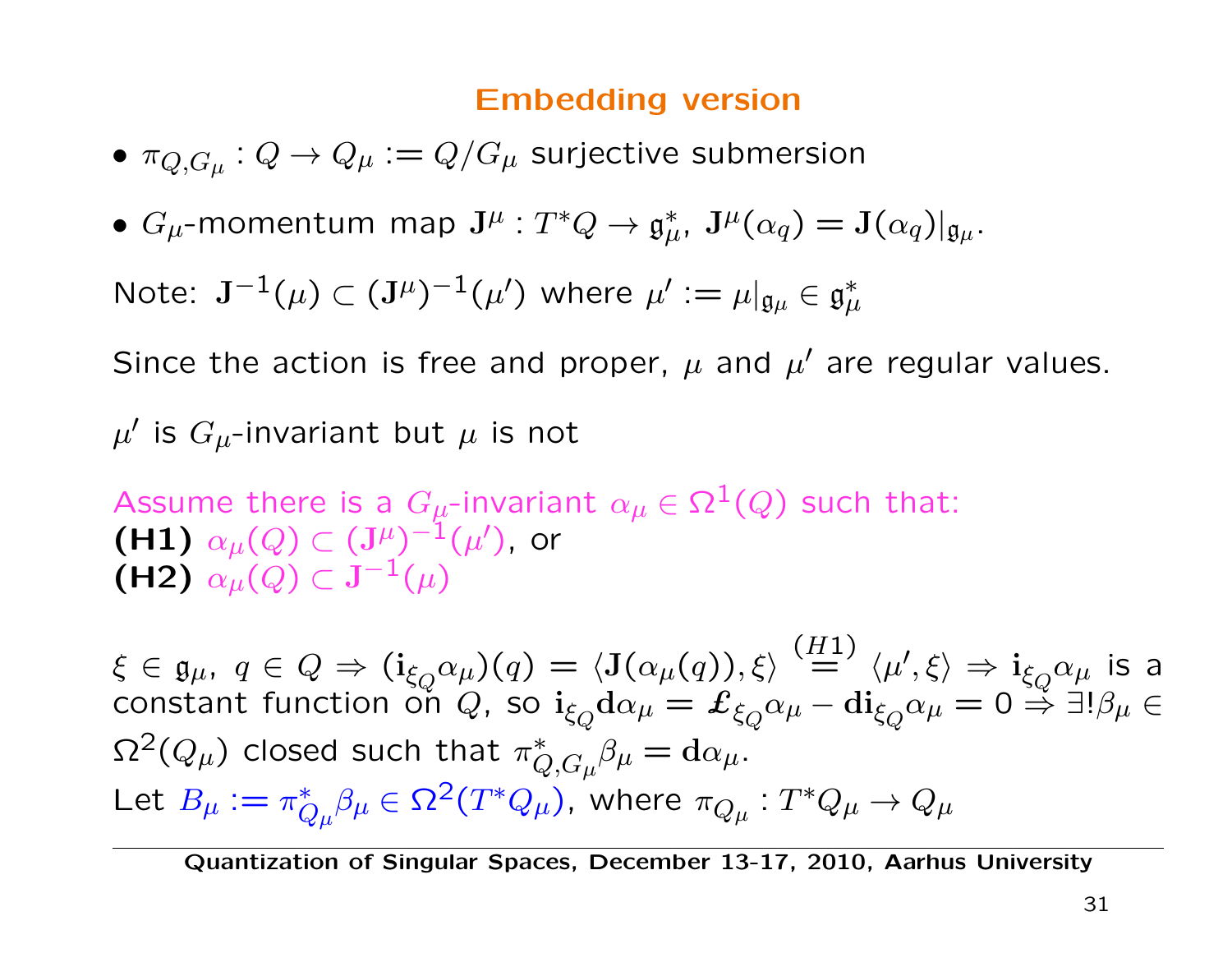## Embedding version

- $\pi_{Q,G_\mu} : Q \to Q_\mu := Q/G_\mu$ surjective submersion
- $G_\mu$-momentum map $\mathbf{J}^\mu : T^*Q \to \mathfrak{g}_\mu^*$, $\mathbf{J}^\mu(\alpha_q) = \mathbf{J}(\alpha_q)|_{\mathfrak{g}_\mu}$.

Note: $\mathbf{J}^{-1}(\mu) \subset (\mathbf{J}^\mu)^{-1}(\mu')$ where $\mu' := \mu|_{\mathfrak{g}_\mu} \in \mathfrak{g}_\mu^*$

Since the action is free and proper, $\mu$ and $\mu'$ are regular values.

$\mu'$ is $G_\mu$-invariant but $\mu$ is not

Assume there is a $G_\mu$-invariant $\alpha_\mu \in \Omega^1(Q)$ such that:
**(H1)** $\alpha_\mu(Q) \subset (\mathbf{J}^\mu)^{-1}(\mu')$, or
**(H2)** $\alpha_\mu(Q) \subset \mathbf{J}^{-1}(\mu)$

$\xi \in \mathfrak{g}_\mu$, $q \in Q \Rightarrow (\mathbf{i}_{\xi_Q}\alpha_\mu)(q) = \langle \mathbf{J}(\alpha_\mu(q)), \xi\rangle \overset{(H1)}{=} \langle \mu', \xi\rangle \Rightarrow \mathbf{i}_{\xi_Q}\alpha_\mu$ is a constant function on $Q$, so $\mathbf{i}_{\xi_Q}\mathbf{d}\alpha_\mu = \pounds_{\xi_Q}\alpha_\mu - \mathbf{d}\mathbf{i}_{\xi_Q}\alpha_\mu = 0 \Rightarrow \exists! \beta_\mu \in \Omega^2(Q_\mu)$ closed such that $\pi_{Q,G_\mu}^*\beta_\mu = \mathbf{d}\alpha_\mu$.
Let $B_\mu := \pi_{Q_\mu}^*\beta_\mu \in \Omega^2(T^*Q_\mu)$, where $\pi_{Q_\mu} : T^*Q_\mu \to Q_\mu$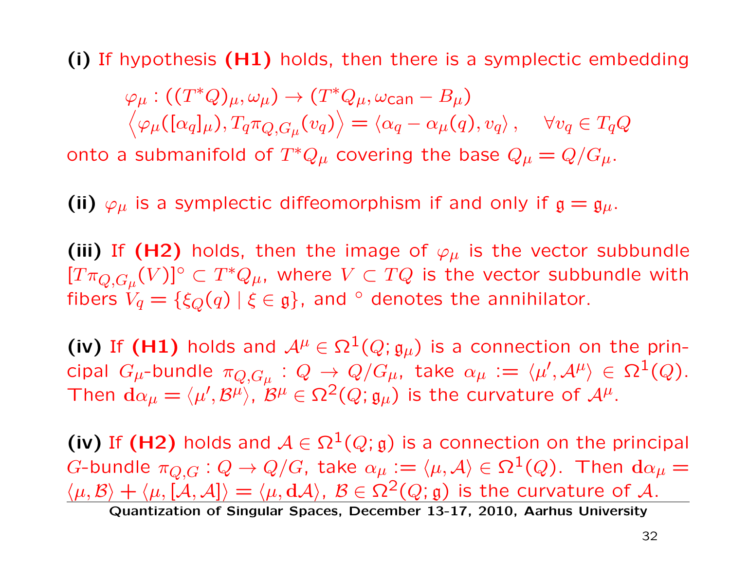**(i)** If hypothesis **(H1)** holds, then there is a symplectic embedding

$$\varphi_\mu : ((T^*Q)_\mu, \omega_\mu) \to (T^*Q_\mu, \omega_{\mathsf{can}} - B_\mu)$$
$$\left\langle \varphi_\mu([\alpha_q]_\mu), T_q\pi_{Q,G_\mu}(v_q) \right\rangle = \langle \alpha_q - \alpha_\mu(q), v_q \rangle , \quad \forall v_q \in T_qQ$$

onto a submanifold of $T^*Q_\mu$ covering the base $Q_\mu = Q/G_\mu$.

**(ii)** $\varphi_\mu$ is a symplectic diffeomorphism if and only if $\mathfrak{g} = \mathfrak{g}_\mu$.

**(iii)** If **(H2)** holds, then the image of $\varphi_\mu$ is the vector subbundle $[T\pi_{Q,G_\mu}(V)]^\circ \subset T^*Q_\mu$, where $V \subset TQ$ is the vector subbundle with fibers $V_q = \{\xi_Q(q) \mid \xi \in \mathfrak{g}\}$, and $^\circ$ denotes the annihilator.

**(iv)** If **(H1)** holds and $\mathcal{A}^\mu \in \Omega^1(Q; \mathfrak{g}_\mu)$ is a connection on the principal $G_\mu$-bundle $\pi_{Q,G_\mu} : Q \to Q/G_\mu$, take $\alpha_\mu := \langle \mu', \mathcal{A}^\mu \rangle \in \Omega^1(Q)$. Then $\mathbf{d}\alpha_\mu = \langle \mu', \mathcal{B}^\mu \rangle$, $\mathcal{B}^\mu \in \Omega^2(Q; \mathfrak{g}_\mu)$ is the curvature of $\mathcal{A}^\mu$.

**(iv)** If **(H2)** holds and $\mathcal{A} \in \Omega^1(Q; \mathfrak{g})$ is a connection on the principal $G$-bundle $\pi_{Q,G} : Q \to Q/G$, take $\alpha_\mu := \langle \mu, \mathcal{A} \rangle \in \Omega^1(Q)$. Then $\mathbf{d}\alpha_\mu = \langle \mu, \mathcal{B} \rangle + \langle \mu, [\mathcal{A}, \mathcal{A}] \rangle = \langle \mu, \mathbf{d}\mathcal{A} \rangle$, $\mathcal{B} \in \Omega^2(Q; \mathfrak{g})$ is the curvature of $\mathcal{A}$.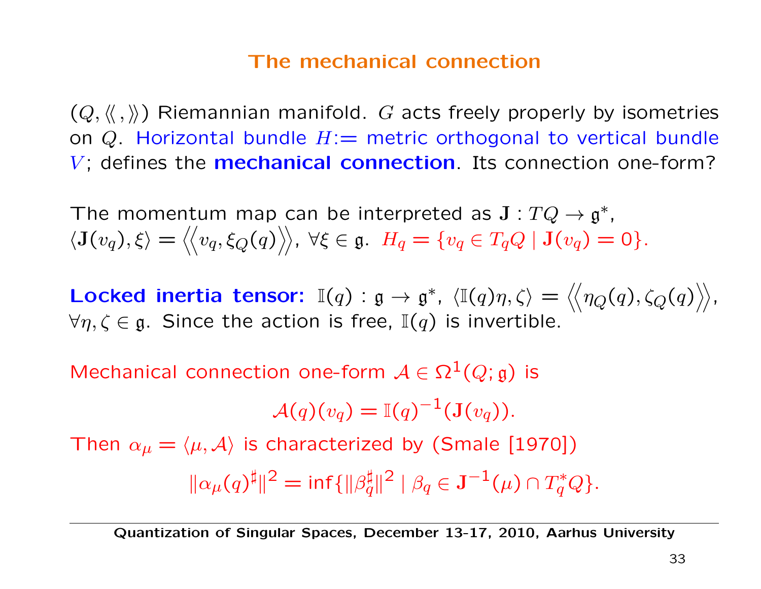## The mechanical connection

$(Q, \langle\!\langle\, , \rangle\!\rangle)$ Riemannian manifold. $G$ acts freely properly by isometries on $Q$. Horizontal bundle $H$:= metric orthogonal to vertical bundle $V$; defines the **mechanical connection**. Its connection one-form?

The momentum map can be interpreted as $\mathbf{J} : TQ \to \mathfrak{g}^*$, $\langle \mathbf{J}(v_q), \xi \rangle = \left\langle\!\left\langle v_q, \xi_Q(q) \right\rangle\!\right\rangle$, $\forall \xi \in \mathfrak{g}$. $H_q = \{v_q \in T_qQ \mid \mathbf{J}(v_q) = 0\}$.

**Locked inertia tensor:** $\mathbb{I}(q) : \mathfrak{g} \to \mathfrak{g}^*$, $\langle \mathbb{I}(q)\eta, \zeta \rangle = \left\langle\!\left\langle \eta_Q(q), \zeta_Q(q) \right\rangle\!\right\rangle$, $\forall \eta, \zeta \in \mathfrak{g}$. Since the action is free, $\mathbb{I}(q)$ is invertible.

Mechanical connection one-form $\mathcal{A} \in \Omega^1(Q; \mathfrak{g})$ is

$$\mathcal{A}(q)(v_q) = \mathbb{I}(q)^{-1}(\mathbf{J}(v_q)).$$

Then $\alpha_\mu = \langle \mu, \mathcal{A} \rangle$ is characterized by (Smale [1970])

$$\|\alpha_\mu(q)^\sharp\|^2 = \inf\{\|\beta_q^\sharp\|^2 \mid \beta_q \in \mathbf{J}^{-1}(\mu) \cap T_q^*Q\}.$$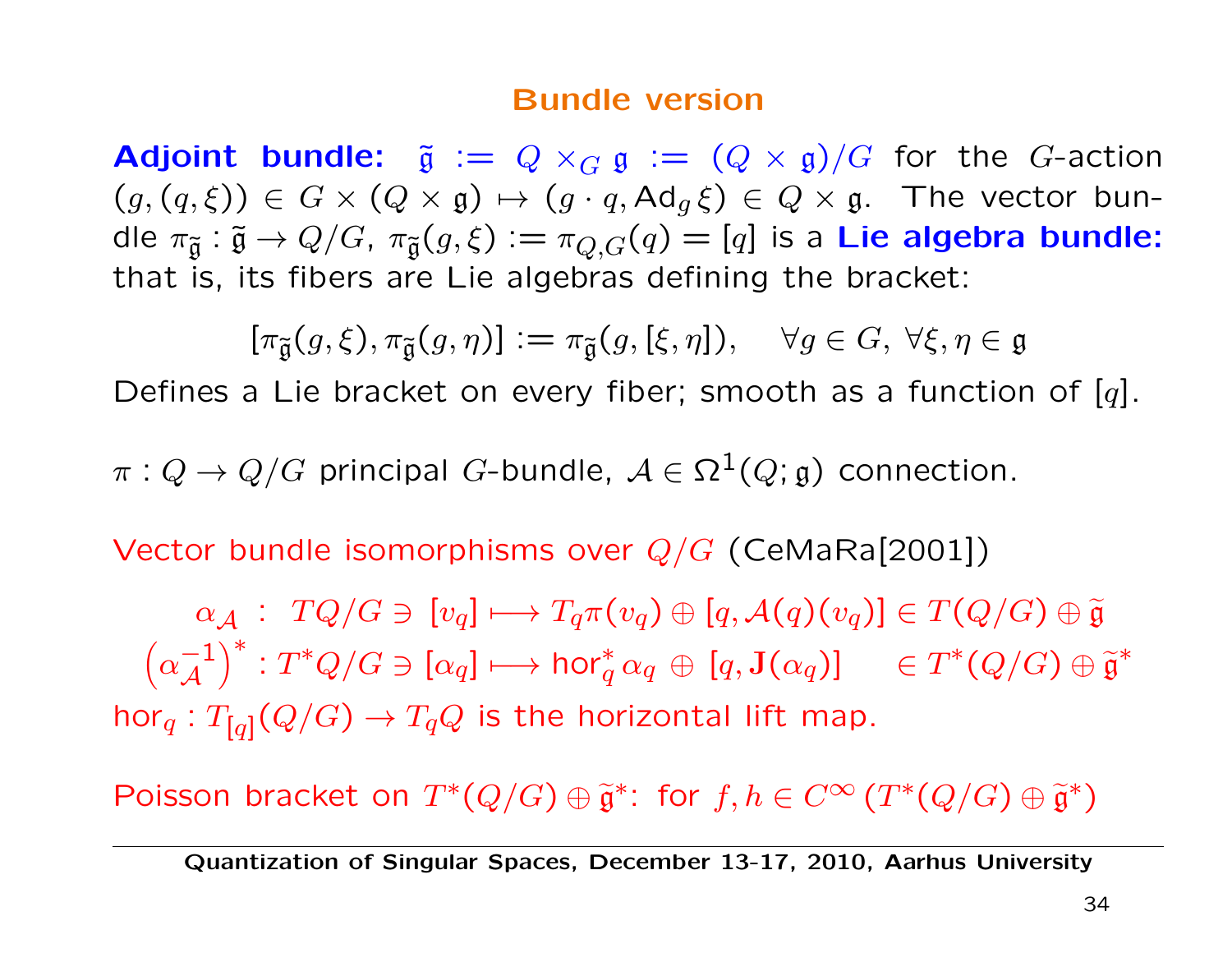## Bundle version

**Adjoint bundle:** $\tilde{\mathfrak{g}} := Q \times_G \mathfrak{g} := (Q \times \mathfrak{g})/G$ for the $G$-action $(g, (q, \xi)) \in G \times (Q \times \mathfrak{g}) \mapsto (g \cdot q, \mathrm{Ad}_g \xi) \in Q \times \mathfrak{g}$. The vector bundle $\pi_{\tilde{\mathfrak{g}}} : \tilde{\mathfrak{g}} \to Q/G$, $\pi_{\tilde{\mathfrak{g}}}(g, \xi) := \pi_{Q,G}(q) = [q]$ is a **Lie algebra bundle:** that is, its fibers are Lie algebras defining the bracket:

$$[\pi_{\tilde{\mathfrak{g}}}(g, \xi), \pi_{\tilde{\mathfrak{g}}}(g, \eta)] := \pi_{\tilde{\mathfrak{g}}}(g, [\xi, \eta]), \quad \forall g \in G, \ \forall \xi, \eta \in \mathfrak{g}$$

Defines a Lie bracket on every fiber; smooth as a function of $[q]$.

$\pi : Q \to Q/G$ principal $G$-bundle, $\mathcal{A} \in \Omega^1(Q; \mathfrak{g})$ connection.

Vector bundle isomorphisms over $Q/G$ (CeMaRa[2001])

$$\alpha_{\mathcal{A}} \ : \ TQ/G \ni [v_q] \longmapsto T_q\pi(v_q) \oplus [q, \mathcal{A}(q)(v_q)] \in T(Q/G) \oplus \tilde{\mathfrak{g}}$$

$$\left(\alpha_{\mathcal{A}}^{-1}\right)^* : T^*Q/G \ni [\alpha_q] \longmapsto \mathrm{hor}_q^* \alpha_q \oplus [q, \mathbf{J}(\alpha_q)] \quad \in T^*(Q/G) \oplus \tilde{\mathfrak{g}}^*$$

$\mathrm{hor}_q : T_{[q]}(Q/G) \to T_qQ$ is the horizontal lift map.

Poisson bracket on $T^*(Q/G) \oplus \tilde{\mathfrak{g}}^*$: for $f, h \in C^\infty\left(T^*(Q/G) \oplus \tilde{\mathfrak{g}}^*\right)$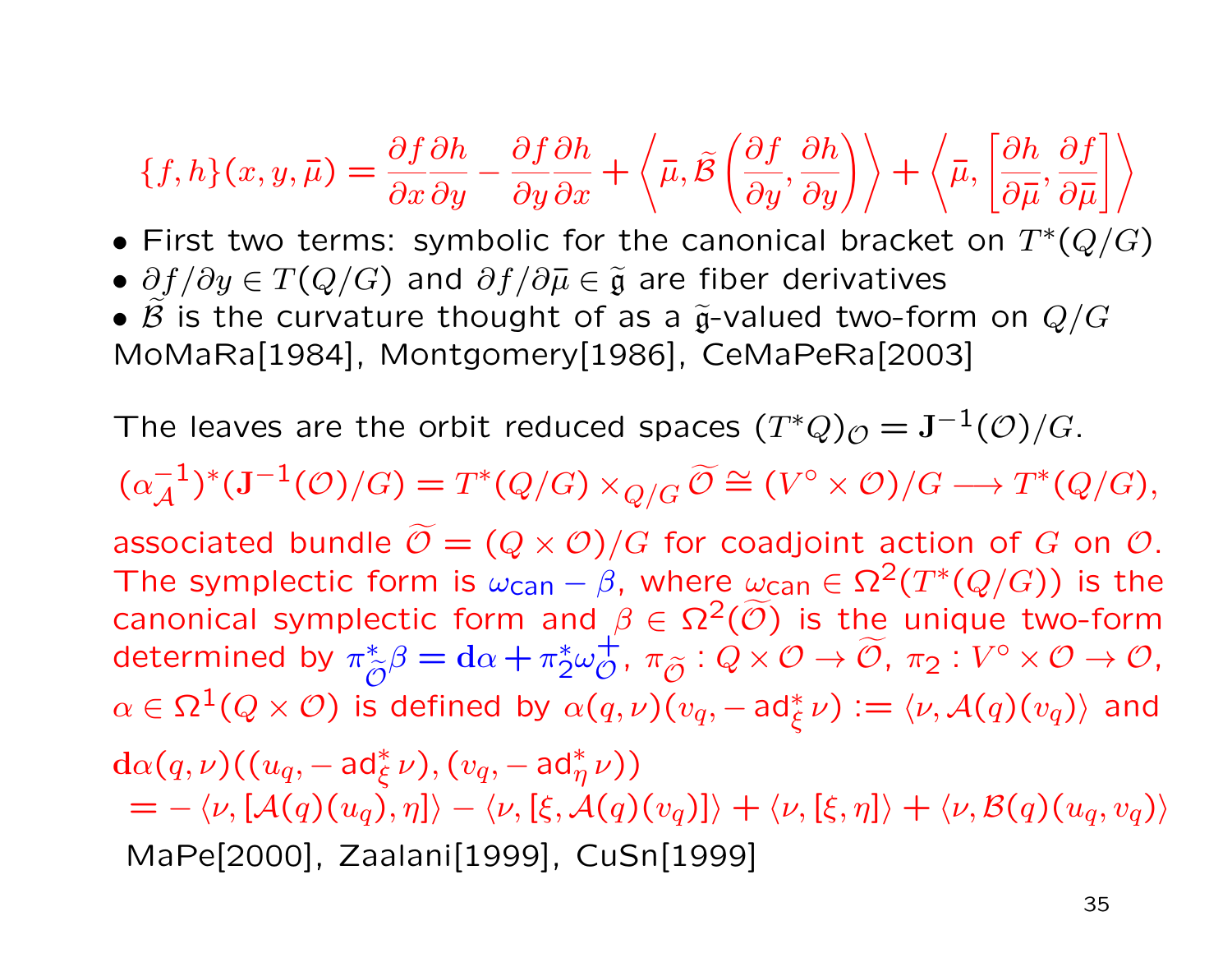$$\{f,h\}(x,y,\bar{\mu}) = \frac{\partial f}{\partial x}\frac{\partial h}{\partial y} - \frac{\partial f}{\partial y}\frac{\partial h}{\partial x} + \left\langle \bar{\mu}, \widetilde{\mathcal{B}}\left(\frac{\partial f}{\partial y}, \frac{\partial h}{\partial y}\right)\right\rangle + \left\langle \bar{\mu}, \left[\frac{\partial h}{\partial \bar{\mu}}, \frac{\partial f}{\partial \bar{\mu}}\right]\right\rangle$$

- First two terms: symbolic for the canonical bracket on $T^*(Q/G)$
- $\partial f/\partial y \in T(Q/G)$ and $\partial f/\partial \bar{\mu} \in \widetilde{\mathfrak{g}}$ are fiber derivatives
- $\widetilde{\mathcal{B}}$ is the curvature thought of as a $\widetilde{\mathfrak{g}}$-valued two-form on $Q/G$

MoMaRa[1984], Montgomery[1986], CeMaPeRa[2003]

The leaves are the orbit reduced spaces $(T^*Q)_{\mathcal{O}} = \mathbf{J}^{-1}(\mathcal{O})/G$.

$(\alpha_{\mathcal{A}}^{-1})^*(\mathbf{J}^{-1}(\mathcal{O})/G) = T^*(Q/G) \times_{Q/G} \widetilde{\mathcal{O}} \cong (V^\circ \times \mathcal{O})/G \longrightarrow T^*(Q/G)$,

associated bundle $\widetilde{\mathcal{O}} = (Q \times \mathcal{O})/G$ for coadjoint action of $G$ on $\mathcal{O}$. The symplectic form is $\omega_{\text{can}} - \beta$, where $\omega_{\text{can}} \in \Omega^2(T^*(Q/G))$ is the canonical symplectic form and $\beta \in \Omega^2(\widetilde{\mathcal{O}})$ is the unique two-form determined by $\pi_{\widetilde{\mathcal{O}}}^*\beta = \mathbf{d}\alpha + \pi_2^*\omega_{\mathcal{O}}^+$, $\pi_{\widetilde{\mathcal{O}}} : Q \times \mathcal{O} \to \widetilde{\mathcal{O}}$, $\pi_2 : V^\circ \times \mathcal{O} \to \mathcal{O}$, $\alpha \in \Omega^1(Q \times \mathcal{O})$ is defined by $\alpha(q,\nu)(v_q, -\operatorname{ad}_\xi^*\nu) := \langle \nu, \mathcal{A}(q)(v_q)\rangle$ and

$$\begin{aligned}
&\mathbf{d}\alpha(q,\nu)((u_q, -\operatorname{ad}_\xi^*\nu),(v_q,-\operatorname{ad}_\eta^*\nu)) \\
&\quad = -\langle \nu, [\mathcal{A}(q)(u_q), \eta]\rangle - \langle \nu, [\xi, \mathcal{A}(q)(v_q)]\rangle + \langle \nu, [\xi,\eta]\rangle + \langle \nu, \mathcal{B}(q)(u_q,v_q)\rangle
\end{aligned}$$

MaPe[2000], Zaalani[1999], CuSn[1999]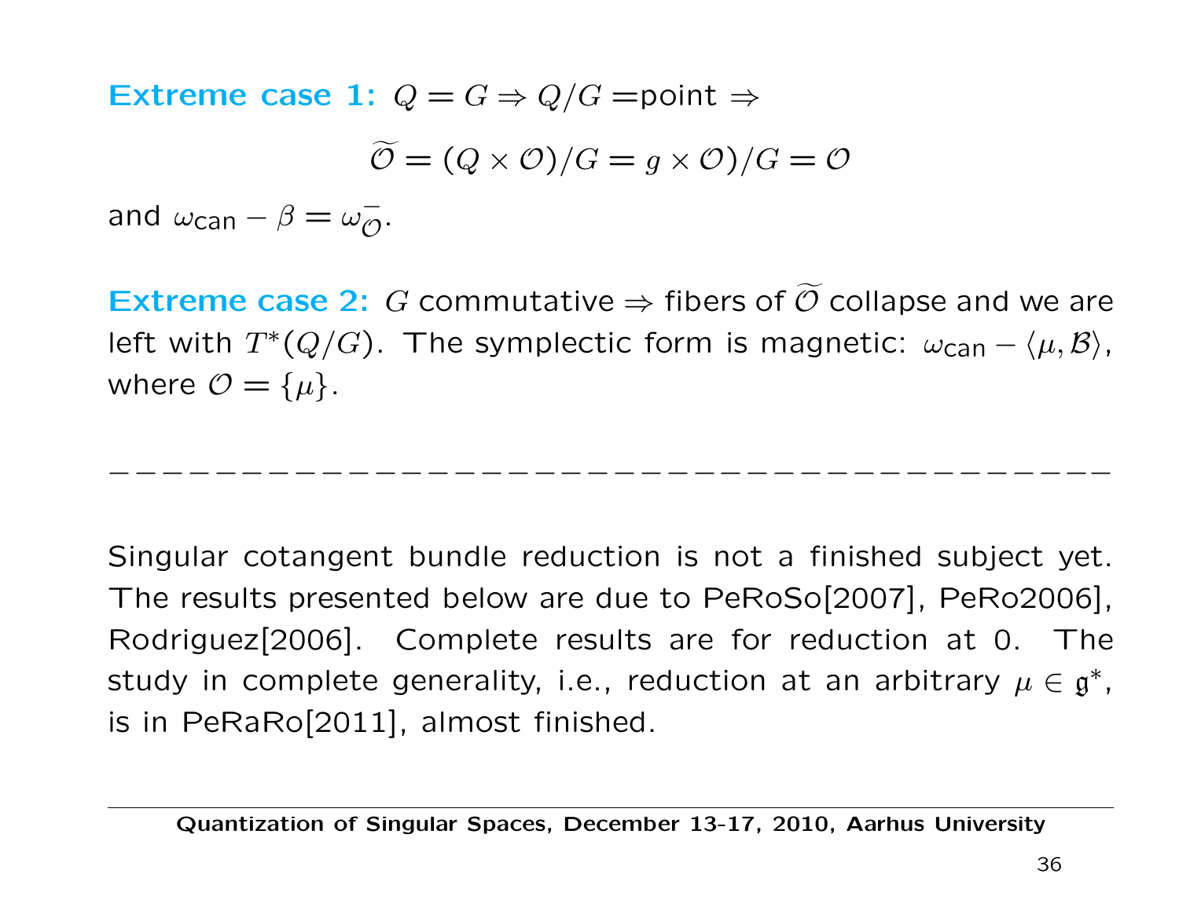**Extreme case 1:** $Q = G \Rightarrow Q/G =$point $\Rightarrow$

$$\widetilde{\mathcal{O}} = (Q \times \mathcal{O})/G = g \times \mathcal{O})/G = \mathcal{O}$$

and $\omega_{\text{can}} - \beta = \omega^{-}_{\mathcal{O}}$.

**Extreme case 2:** $G$ commutative $\Rightarrow$ fibers of $\widetilde{\mathcal{O}}$ collapse and we are left with $T^*(Q/G)$. The symplectic form is magnetic: $\omega_{\text{can}} - \langle \mu, \mathcal{B} \rangle$, where $\mathcal{O} = \{\mu\}$.

---

Singular cotangent bundle reduction is not a finished subject yet. The results presented below are due to PeRoSo[2007], PeRo2006], Rodriguez[2006]. Complete results are for reduction at 0. The study in complete generality, i.e., reduction at an arbitrary $\mu \in \mathfrak{g}^*$, is in PeRaRo[2011], almost finished.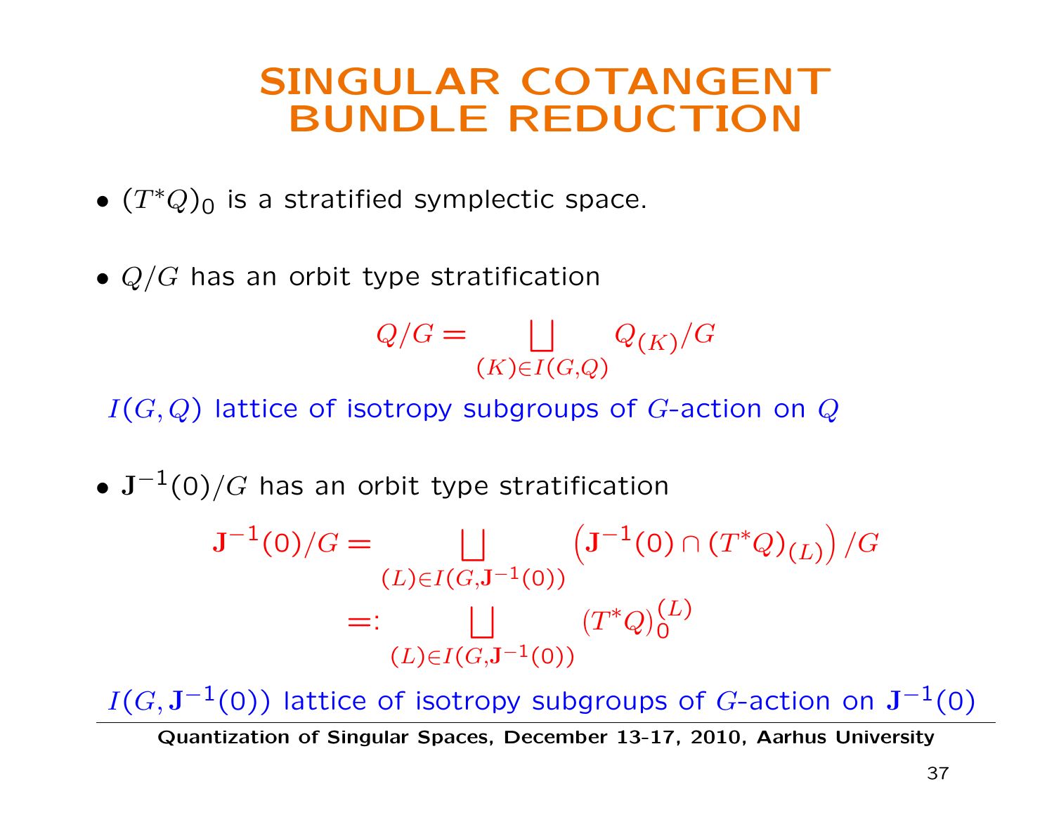# SINGULAR COTANGENT BUNDLE REDUCTION

- $(T^*Q)_0$ is a stratified symplectic space.

- $Q/G$ has an orbit type stratification

$$Q/G = \bigsqcup_{(K)\in I(G,Q)} Q_{(K)}/G$$

$I(G,Q)$ lattice of isotropy subgroups of $G$-action on $Q$

- $\mathbf{J}^{-1}(0)/G$ has an orbit type stratification

$$\begin{aligned}
\mathbf{J}^{-1}(0)/G &= \bigsqcup_{(L)\in I(G,\mathbf{J}^{-1}(0))} \left(\mathbf{J}^{-1}(0) \cap (T^*Q)_{(L)}\right)/G \\
&=: \bigsqcup_{(L)\in I(G,\mathbf{J}^{-1}(0))} (T^*Q)_0^{(L)}
\end{aligned}$$

$I(G,\mathbf{J}^{-1}(0))$ lattice of isotropy subgroups of $G$-action on $\mathbf{J}^{-1}(0)$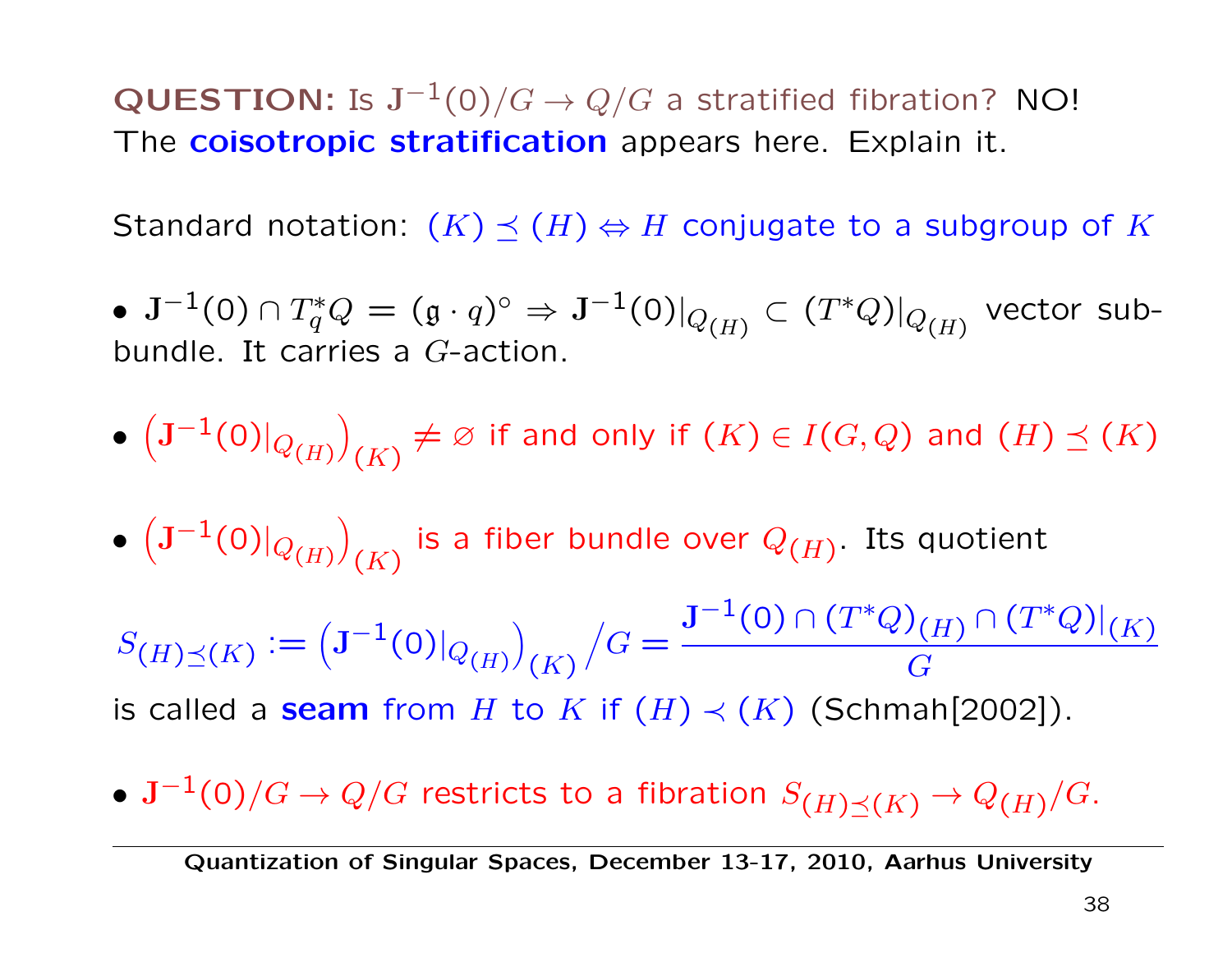**QUESTION:** Is $\mathbf{J}^{-1}(0)/G \to Q/G$ a stratified fibration? NO! The **coisotropic stratification** appears here. Explain it.

Standard notation: $(K) \preceq (H) \Leftrightarrow H$ conjugate to a subgroup of $K$

- $\mathbf{J}^{-1}(0) \cap T_q^*Q = (\mathfrak{g} \cdot q)^\circ \Rightarrow \mathbf{J}^{-1}(0)|_{Q_{(H)}} \subset (T^*Q)|_{Q_{(H)}}$ vector subbundle. It carries a $G$-action.

- $\left(\mathbf{J}^{-1}(0)|_{Q_{(H)}}\right)_{(K)} \neq \varnothing$ if and only if $(K) \in I(G,Q)$ and $(H) \preceq (K)$

- $\left(\mathbf{J}^{-1}(0)|_{Q_{(H)}}\right)_{(K)}$ is a fiber bundle over $Q_{(H)}$. Its quotient

$$S_{(H)\preceq(K)} := \left(\mathbf{J}^{-1}(0)|_{Q_{(H)}}\right)_{(K)} \big/ G = \frac{\mathbf{J}^{-1}(0) \cap (T^*Q)_{(H)} \cap (T^*Q)|_{(K)}}{G}$$

is called a **seam** from $H$ to $K$ if $(H) \prec (K)$ (Schmah[2002]).

- $\mathbf{J}^{-1}(0)/G \to Q/G$ restricts to a fibration $S_{(H)\preceq(K)} \to Q_{(H)}/G$.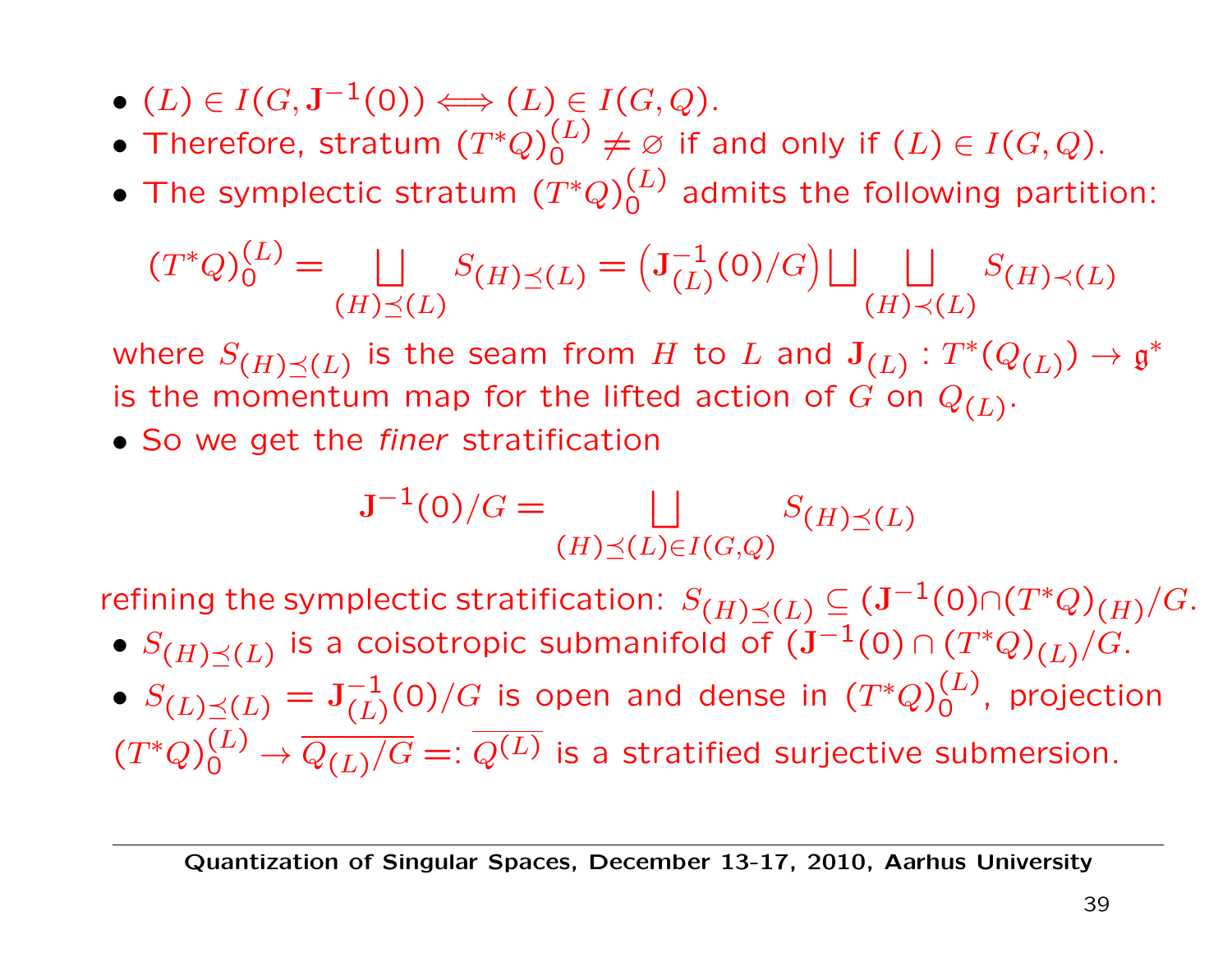- $(L) \in I(G, \mathbf{J}^{-1}(0)) \Longleftrightarrow (L) \in I(G,Q)$.
- Therefore, stratum $(T^*Q)_0^{(L)} \neq \varnothing$ if and only if $(L) \in I(G,Q)$.
- The symplectic stratum $(T^*Q)_0^{(L)}$ admits the following partition:

$$(T^*Q)_0^{(L)} = \bigsqcup_{(H)\preceq(L)} S_{(H)\preceq(L)} = \left(\mathbf{J}_{(L)}^{-1}(0)/G\right) \bigsqcup \bigsqcup_{(H)\prec(L)} S_{(H)\prec(L)}$$

where $S_{(H)\preceq(L)}$ is the seam from $H$ to $L$ and $\mathbf{J}_{(L)} : T^*(Q_{(L)}) \to \mathfrak{g}^*$ is the momentum map for the lifted action of $G$ on $Q_{(L)}$.

- So we get the *finer* stratification

$$\mathbf{J}^{-1}(0)/G = \bigsqcup_{(H)\preceq(L)\in I(G,Q)} S_{(H)\preceq(L)}$$

refining the symplectic stratification: $S_{(H)\preceq(L)} \subseteq (\mathbf{J}^{-1}(0) \cap (T^*Q)_{(H)}/G$.

- $S_{(H)\preceq(L)}$ is a coisotropic submanifold of $(\mathbf{J}^{-1}(0) \cap (T^*Q)_{(L)}/G$.
- $S_{(L)\preceq(L)} = \mathbf{J}_{(L)}^{-1}(0)/G$ is open and dense in $(T^*Q)_0^{(L)}$, projection $(T^*Q)_0^{(L)} \to \overline{Q_{(L)}/G} =: \overline{Q^{(L)}}$ is a stratified surjective submersion.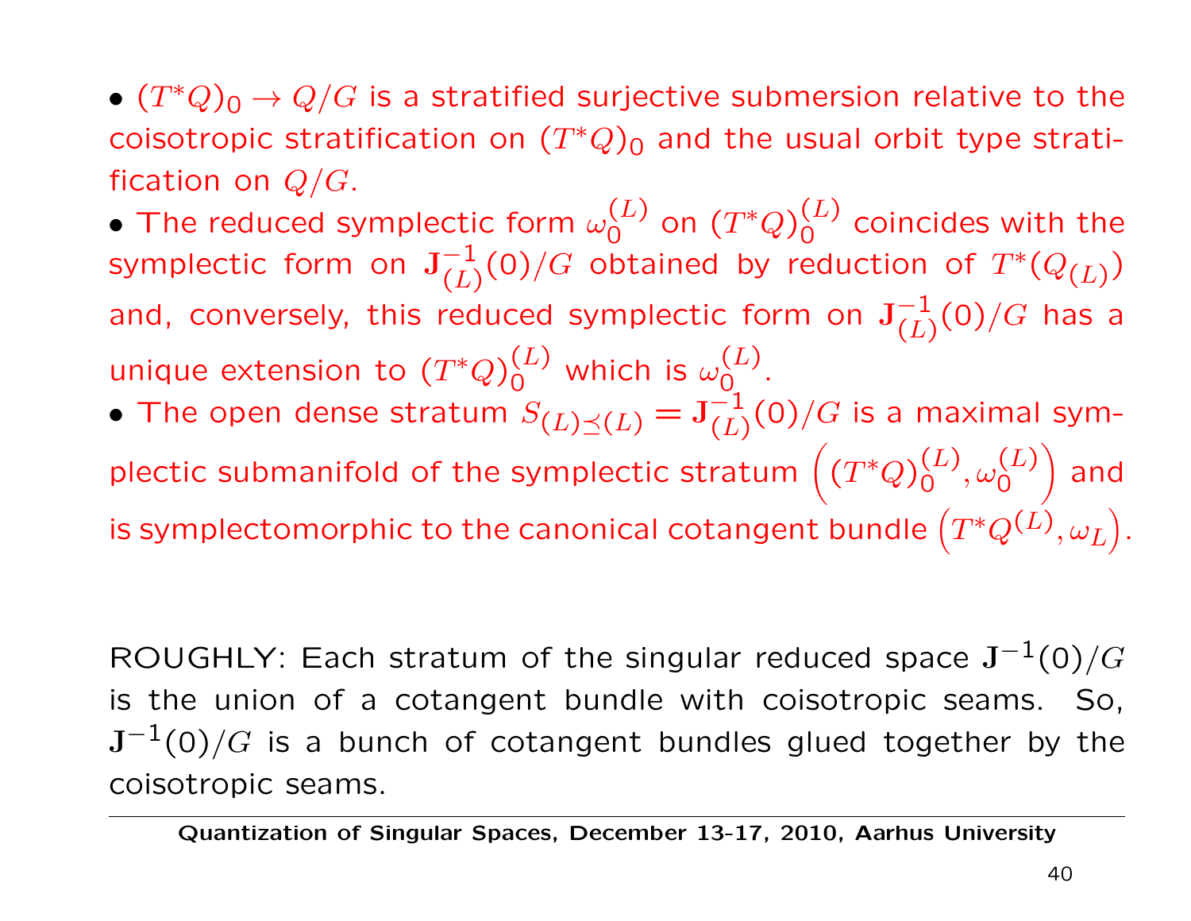- $(T^*Q)_0 \to Q/G$ is a stratified surjective submersion relative to the coisotropic stratification on $(T^*Q)_0$ and the usual orbit type stratification on $Q/G$.
- The reduced symplectic form $\omega_0^{(L)}$ on $(T^*Q)_0^{(L)}$ coincides with the symplectic form on $\mathbf{J}_{(L)}^{-1}(0)/G$ obtained by reduction of $T^*(Q_{(L)})$ and, conversely, this reduced symplectic form on $\mathbf{J}_{(L)}^{-1}(0)/G$ has a unique extension to $(T^*Q)_0^{(L)}$ which is $\omega_0^{(L)}$.
- The open dense stratum $S_{(L)\preceq(L)} = \mathbf{J}_{(L)}^{-1}(0)/G$ is a maximal symplectic submanifold of the symplectic stratum $\left((T^*Q)_0^{(L)}, \omega_0^{(L)}\right)$ and is symplectomorphic to the canonical cotangent bundle $\left(T^*Q^{(L)}, \omega_L\right)$.

ROUGHLY: Each stratum of the singular reduced space $\mathbf{J}^{-1}(0)/G$ is the union of a cotangent bundle with coisotropic seams. So, $\mathbf{J}^{-1}(0)/G$ is a bunch of cotangent bundles glued together by the coisotropic seams.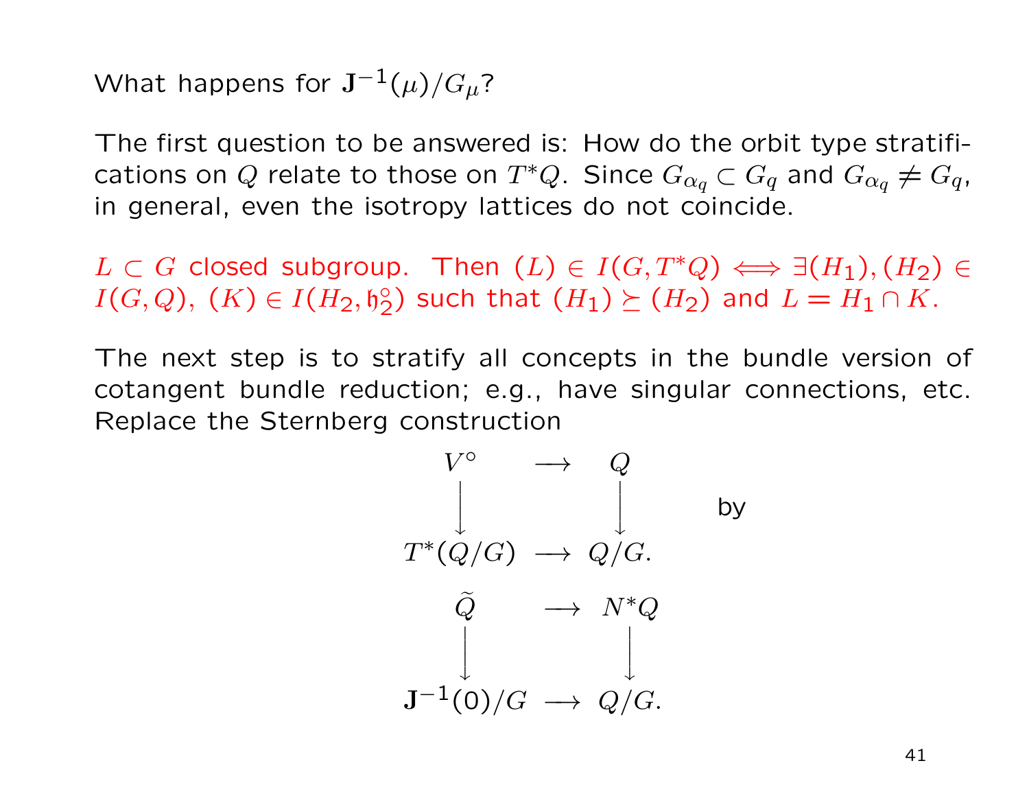What happens for $\mathbf{J}^{-1}(\mu)/G_\mu$?

The first question to be answered is: How do the orbit type stratifications on $Q$ relate to those on $T^*Q$. Since $G_{\alpha_q} \subset G_q$ and $G_{\alpha_q} \neq G_q$, in general, even the isotropy lattices do not coincide.

$L \subset G$ closed subgroup. Then $(L) \in I(G, T^*Q) \iff \exists (H_1), (H_2) \in I(G, Q)$, $(K) \in I(H_2, \mathfrak{h}_2^\circ)$ such that $(H_1) \succeq (H_2)$ and $L = H_1 \cap K$.

The next step is to stratify all concepts in the bundle version of cotangent bundle reduction; e.g., have singular connections, etc. Replace the Sternberg construction

$$
\begin{array}{ccc}
V^\circ & \longrightarrow & Q \\
\Big\downarrow & & \Big\downarrow \\
T^*(Q/G) & \longrightarrow & Q/G.
\end{array}
\qquad \text{by}
$$

$$
\begin{array}{ccc}
\widetilde{Q} & \longrightarrow & N^*Q \\
\Big\downarrow & & \Big\downarrow \\
\mathbf{J}^{-1}(0)/G & \longrightarrow & Q/G.
\end{array}
$$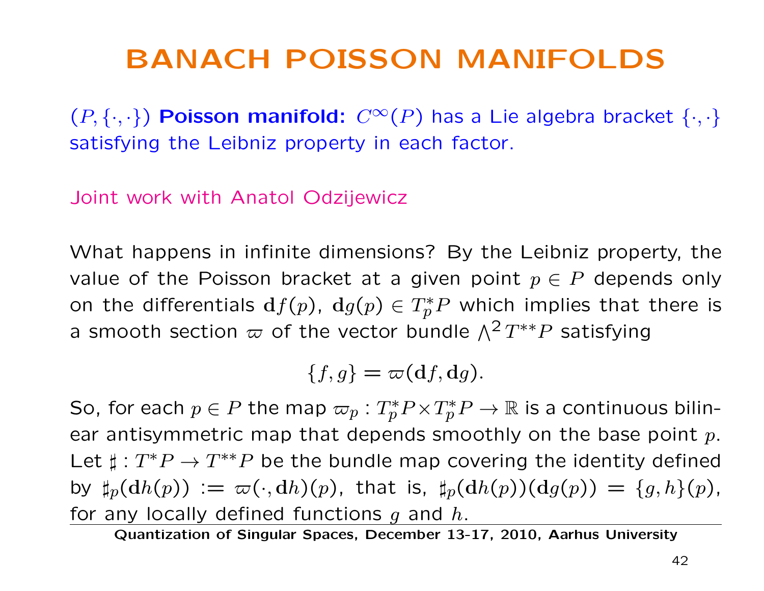# BANACH POISSON MANIFOLDS

$(P, \{\cdot,\cdot\})$ **Poisson manifold:** $C^\infty(P)$ has a Lie algebra bracket $\{\cdot,\cdot\}$ satisfying the Leibniz property in each factor.

Joint work with Anatol Odzijewicz

What happens in infinite dimensions? By the Leibniz property, the value of the Poisson bracket at a given point $p \in P$ depends only on the differentials $\mathbf{d}f(p)$, $\mathbf{d}g(p) \in T_p^*P$ which implies that there is a smooth section $\varpi$ of the vector bundle $\bigwedge^2 T^{**}P$ satisfying

$$\{f, g\} = \varpi(\mathbf{d}f, \mathbf{d}g).$$

So, for each $p \in P$ the map $\varpi_p : T_p^*P \times T_p^*P \to \mathbb{R}$ is a continuous bilinear antisymmetric map that depends smoothly on the base point $p$. Let $\sharp : T^*P \to T^{**}P$ be the bundle map covering the identity defined by $\sharp_p(\mathbf{d}h(p)) := \varpi(\cdot, \mathbf{d}h)(p)$, that is, $\sharp_p(\mathbf{d}h(p))(\mathbf{d}g(p)) = \{g, h\}(p)$, for any locally defined functions $g$ and $h$.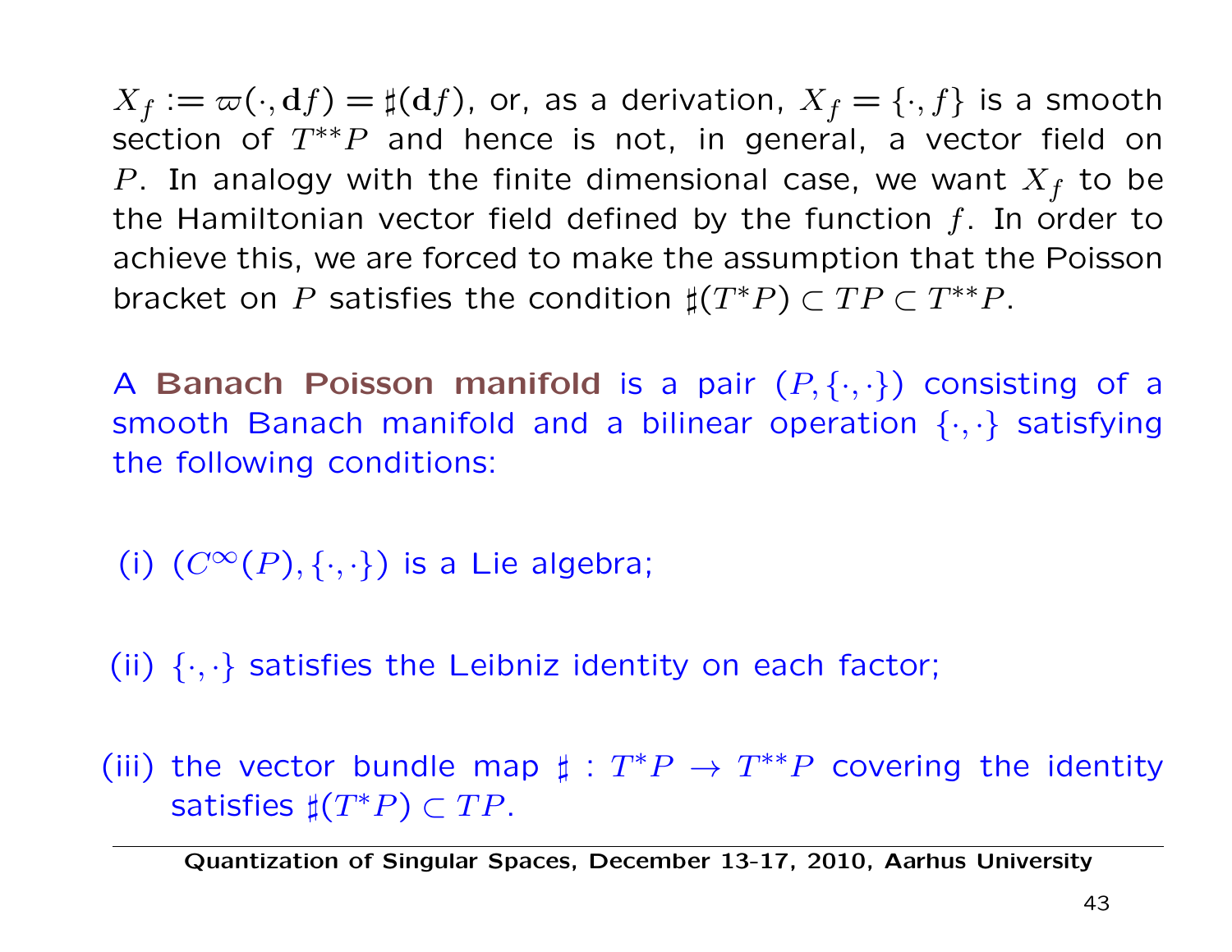$X_f := \varpi(\cdot, \mathbf{d}f) = \sharp(\mathbf{d}f)$, or, as a derivation, $X_f = \{\cdot, f\}$ is a smooth section of $T^{**}P$ and hence is not, in general, a vector field on $P$. In analogy with the finite dimensional case, we want $X_f$ to be the Hamiltonian vector field defined by the function $f$. In order to achieve this, we are forced to make the assumption that the Poisson bracket on $P$ satisfies the condition $\sharp(T^*P) \subset TP \subset T^{**}P$.

A **Banach Poisson manifold** is a pair $(P, \{\cdot, \cdot\})$ consisting of a smooth Banach manifold and a bilinear operation $\{\cdot, \cdot\}$ satisfying the following conditions:

(i) $(C^\infty(P), \{\cdot, \cdot\})$ is a Lie algebra;

(ii) $\{\cdot, \cdot\}$ satisfies the Leibniz identity on each factor;

(iii) the vector bundle map $\sharp : T^*P \to T^{**}P$ covering the identity satisfies $\sharp(T^*P) \subset TP$.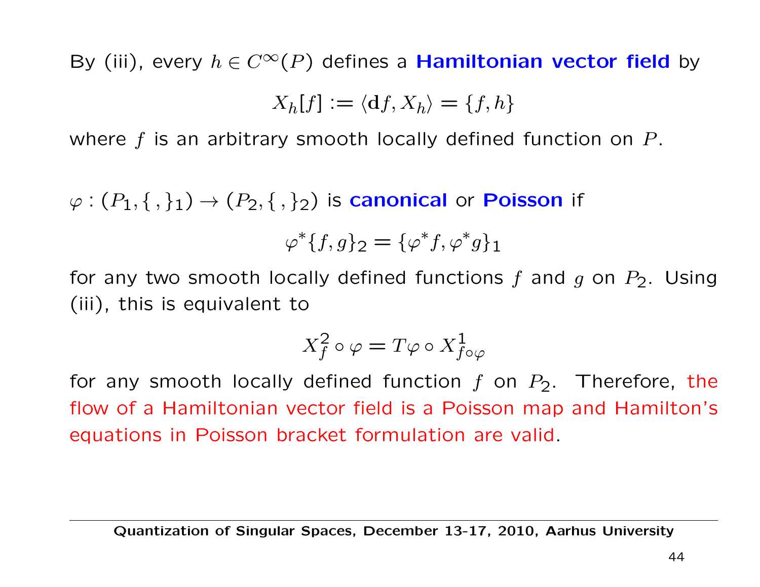By (iii), every $h \in C^\infty(P)$ defines a **Hamiltonian vector field** by

$$X_h[f] := \langle \mathbf{d}f, X_h \rangle = \{f, h\}$$

where $f$ is an arbitrary smooth locally defined function on $P$.

$\varphi : (P_1, \{\,,\}_1) \to (P_2, \{\,,\}_2)$ is **canonical** or **Poisson** if

$$\varphi^*\{f, g\}_2 = \{\varphi^* f, \varphi^* g\}_1$$

for any two smooth locally defined functions $f$ and $g$ on $P_2$. Using (iii), this is equivalent to

$$X_f^2 \circ \varphi = T\varphi \circ X_{f \circ \varphi}^1$$

for any smooth locally defined function $f$ on $P_2$. Therefore, the flow of a Hamiltonian vector field is a Poisson map and Hamilton's equations in Poisson bracket formulation are valid.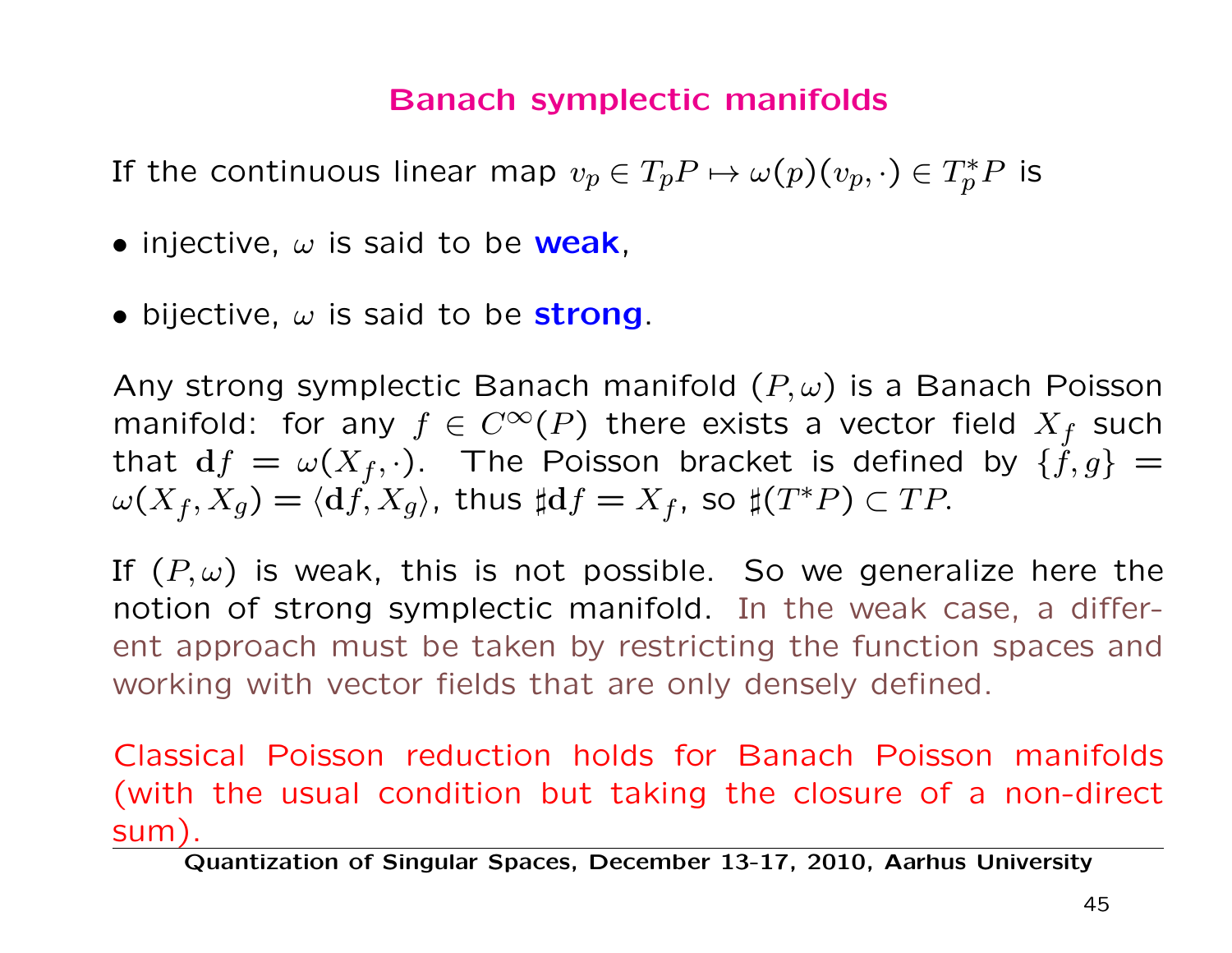## Banach symplectic manifolds

If the continuous linear map $v_p \in T_pP \mapsto \omega(p)(v_p, \cdot) \in T_p^*P$ is

- injective, $\omega$ is said to be **weak**,
- bijective, $\omega$ is said to be **strong**.

Any strong symplectic Banach manifold $(P, \omega)$ is a Banach Poisson manifold: for any $f \in C^\infty(P)$ there exists a vector field $X_f$ such that $\mathbf{d}f = \omega(X_f, \cdot)$. The Poisson bracket is defined by $\{f, g\} = \omega(X_f, X_g) = \langle \mathbf{d}f, X_g \rangle$, thus $\sharp \mathbf{d}f = X_f$, so $\sharp(T^*P) \subset TP$.

If $(P, \omega)$ is weak, this is not possible. So we generalize here the notion of strong symplectic manifold. In the weak case, a different approach must be taken by restricting the function spaces and working with vector fields that are only densely defined.

Classical Poisson reduction holds for Banach Poisson manifolds (with the usual condition but taking the closure of a non-direct sum).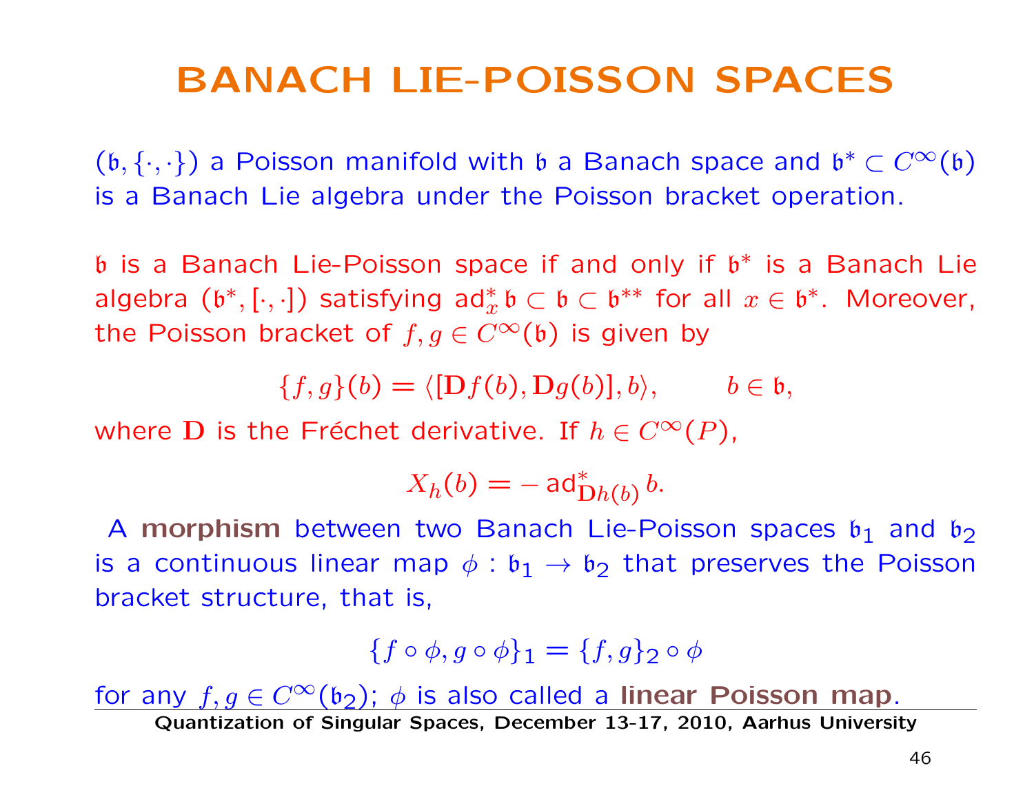# BANACH LIE-POISSON SPACES

$(\mathfrak{b}, \{\cdot, \cdot\})$ a Poisson manifold with $\mathfrak{b}$ a Banach space and $\mathfrak{b}^* \subset C^\infty(\mathfrak{b})$ is a Banach Lie algebra under the Poisson bracket operation.

$\mathfrak{b}$ is a Banach Lie-Poisson space if and only if $\mathfrak{b}^*$ is a Banach Lie algebra $(\mathfrak{b}^*, [\cdot, \cdot])$ satisfying $\operatorname{ad}^*_x \mathfrak{b} \subset \mathfrak{b} \subset \mathfrak{b}^{**}$ for all $x \in \mathfrak{b}^*$. Moreover, the Poisson bracket of $f, g \in C^\infty(\mathfrak{b})$ is given by

$$\{f, g\}(b) = \langle [\mathbf{D}f(b), \mathbf{D}g(b)], b \rangle, \qquad b \in \mathfrak{b},$$

where $\mathbf{D}$ is the Fréchet derivative. If $h \in C^\infty(P)$,

$$X_h(b) = -\operatorname{ad}^*_{\mathbf{D}h(b)} b.$$

A **morphism** between two Banach Lie-Poisson spaces $\mathfrak{b}_1$ and $\mathfrak{b}_2$ is a continuous linear map $\phi : \mathfrak{b}_1 \to \mathfrak{b}_2$ that preserves the Poisson bracket structure, that is,

$$\{f \circ \phi, g \circ \phi\}_1 = \{f, g\}_2 \circ \phi$$

for any $f, g \in C^\infty(\mathfrak{b}_2)$; $\phi$ is also called a **linear Poisson map**.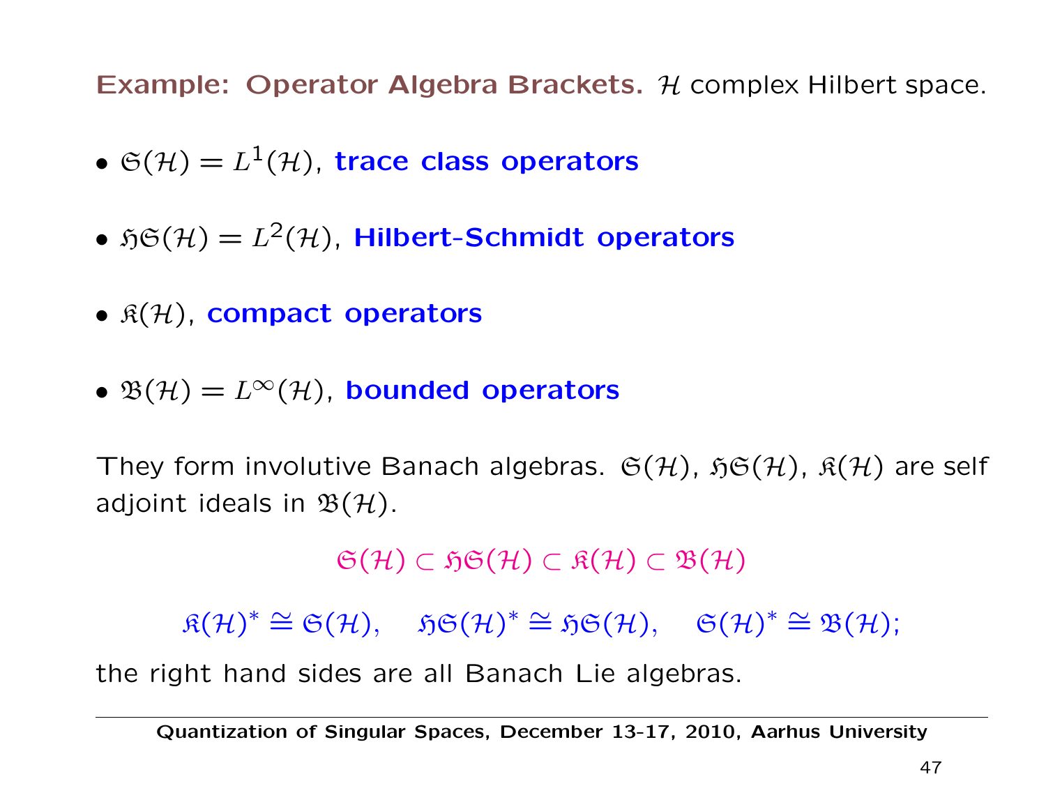**Example: Operator Algebra Brackets.** $\mathcal{H}$ complex Hilbert space.

- $\mathfrak{S}(\mathcal{H}) = L^1(\mathcal{H})$, **trace class operators**
- $\mathfrak{HS}(\mathcal{H}) = L^2(\mathcal{H})$, **Hilbert-Schmidt operators**
- $\mathfrak{K}(\mathcal{H})$, **compact operators**
- $\mathfrak{B}(\mathcal{H}) = L^\infty(\mathcal{H})$, **bounded operators**

They form involutive Banach algebras. $\mathfrak{S}(\mathcal{H})$, $\mathfrak{HS}(\mathcal{H})$, $\mathfrak{K}(\mathcal{H})$ are self adjoint ideals in $\mathfrak{B}(\mathcal{H})$.

$$\mathfrak{S}(\mathcal{H}) \subset \mathfrak{HS}(\mathcal{H}) \subset \mathfrak{K}(\mathcal{H}) \subset \mathfrak{B}(\mathcal{H})$$

$$\mathfrak{K}(\mathcal{H})^* \cong \mathfrak{S}(\mathcal{H}), \quad \mathfrak{HS}(\mathcal{H})^* \cong \mathfrak{HS}(\mathcal{H}), \quad \mathfrak{S}(\mathcal{H})^* \cong \mathfrak{B}(\mathcal{H});$$

the right hand sides are all Banach Lie algebras.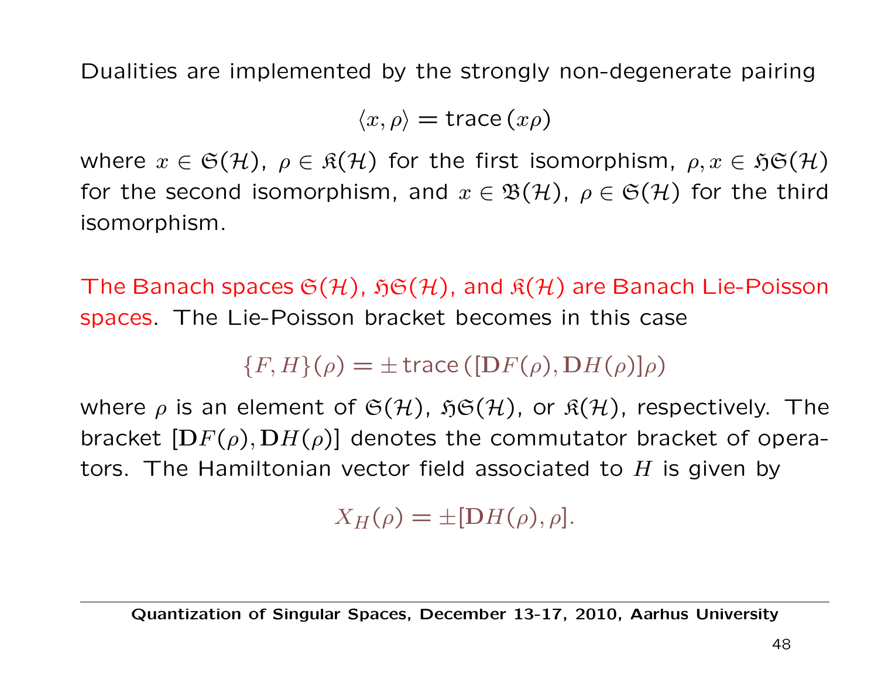Dualities are implemented by the strongly non-degenerate pairing

$$\langle x, \rho \rangle = \operatorname{trace}(x\rho)$$

where $x \in \mathfrak{S}(\mathcal{H})$, $\rho \in \mathfrak{K}(\mathcal{H})$ for the first isomorphism, $\rho, x \in \mathfrak{H}\mathfrak{S}(\mathcal{H})$ for the second isomorphism, and $x \in \mathfrak{B}(\mathcal{H})$, $\rho \in \mathfrak{S}(\mathcal{H})$ for the third isomorphism.

The Banach spaces $\mathfrak{S}(\mathcal{H})$, $\mathfrak{H}\mathfrak{S}(\mathcal{H})$, and $\mathfrak{K}(\mathcal{H})$ are Banach Lie-Poisson spaces. The Lie-Poisson bracket becomes in this case

$$\{F, H\}(\rho) = \pm \operatorname{trace}([\mathbf{D}F(\rho), \mathbf{D}H(\rho)]\rho)$$

where $\rho$ is an element of $\mathfrak{S}(\mathcal{H})$, $\mathfrak{H}\mathfrak{S}(\mathcal{H})$, or $\mathfrak{K}(\mathcal{H})$, respectively. The bracket $[\mathbf{D}F(\rho), \mathbf{D}H(\rho)]$ denotes the commutator bracket of operators. The Hamiltonian vector field associated to $H$ is given by

$$X_H(\rho) = \pm[\mathbf{D}H(\rho), \rho].$$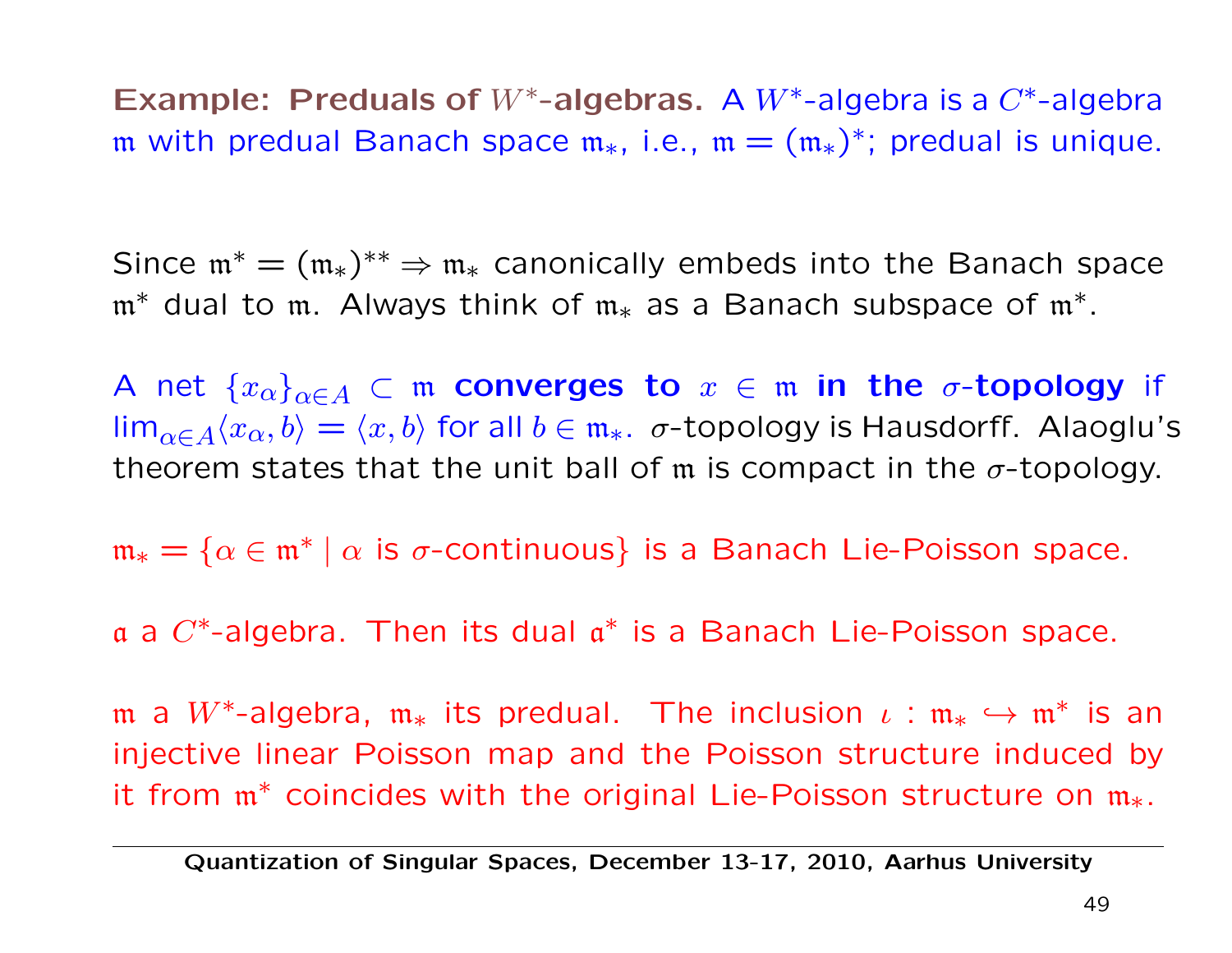**Example: Preduals of $W^*$-algebras.** A $W^*$-algebra is a $C^*$-algebra $\mathfrak{m}$ with predual Banach space $\mathfrak{m}_*$, i.e., $\mathfrak{m} = (\mathfrak{m}_*)^*$; predual is unique.

Since $\mathfrak{m}^* = (\mathfrak{m}_*)^{**} \Rightarrow \mathfrak{m}_*$ canonically embeds into the Banach space $\mathfrak{m}^*$ dual to $\mathfrak{m}$. Always think of $\mathfrak{m}_*$ as a Banach subspace of $\mathfrak{m}^*$.

A net $\{x_\alpha\}_{\alpha \in A} \subset \mathfrak{m}$ **converges to** $x \in \mathfrak{m}$ **in the $\sigma$-topology** if $\lim_{\alpha \in A} \langle x_\alpha, b \rangle = \langle x, b \rangle$ for all $b \in \mathfrak{m}_*$. $\sigma$-topology is Hausdorff. Alaoglu's theorem states that the unit ball of $\mathfrak{m}$ is compact in the $\sigma$-topology.

$\mathfrak{m}_* = \{\alpha \in \mathfrak{m}^* \mid \alpha \text{ is } \sigma\text{-continuous}\}$ is a Banach Lie-Poisson space.

$\mathfrak{a}$ a $C^*$-algebra. Then its dual $\mathfrak{a}^*$ is a Banach Lie-Poisson space.

$\mathfrak{m}$ a $W^*$-algebra, $\mathfrak{m}_*$ its predual. The inclusion $\iota : \mathfrak{m}_* \hookrightarrow \mathfrak{m}^*$ is an injective linear Poisson map and the Poisson structure induced by it from $\mathfrak{m}^*$ coincides with the original Lie-Poisson structure on $\mathfrak{m}_*$.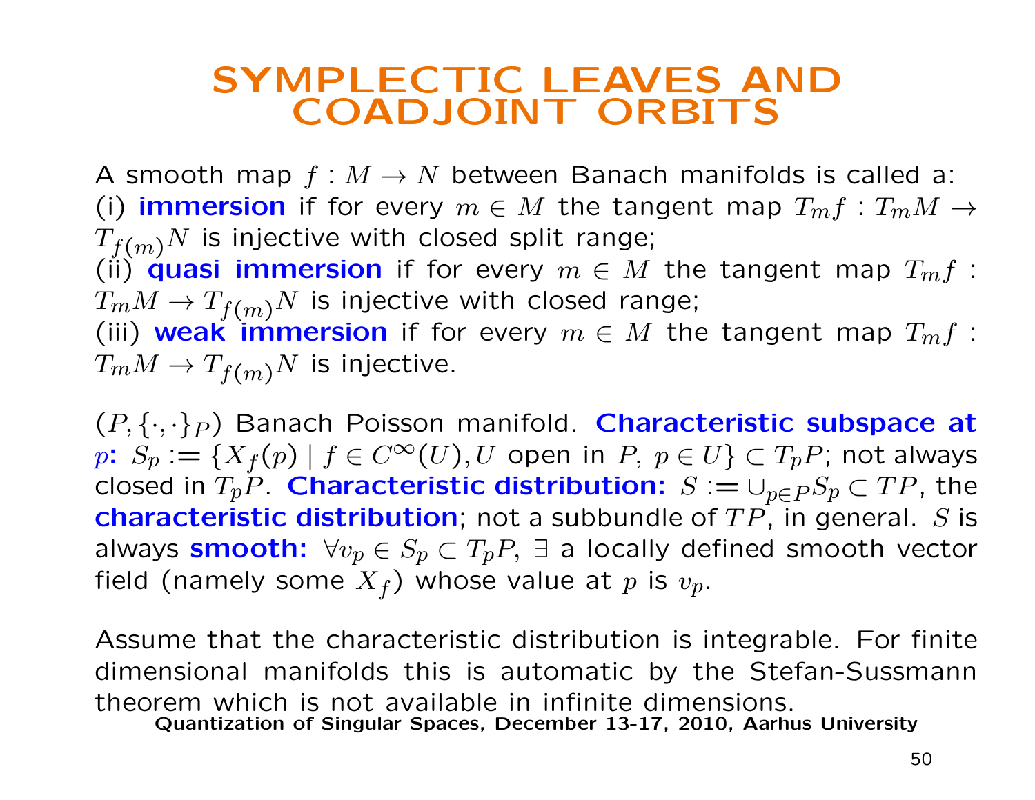# SYMPLECTIC LEAVES AND COADJOINT ORBITS

A smooth map $f : M \to N$ between Banach manifolds is called a:
(i) **immersion** if for every $m \in M$ the tangent map $T_m f : T_m M \to T_{f(m)} N$ is injective with closed split range;
(ii) **quasi immersion** if for every $m \in M$ the tangent map $T_m f : T_m M \to T_{f(m)} N$ is injective with closed range;
(iii) **weak immersion** if for every $m \in M$ the tangent map $T_m f : T_m M \to T_{f(m)} N$ is injective.

$(P, \{\cdot, \cdot\}_P)$ Banach Poisson manifold. **Characteristic subspace at $p$:** $S_p := \{X_f(p) \mid f \in C^\infty(U), U$ open in $P$, $p \in U\} \subset T_p P$; not always closed in $T_p P$. **Characteristic distribution:** $S := \cup_{p \in P} S_p \subset TP$, the **characteristic distribution**; not a subbundle of $TP$, in general. $S$ is always **smooth:** $\forall v_p \in S_p \subset T_p P$, $\exists$ a locally defined smooth vector field (namely some $X_f$) whose value at $p$ is $v_p$.

Assume that the characteristic distribution is integrable. For finite dimensional manifolds this is automatic by the Stefan-Sussmann theorem which is not available in infinite dimensions.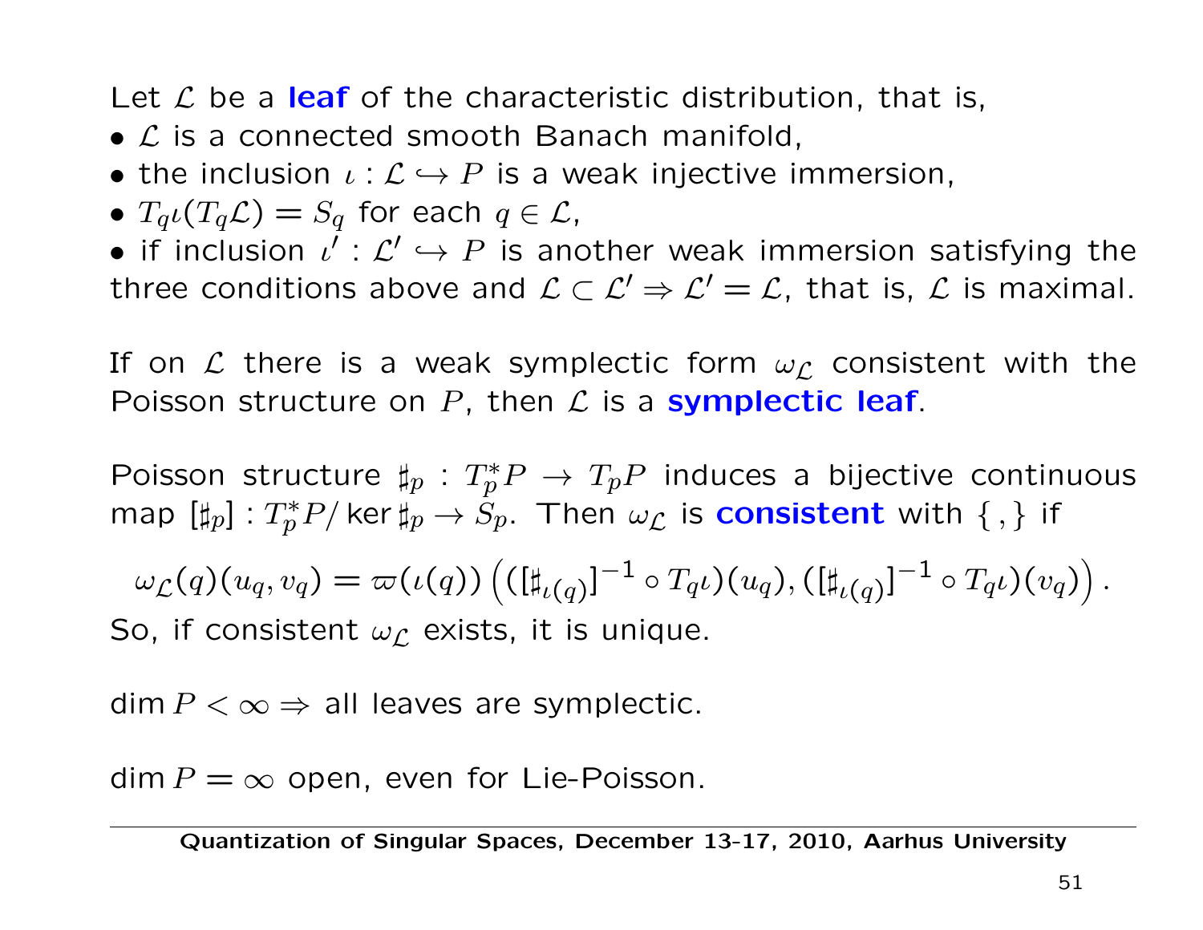Let $\mathcal{L}$ be a **leaf** of the characteristic distribution, that is,

- $\mathcal{L}$ is a connected smooth Banach manifold,
- the inclusion $\iota : \mathcal{L} \hookrightarrow P$ is a weak injective immersion,
- $T_q\iota(T_q\mathcal{L}) = S_q$ for each $q \in \mathcal{L}$,
- if inclusion $\iota' : \mathcal{L}' \hookrightarrow P$ is another weak immersion satisfying the three conditions above and $\mathcal{L} \subset \mathcal{L}' \Rightarrow \mathcal{L}' = \mathcal{L}$, that is, $\mathcal{L}$ is maximal.

If on $\mathcal{L}$ there is a weak symplectic form $\omega_{\mathcal{L}}$ consistent with the Poisson structure on $P$, then $\mathcal{L}$ is a **symplectic leaf**.

Poisson structure $\sharp_p : T_p^*P \to T_pP$ induces a bijective continuous map $[\sharp_p] : T_p^*P / \ker \sharp_p \to S_p$. Then $\omega_{\mathcal{L}}$ is **consistent** with $\{\,,\}$ if

$$\omega_{\mathcal{L}}(q)(u_q, v_q) = \varpi(\iota(q))\left(([\sharp_{\iota(q)}]^{-1} \circ T_q\iota)(u_q), ([\sharp_{\iota(q)}]^{-1} \circ T_q\iota)(v_q)\right).$$

So, if consistent $\omega_{\mathcal{L}}$ exists, it is unique.

$\dim P < \infty \Rightarrow$ all leaves are symplectic.

$\dim P = \infty$ open, even for Lie-Poisson.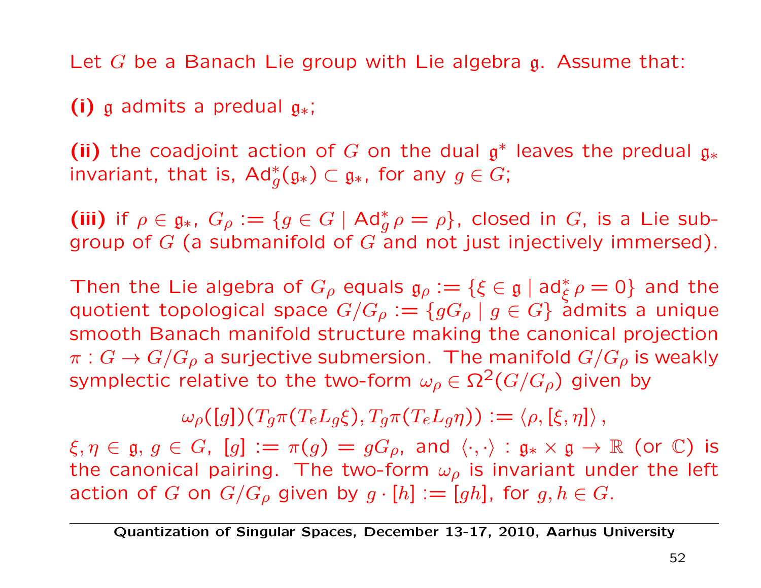Let $G$ be a Banach Lie group with Lie algebra $\mathfrak{g}$. Assume that:

**(i)** $\mathfrak{g}$ admits a predual $\mathfrak{g}_*$;

**(ii)** the coadjoint action of $G$ on the dual $\mathfrak{g}^*$ leaves the predual $\mathfrak{g}_*$ invariant, that is, $\mathrm{Ad}^*_g(\mathfrak{g}_*) \subset \mathfrak{g}_*$, for any $g \in G$;

**(iii)** if $\rho \in \mathfrak{g}_*$, $G_\rho := \{g \in G \mid \mathrm{Ad}^*_g \rho = \rho\}$, closed in $G$, is a Lie subgroup of $G$ (a submanifold of $G$ and not just injectively immersed).

Then the Lie algebra of $G_\rho$ equals $\mathfrak{g}_\rho := \{\xi \in \mathfrak{g} \mid \mathrm{ad}^*_\xi \rho = 0\}$ and the quotient topological space $G/G_\rho := \{gG_\rho \mid g \in G\}$ admits a unique smooth Banach manifold structure making the canonical projection $\pi : G \to G/G_\rho$ a surjective submersion. The manifold $G/G_\rho$ is weakly symplectic relative to the two-form $\omega_\rho \in \Omega^2(G/G_\rho)$ given by

$$\omega_\rho([g])(T_g\pi(T_eL_g\xi), T_g\pi(T_eL_g\eta)) := \langle \rho, [\xi, \eta] \rangle ,$$

$\xi, \eta \in \mathfrak{g}$, $g \in G$, $[g] := \pi(g) = gG_\rho$, and $\langle \cdot, \cdot \rangle : \mathfrak{g}_* \times \mathfrak{g} \to \mathbb{R}$ (or $\mathbb{C}$) is the canonical pairing. The two-form $\omega_\rho$ is invariant under the left action of $G$ on $G/G_\rho$ given by $g \cdot [h] := [gh]$, for $g, h \in G$.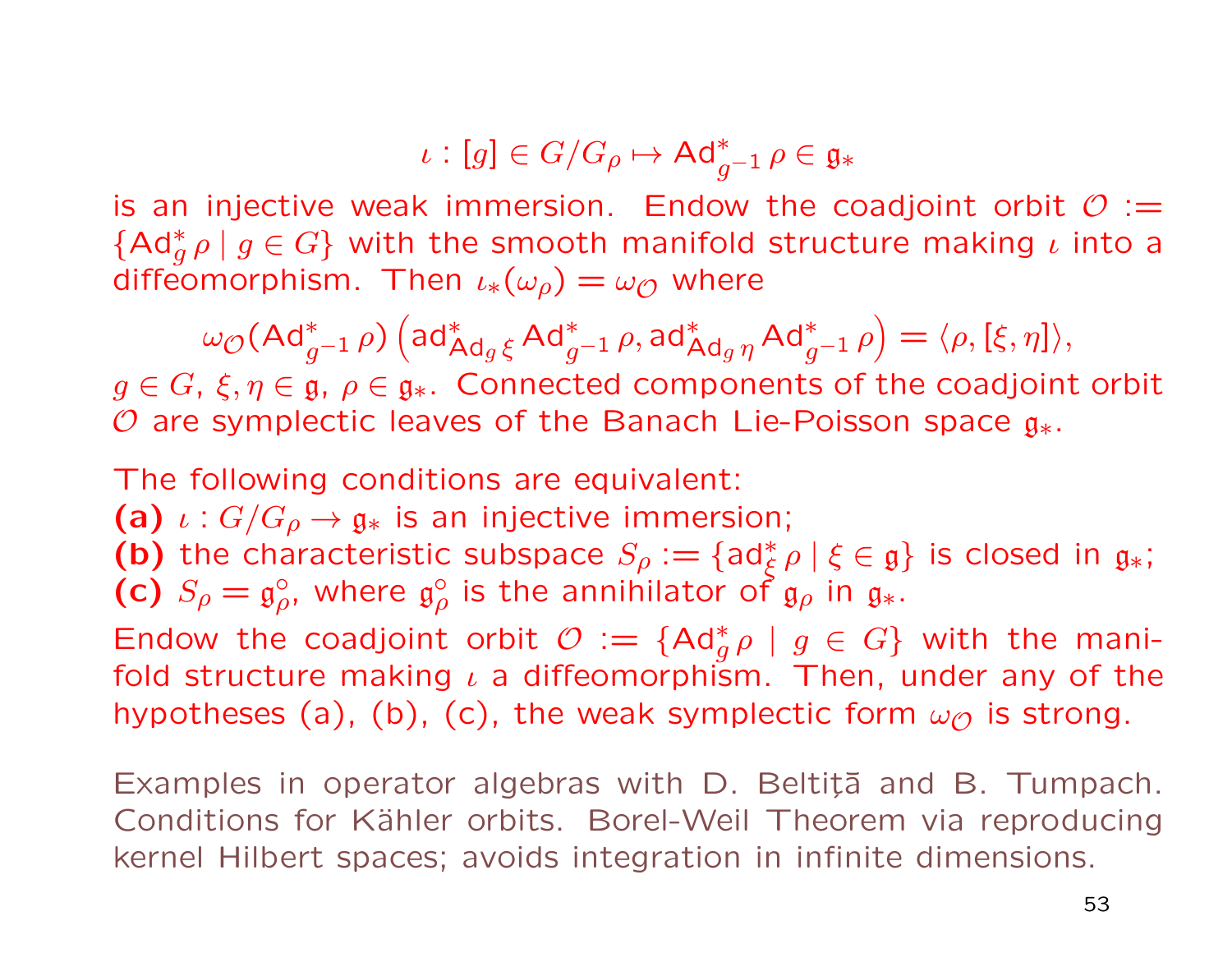$$\iota : [g] \in G/G_\rho \mapsto \mathrm{Ad}^*_{g^{-1}} \rho \in \mathfrak{g}_*$$

is an injective weak immersion. Endow the coadjoint orbit $\mathcal{O} := \{\mathrm{Ad}^*_g \rho \mid g \in G\}$ with the smooth manifold structure making $\iota$ into a diffeomorphism. Then $\iota_*(\omega_\rho) = \omega_{\mathcal{O}}$ where

$$\omega_{\mathcal{O}}(\mathrm{Ad}^*_{g^{-1}} \rho) \left(\mathrm{ad}^*_{\mathrm{Ad}_g \xi} \mathrm{Ad}^*_{g^{-1}} \rho, \mathrm{ad}^*_{\mathrm{Ad}_g \eta} \mathrm{Ad}^*_{g^{-1}} \rho\right) = \langle \rho, [\xi, \eta] \rangle,$$

$g \in G$, $\xi, \eta \in \mathfrak{g}$, $\rho \in \mathfrak{g}_*$. Connected components of the coadjoint orbit $\mathcal{O}$ are symplectic leaves of the Banach Lie-Poisson space $\mathfrak{g}_*$.

The following conditions are equivalent:
**(a)** $\iota : G/G_\rho \to \mathfrak{g}_*$ is an injective immersion;
**(b)** the characteristic subspace $S_\rho := \{\mathrm{ad}^*_\xi \rho \mid \xi \in \mathfrak{g}\}$ is closed in $\mathfrak{g}_*$;
**(c)** $S_\rho = \mathfrak{g}^\circ_\rho$, where $\mathfrak{g}^\circ_\rho$ is the annihilator of $\mathfrak{g}_\rho$ in $\mathfrak{g}_*$.
Endow the coadjoint orbit $\mathcal{O} := \{\mathrm{Ad}^*_g \rho \mid g \in G\}$ with the manifold structure making $\iota$ a diffeomorphism. Then, under any of the hypotheses (a), (b), (c), the weak symplectic form $\omega_{\mathcal{O}}$ is strong.

Examples in operator algebras with D. Beltiţă and B. Tumpach. Conditions for Kähler orbits. Borel-Weil Theorem via reproducing kernel Hilbert spaces; avoids integration in infinite dimensions.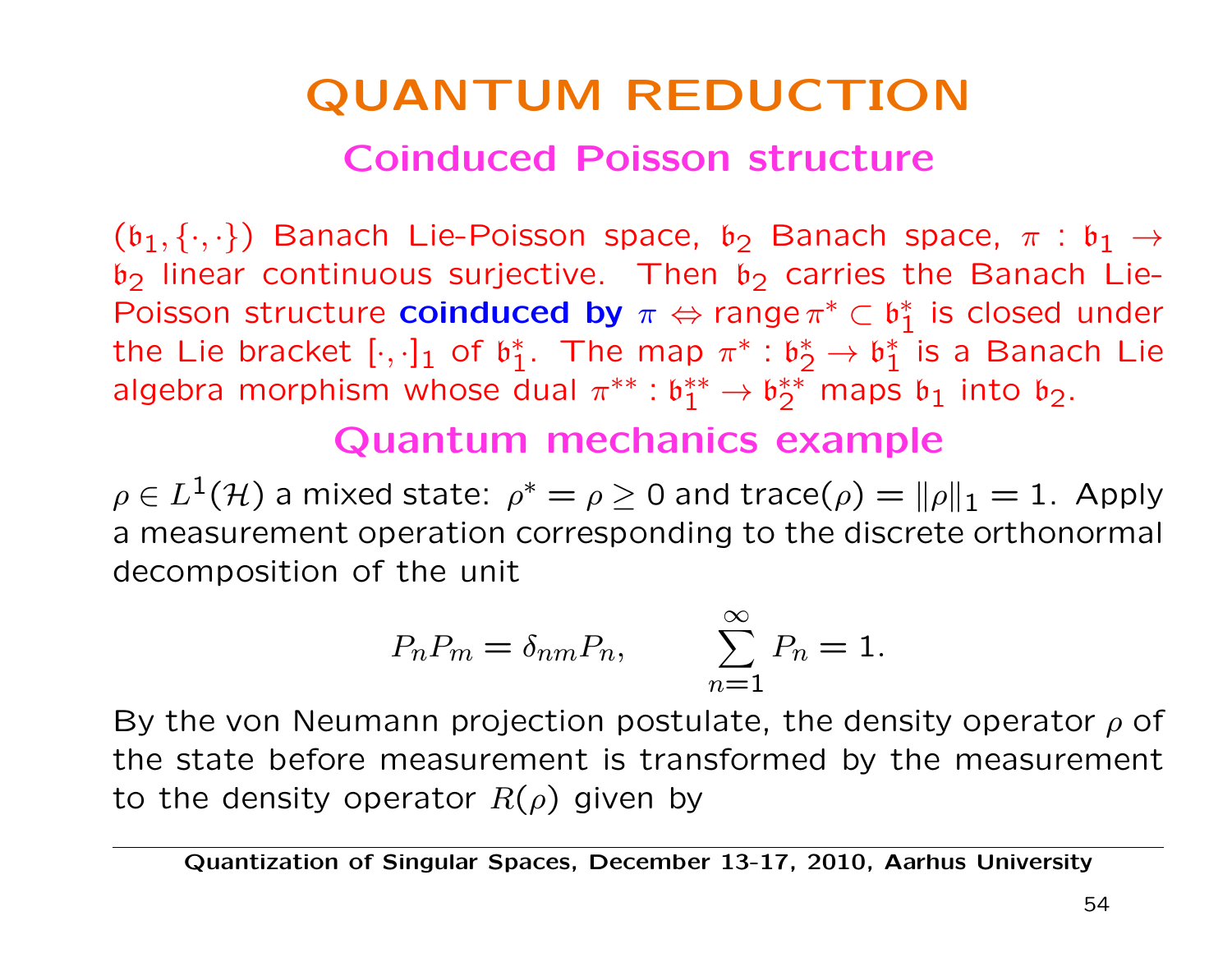# QUANTUM REDUCTION

## Coinduced Poisson structure

$(\mathfrak{b}_1, \{\cdot,\cdot\})$ Banach Lie-Poisson space, $\mathfrak{b}_2$ Banach space, $\pi : \mathfrak{b}_1 \to \mathfrak{b}_2$ linear continuous surjective. Then $\mathfrak{b}_2$ carries the Banach Lie-Poisson structure **coinduced by** $\pi \Leftrightarrow \operatorname{range} \pi^* \subset \mathfrak{b}_1^*$ is closed under the Lie bracket $[\cdot,\cdot]_1$ of $\mathfrak{b}_1^*$. The map $\pi^* : \mathfrak{b}_2^* \to \mathfrak{b}_1^*$ is a Banach Lie algebra morphism whose dual $\pi^{**} : \mathfrak{b}_1^{**} \to \mathfrak{b}_2^{**}$ maps $\mathfrak{b}_1$ into $\mathfrak{b}_2$.

## Quantum mechanics example

$\rho \in L^1(\mathcal{H})$ a mixed state: $\rho^* = \rho \geq 0$ and $\operatorname{trace}(\rho) = \|\rho\|_1 = 1$. Apply a measurement operation corresponding to the discrete orthonormal decomposition of the unit

$$P_n P_m = \delta_{nm} P_n, \qquad \sum_{n=1}^{\infty} P_n = 1.$$

By the von Neumann projection postulate, the density operator $\rho$ of the state before measurement is transformed by the measurement to the density operator $R(\rho)$ given by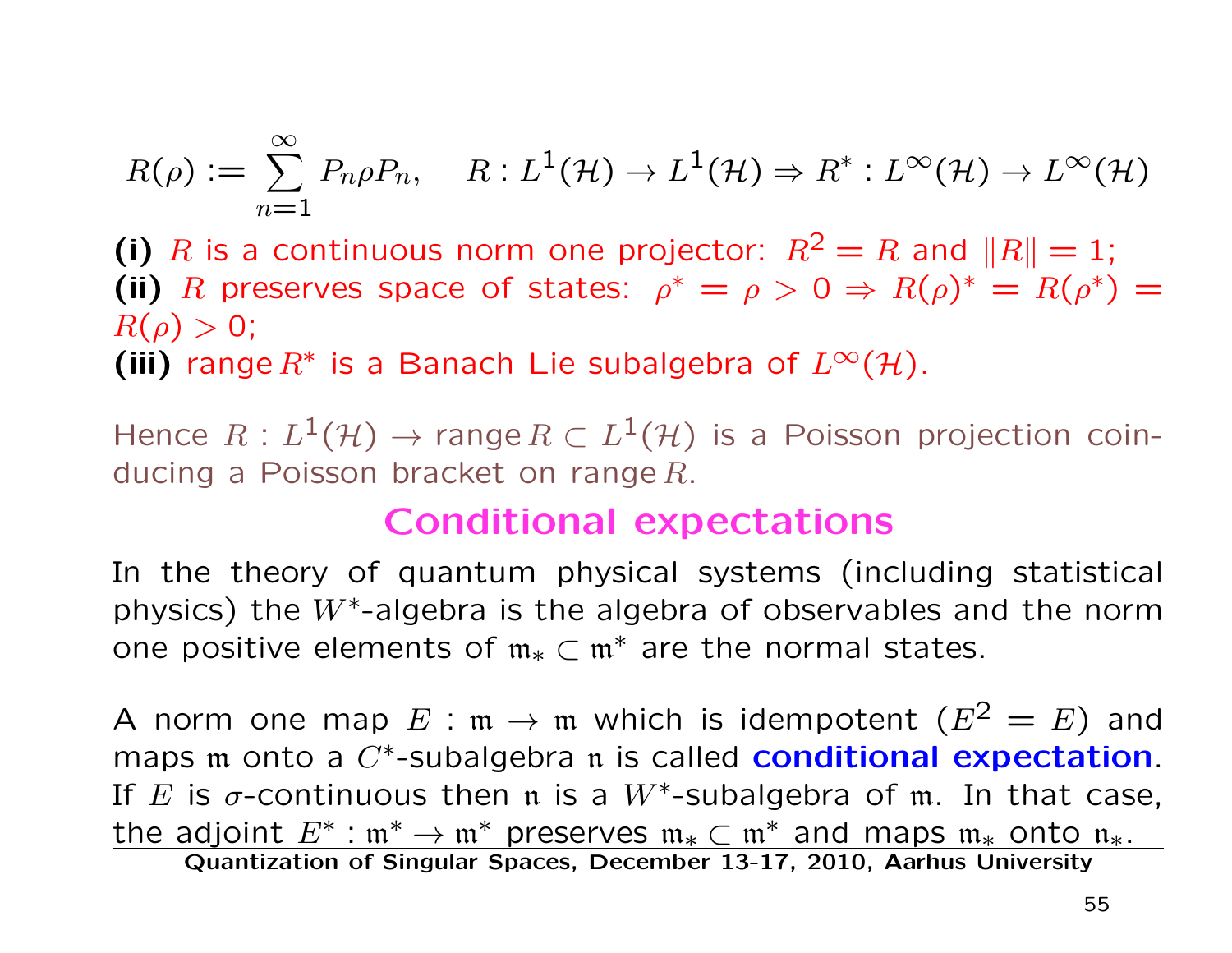$$R(\rho) := \sum_{n=1}^{\infty} P_n \rho P_n, \quad R : L^1(\mathcal{H}) \to L^1(\mathcal{H}) \Rightarrow R^* : L^\infty(\mathcal{H}) \to L^\infty(\mathcal{H})$$

**(i)** $R$ is a continuous norm one projector: $R^2 = R$ and $\|R\| = 1$;
**(ii)** $R$ preserves space of states: $\rho^* = \rho > 0 \Rightarrow R(\rho)^* = R(\rho^*) = R(\rho) > 0$;
**(iii)** range $R^*$ is a Banach Lie subalgebra of $L^\infty(\mathcal{H})$.

Hence $R : L^1(\mathcal{H}) \to \text{range}\, R \subset L^1(\mathcal{H})$ is a Poisson projection coinducing a Poisson bracket on range $R$.

## Conditional expectations

In the theory of quantum physical systems (including statistical physics) the $W^*$-algebra is the algebra of observables and the norm one positive elements of $\mathfrak{m}_* \subset \mathfrak{m}^*$ are the normal states.

A norm one map $E : \mathfrak{m} \to \mathfrak{m}$ which is idempotent ($E^2 = E$) and maps $\mathfrak{m}$ onto a $C^*$-subalgebra $\mathfrak{n}$ is called **conditional expectation**. If $E$ is $\sigma$-continuous then $\mathfrak{n}$ is a $W^*$-subalgebra of $\mathfrak{m}$. In that case, the adjoint $E^* : \mathfrak{m}^* \to \mathfrak{m}^*$ preserves $\mathfrak{m}_* \subset \mathfrak{m}^*$ and maps $\mathfrak{m}_*$ onto $\mathfrak{n}_*$.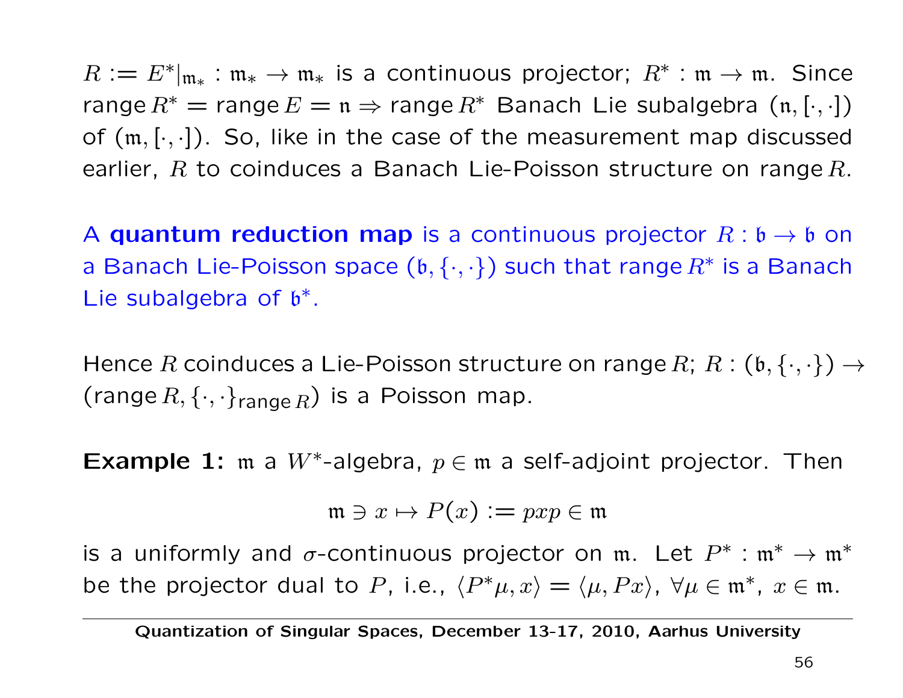$R := E^*|_{\mathfrak{m}_*} : \mathfrak{m}_* \to \mathfrak{m}_*$ is a continuous projector; $R^* : \mathfrak{m} \to \mathfrak{m}$. Since $\operatorname{range} R^* = \operatorname{range} E = \mathfrak{n} \Rightarrow \operatorname{range} R^*$ Banach Lie subalgebra $(\mathfrak{n}, [\cdot,\cdot])$ of $(\mathfrak{m}, [\cdot,\cdot])$. So, like in the case of the measurement map discussed earlier, $R$ to coinduces a Banach Lie-Poisson structure on $\operatorname{range} R$.

A **quantum reduction map** is a continuous projector $R : \mathfrak{b} \to \mathfrak{b}$ on a Banach Lie-Poisson space $(\mathfrak{b}, \{\cdot,\cdot\})$ such that $\operatorname{range} R^*$ is a Banach Lie subalgebra of $\mathfrak{b}^*$.

Hence $R$ coinduces a Lie-Poisson structure on $\operatorname{range} R$; $R : (\mathfrak{b}, \{\cdot,\cdot\}) \to (\operatorname{range} R, \{\cdot,\cdot\}_{\operatorname{range} R})$ is a Poisson map.

**Example 1:** $\mathfrak{m}$ a $W^*$-algebra, $p \in \mathfrak{m}$ a self-adjoint projector. Then

$$\mathfrak{m} \ni x \mapsto P(x) := pxp \in \mathfrak{m}$$

is a uniformly and $\sigma$-continuous projector on $\mathfrak{m}$. Let $P^* : \mathfrak{m}^* \to \mathfrak{m}^*$ be the projector dual to $P$, i.e., $\langle P^*\mu, x\rangle = \langle \mu, Px\rangle$, $\forall \mu \in \mathfrak{m}^*$, $x \in \mathfrak{m}$.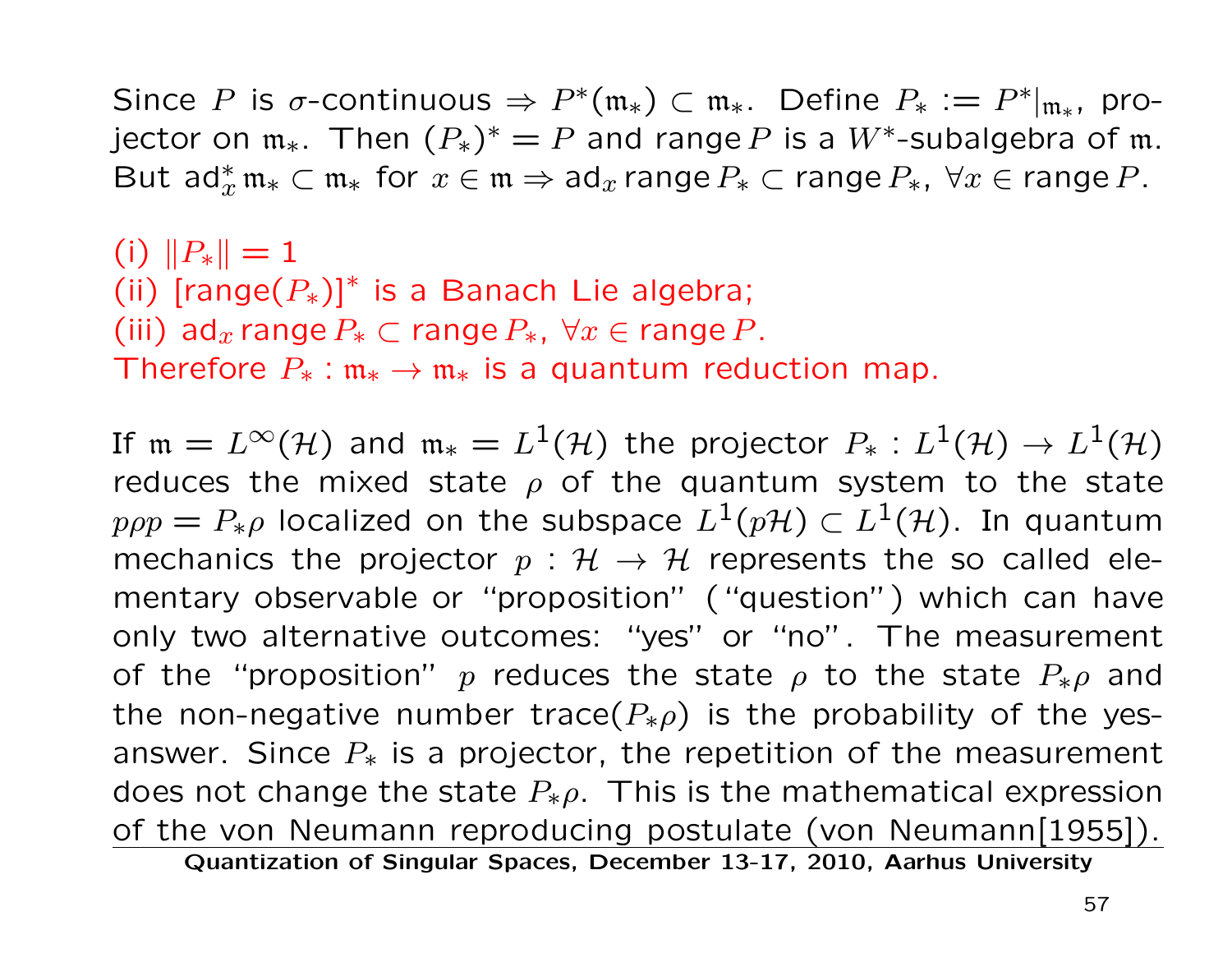Since $P$ is $\sigma$-continuous $\Rightarrow P^*(\mathfrak{m}_*) \subset \mathfrak{m}_*$. Define $P_* := P^*|_{\mathfrak{m}_*}$, projector on $\mathfrak{m}_*$. Then $(P_*)^* = P$ and range $P$ is a $W^*$-subalgebra of $\mathfrak{m}$. But $\mathrm{ad}_x^* \mathfrak{m}_* \subset \mathfrak{m}_*$ for $x \in \mathfrak{m} \Rightarrow \mathrm{ad}_x \operatorname{range} P_* \subset \operatorname{range} P_*$, $\forall x \in \operatorname{range} P$.

(i) $\|P_*\| = 1$
(ii) $[\operatorname{range}(P_*)]^*$ is a Banach Lie algebra;
(iii) $\mathrm{ad}_x \operatorname{range} P_* \subset \operatorname{range} P_*$, $\forall x \in \operatorname{range} P$.
Therefore $P_* : \mathfrak{m}_* \to \mathfrak{m}_*$ is a quantum reduction map.

If $\mathfrak{m} = L^\infty(\mathcal{H})$ and $\mathfrak{m}_* = L^1(\mathcal{H})$ the projector $P_* : L^1(\mathcal{H}) \to L^1(\mathcal{H})$ reduces the mixed state $\rho$ of the quantum system to the state $p\rho p = P_*\rho$ localized on the subspace $L^1(p\mathcal{H}) \subset L^1(\mathcal{H})$. In quantum mechanics the projector $p : \mathcal{H} \to \mathcal{H}$ represents the so called elementary observable or "proposition" ("question") which can have only two alternative outcomes: "yes" or "no". The measurement of the "proposition" $p$ reduces the state $\rho$ to the state $P_*\rho$ and the non-negative number $\operatorname{trace}(P_*\rho)$ is the probability of the yes-answer. Since $P_*$ is a projector, the repetition of the measurement does not change the state $P_*\rho$. This is the mathematical expression of the von Neumann reproducing postulate (von Neumann[1955]).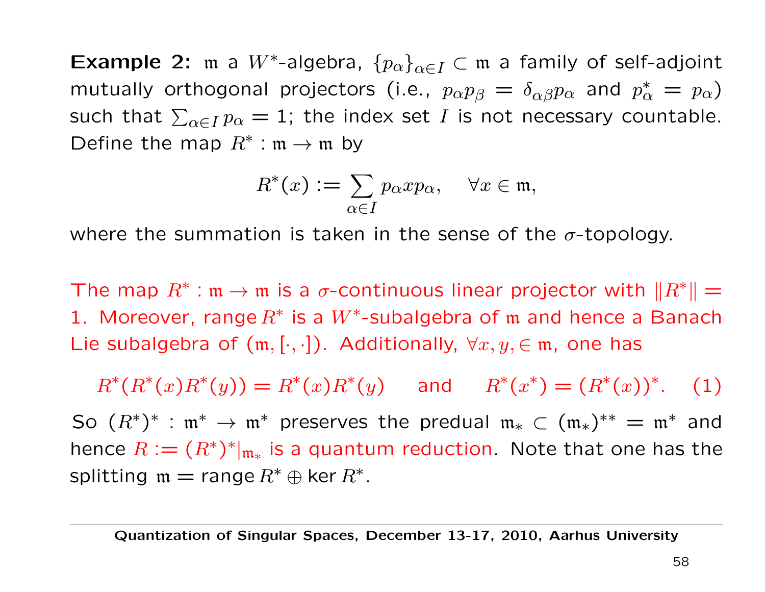**Example 2:** $\mathfrak{m}$ a $W^*$-algebra, $\{p_\alpha\}_{\alpha \in I} \subset \mathfrak{m}$ a family of self-adjoint mutually orthogonal projectors (i.e., $p_\alpha p_\beta = \delta_{\alpha\beta} p_\alpha$ and $p_\alpha^* = p_\alpha$) such that $\sum_{\alpha \in I} p_\alpha = 1$; the index set $I$ is not necessary countable. Define the map $R^* : \mathfrak{m} \to \mathfrak{m}$ by

$$R^*(x) := \sum_{\alpha \in I} p_\alpha x p_\alpha, \quad \forall x \in \mathfrak{m},$$

where the summation is taken in the sense of the $\sigma$-topology.

The map $R^* : \mathfrak{m} \to \mathfrak{m}$ is a $\sigma$-continuous linear projector with $\|R^*\| = 1$. Moreover, range $R^*$ is a $W^*$-subalgebra of $\mathfrak{m}$ and hence a Banach Lie subalgebra of $(\mathfrak{m}, [\cdot, \cdot])$. Additionally, $\forall x, y, \in \mathfrak{m}$, one has

$$R^*(R^*(x) R^*(y)) = R^*(x) R^*(y) \quad \text{and} \quad R^*(x^*) = (R^*(x))^*. \quad (1)$$

So $(R^*)^* : \mathfrak{m}^* \to \mathfrak{m}^*$ preserves the predual $\mathfrak{m}_* \subset (\mathfrak{m}_*)^{**} = \mathfrak{m}^*$ and hence $R := (R^*)^*|_{\mathfrak{m}_*}$ is a quantum reduction. Note that one has the splitting $\mathfrak{m} = \text{range}\, R^* \oplus \ker R^*$.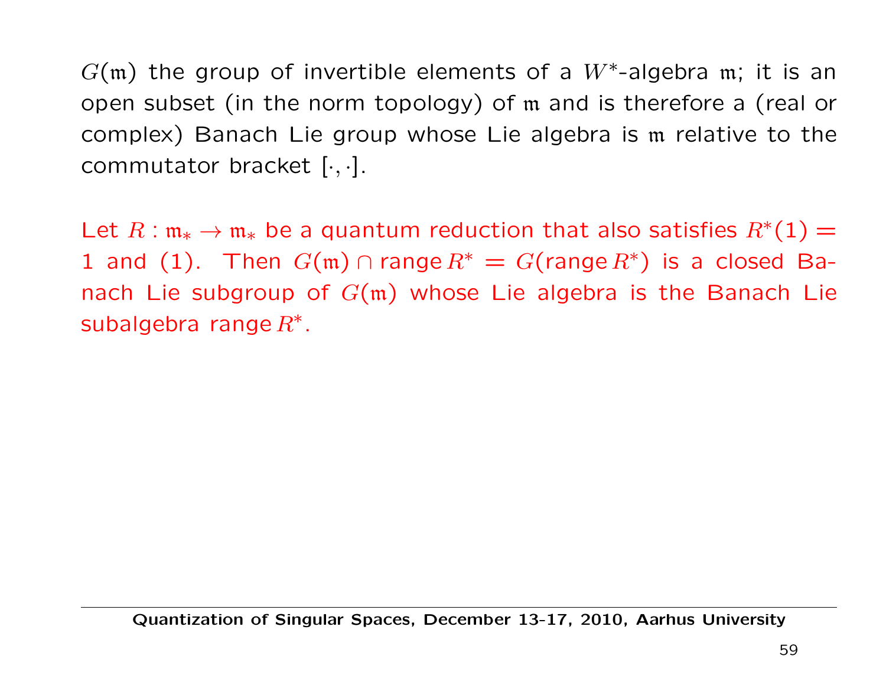$G(\mathfrak{m})$ the group of invertible elements of a $W^*$-algebra $\mathfrak{m}$; it is an open subset (in the norm topology) of $\mathfrak{m}$ and is therefore a (real or complex) Banach Lie group whose Lie algebra is $\mathfrak{m}$ relative to the commutator bracket $[\cdot, \cdot]$.

Let $R : \mathfrak{m}_* \to \mathfrak{m}_*$ be a quantum reduction that also satisfies $R^*(1) = 1$ and (1). Then $G(\mathfrak{m}) \cap \operatorname{range} R^* = G(\operatorname{range} R^*)$ is a closed Banach Lie subgroup of $G(\mathfrak{m})$ whose Lie algebra is the Banach Lie subalgebra $\operatorname{range} R^*$.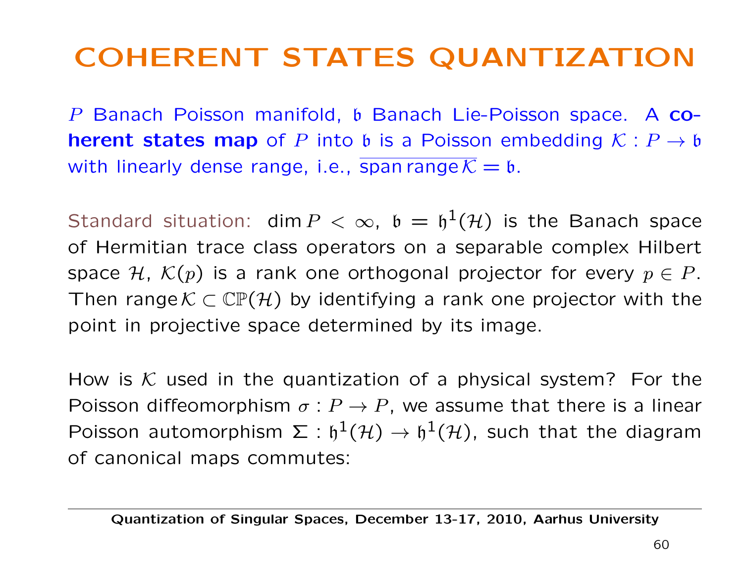# COHERENT STATES QUANTIZATION

$P$ Banach Poisson manifold, $\mathfrak{b}$ Banach Lie-Poisson space. A **coherent states map** of $P$ into $\mathfrak{b}$ is a Poisson embedding $\mathcal{K} : P \to \mathfrak{b}$ with linearly dense range, i.e., $\overline{\text{span range}\,\mathcal{K}} = \mathfrak{b}$.

Standard situation: $\dim P < \infty$, $\mathfrak{b} = \mathfrak{h}^1(\mathcal{H})$ is the Banach space of Hermitian trace class operators on a separable complex Hilbert space $\mathcal{H}$, $\mathcal{K}(p)$ is a rank one orthogonal projector for every $p \in P$. Then range $\mathcal{K} \subset \mathbb{CP}(\mathcal{H})$ by identifying a rank one projector with the point in projective space determined by its image.

How is $\mathcal{K}$ used in the quantization of a physical system? For the Poisson diffeomorphism $\sigma : P \to P$, we assume that there is a linear Poisson automorphism $\Sigma : \mathfrak{h}^1(\mathcal{H}) \to \mathfrak{h}^1(\mathcal{H})$, such that the diagram of canonical maps commutes: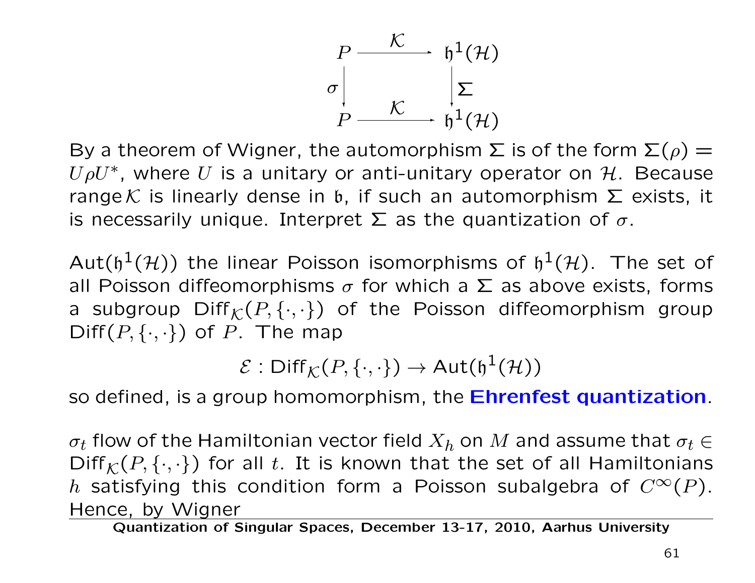$$\begin{array}{ccc} P & \xrightarrow{\mathcal{K}} & \mathfrak{h}^1(\mathcal{H}) \\ \sigma \big\downarrow & & \big\downarrow \Sigma \\ P & \xrightarrow{\mathcal{K}} & \mathfrak{h}^1(\mathcal{H}) \end{array}$$

By a theorem of Wigner, the automorphism $\Sigma$ is of the form $\Sigma(\rho) = U\rho U^*$, where $U$ is a unitary or anti-unitary operator on $\mathcal{H}$. Because range $\mathcal{K}$ is linearly dense in $\mathfrak{b}$, if such an automorphism $\Sigma$ exists, it is necessarily unique. Interpret $\Sigma$ as the quantization of $\sigma$.

$\mathsf{Aut}(\mathfrak{h}^1(\mathcal{H}))$ the linear Poisson isomorphisms of $\mathfrak{h}^1(\mathcal{H})$. The set of all Poisson diffeomorphisms $\sigma$ for which a $\Sigma$ as above exists, forms a subgroup $\mathsf{Diff}_{\mathcal{K}}(P, \{\cdot,\cdot\})$ of the Poisson diffeomorphism group $\mathsf{Diff}(P, \{\cdot,\cdot\})$ of $P$. The map

$$\mathcal{E} : \mathsf{Diff}_{\mathcal{K}}(P, \{\cdot,\cdot\}) \to \mathsf{Aut}(\mathfrak{h}^1(\mathcal{H}))$$

so defined, is a group homomorphism, the **Ehrenfest quantization**.

$\sigma_t$ flow of the Hamiltonian vector field $X_h$ on $M$ and assume that $\sigma_t \in \mathsf{Diff}_{\mathcal{K}}(P, \{\cdot,\cdot\})$ for all $t$. It is known that the set of all Hamiltonians $h$ satisfying this condition form a Poisson subalgebra of $C^\infty(P)$. Hence, by Wigner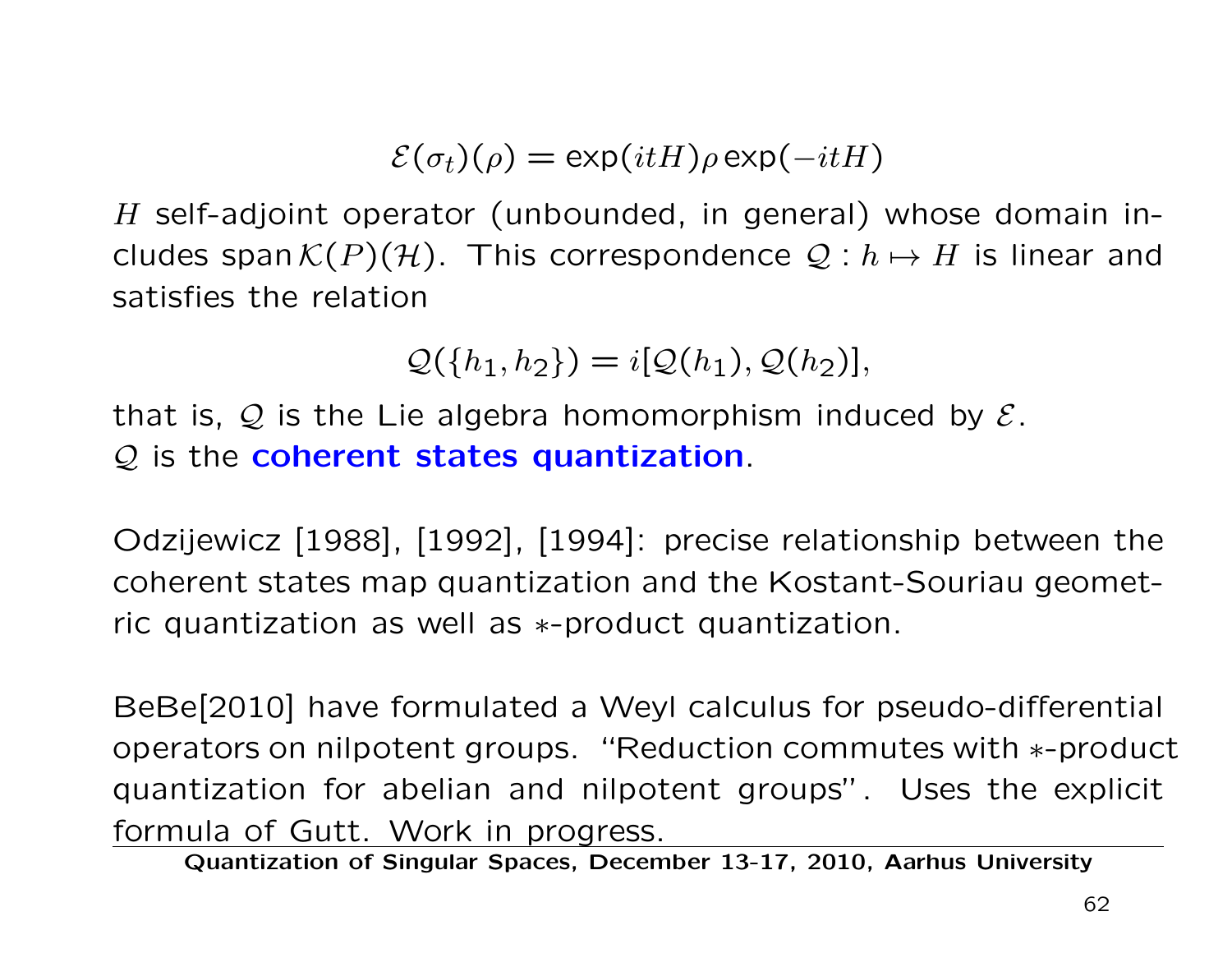$$\mathcal{E}(\sigma_t)(\rho) = \exp(itH)\rho\exp(-itH)$$

$H$ self-adjoint operator (unbounded, in general) whose domain includes span $\mathcal{K}(P)(\mathcal{H})$. This correspondence $\mathcal{Q} : h \mapsto H$ is linear and satisfies the relation

$$\mathcal{Q}(\{h_1, h_2\}) = i[\mathcal{Q}(h_1), \mathcal{Q}(h_2)],$$

that is, $\mathcal{Q}$ is the Lie algebra homomorphism induced by $\mathcal{E}$.
$\mathcal{Q}$ is the **coherent states quantization**.

Odzijewicz [1988], [1992], [1994]: precise relationship between the coherent states map quantization and the Kostant-Souriau geometric quantization as well as $*$-product quantization.

BeBe[2010] have formulated a Weyl calculus for pseudo-differential operators on nilpotent groups. "Reduction commutes with $*$-product quantization for abelian and nilpotent groups". Uses the explicit formula of Gutt. Work in progress.